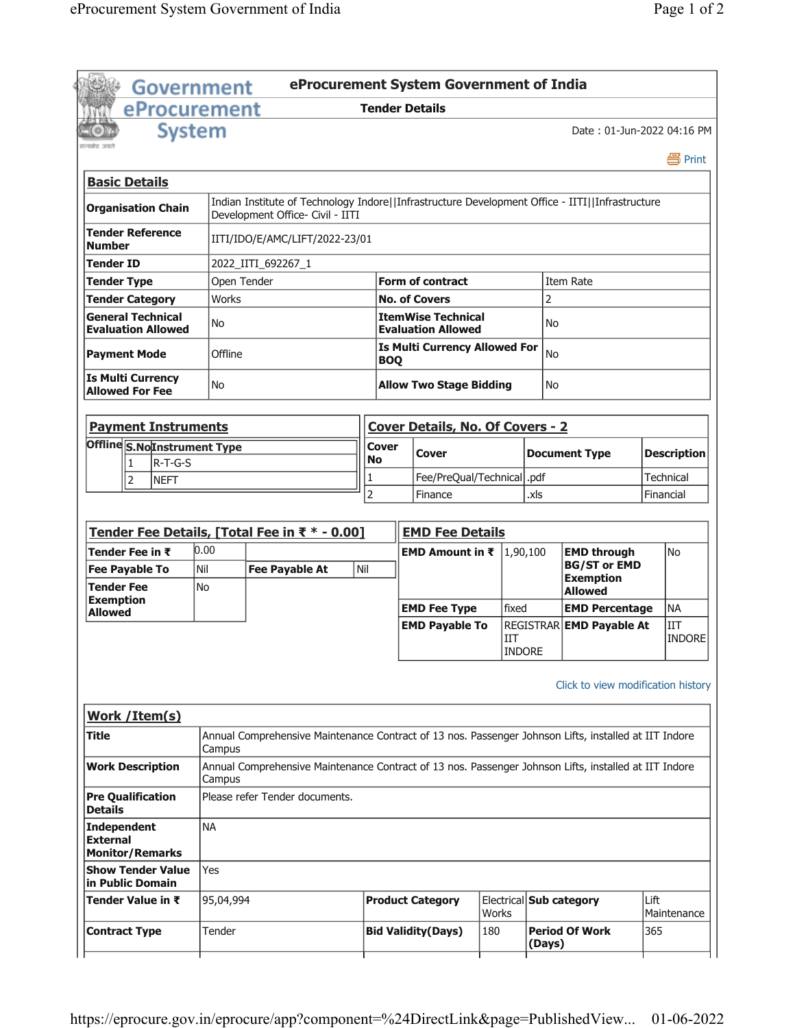# eProcurement System Government of India

## Tender Details

Date : 01-Jun-2022 04:16 PM

Print

### Basic Details

| | | | |
|---|---|---|---|
| **Organisation Chain** | Indian Institute of Technology Indore\|\|Infrastructure Development Office - IITI\|\|Infrastructure Development Office- Civil - IITI | | |
| **Tender Reference Number** | IITI/IDO/E/AMC/LIFT/2022-23/01 | | |
| **Tender ID** | 2022_IITI_692267_1 | | |
| **Tender Type** | Open Tender | **Form of contract** | Item Rate |
| **Tender Category** | Works | **No. of Covers** | 2 |
| **General Technical Evaluation Allowed** | No | **ItemWise Technical Evaluation Allowed** | No |
| **Payment Mode** | Offline | **Is Multi Currency Allowed For BOQ** | No |
| **Is Multi Currency Allowed For Fee** | No | **Allow Two Stage Bidding** | No |

### Payment Instruments

**Offline**

| S.No | Instrument Type |
|---|---|
| 1 | R-T-G-S |
| 2 | NEFT |

### Cover Details, No. Of Covers - 2

| Cover No | Cover | Document Type | Description |
|---|---|---|---|
| 1 | Fee/PreQual/Technical | .pdf | Technical |
| 2 | Finance | .xls | Financial |

### Tender Fee Details, [Total Fee in ₹ * - 0.00]

| | | | |
|---|---|---|---|
| **Tender Fee in ₹** | 0.00 | | |
| **Fee Payable To** | Nil | **Fee Payable At** | Nil |
| **Tender Fee Exemption Allowed** | No | | |

### EMD Fee Details

| | | | |
|---|---|---|---|
| **EMD Amount in ₹** | 1,90,100 | **EMD through BG/ST or EMD Exemption Allowed** | No |
| **EMD Fee Type** | fixed | **EMD Percentage** | NA |
| **EMD Payable To** | REGISTRAR IIT INDORE | **EMD Payable At** | IIT INDORE |

Click to view modification history

### Work /Item(s)

| | | | | | |
|---|---|---|---|---|---|
| **Title** | Annual Comprehensive Maintenance Contract of 13 nos. Passenger Johnson Lifts, installed at IIT Indore Campus | | | | |
| **Work Description** | Annual Comprehensive Maintenance Contract of 13 nos. Passenger Johnson Lifts, installed at IIT Indore Campus | | | | |
| **Pre Qualification Details** | Please refer Tender documents. | | | | |
| **Independent External Monitor/Remarks** | NA | | | | |
| **Show Tender Value in Public Domain** | Yes | | | | |
| **Tender Value in ₹** | 95,04,994 | **Product Category** | Electrical Works | **Sub category** | Lift Maintenance |
| **Contract Type** | Tender | **Bid Validity(Days)** | 180 | **Period Of Work (Days)** | 365 |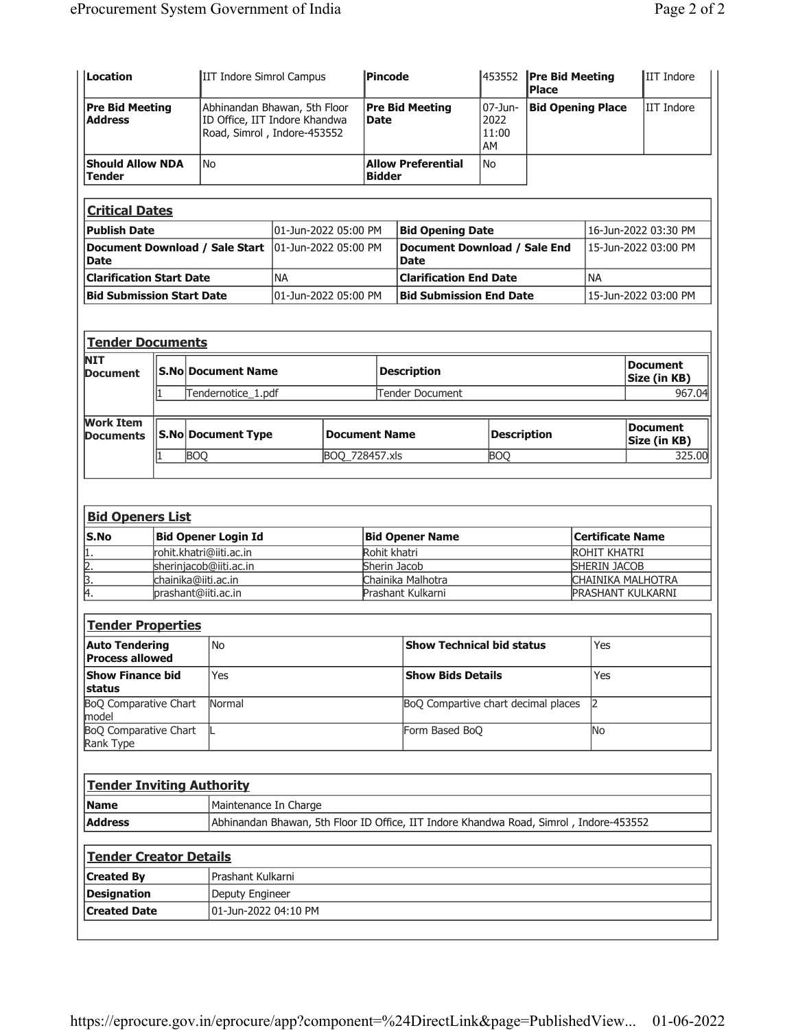| Location | IIT Indore Simrol Campus | Pincode | 453552 | Pre Bid Meeting Place | IIT Indore |
|---|---|---|---|---|---|
| Pre Bid Meeting Address | Abhinandan Bhawan, 5th Floor ID Office, IIT Indore Khandwa Road, Simrol , Indore-453552 | Pre Bid Meeting Date | 07-Jun-2022 11:00 AM | Bid Opening Place | IIT Indore |
| Should Allow NDA Tender | No | Allow Preferential Bidder | No | | |

## Critical Dates

| | | | |
|---|---|---|---|
| Publish Date | 01-Jun-2022 05:00 PM | Bid Opening Date | 16-Jun-2022 03:30 PM |
| Document Download / Sale Start Date | 01-Jun-2022 05:00 PM | Document Download / Sale End Date | 15-Jun-2022 03:00 PM |
| Clarification Start Date | NA | Clarification End Date | NA |
| Bid Submission Start Date | 01-Jun-2022 05:00 PM | Bid Submission End Date | 15-Jun-2022 03:00 PM |

## Tender Documents

**NIT Document**

| S.No | Document Name | Description | Document Size (in KB) |
|---|---|---|---|
| 1 | Tendernotice_1.pdf | Tender Document | 967.04 |

**Work Item Documents**

| S.No | Document Type | Document Name | Description | Document Size (in KB) |
|---|---|---|---|---|
| 1 | BOQ | BOQ_728457.xls | BOQ | 325.00 |

## Bid Openers List

| S.No | Bid Opener Login Id | Bid Opener Name | Certificate Name |
|---|---|---|---|
| 1. | rohit.khatri@iiti.ac.in | Rohit khatri | ROHIT KHATRI |
| 2. | sherinjacob@iiti.ac.in | Sherin Jacob | SHERIN JACOB |
| 3. | chainika@iiti.ac.in | Chainika Malhotra | CHAINIKA MALHOTRA |
| 4. | prashant@iiti.ac.in | Prashant Kulkarni | PRASHANT KULKARNI |

## Tender Properties

| | | | |
|---|---|---|---|
| Auto Tendering Process allowed | No | Show Technical bid status | Yes |
| Show Finance bid status | Yes | Show Bids Details | Yes |
| BoQ Comparative Chart model | Normal | BoQ Compartive chart decimal places | 2 |
| BoQ Comparative Chart Rank Type | L | Form Based BoQ | No |

## Tender Inviting Authority

| | |
|---|---|
| Name | Maintenance In Charge |
| Address | Abhinandan Bhawan, 5th Floor ID Office, IIT Indore Khandwa Road, Simrol , Indore-453552 |

## Tender Creator Details

| | |
|---|---|
| Created By | Prashant Kulkarni |
| Designation | Deputy Engineer |
| Created Date | 01-Jun-2022 04:10 PM |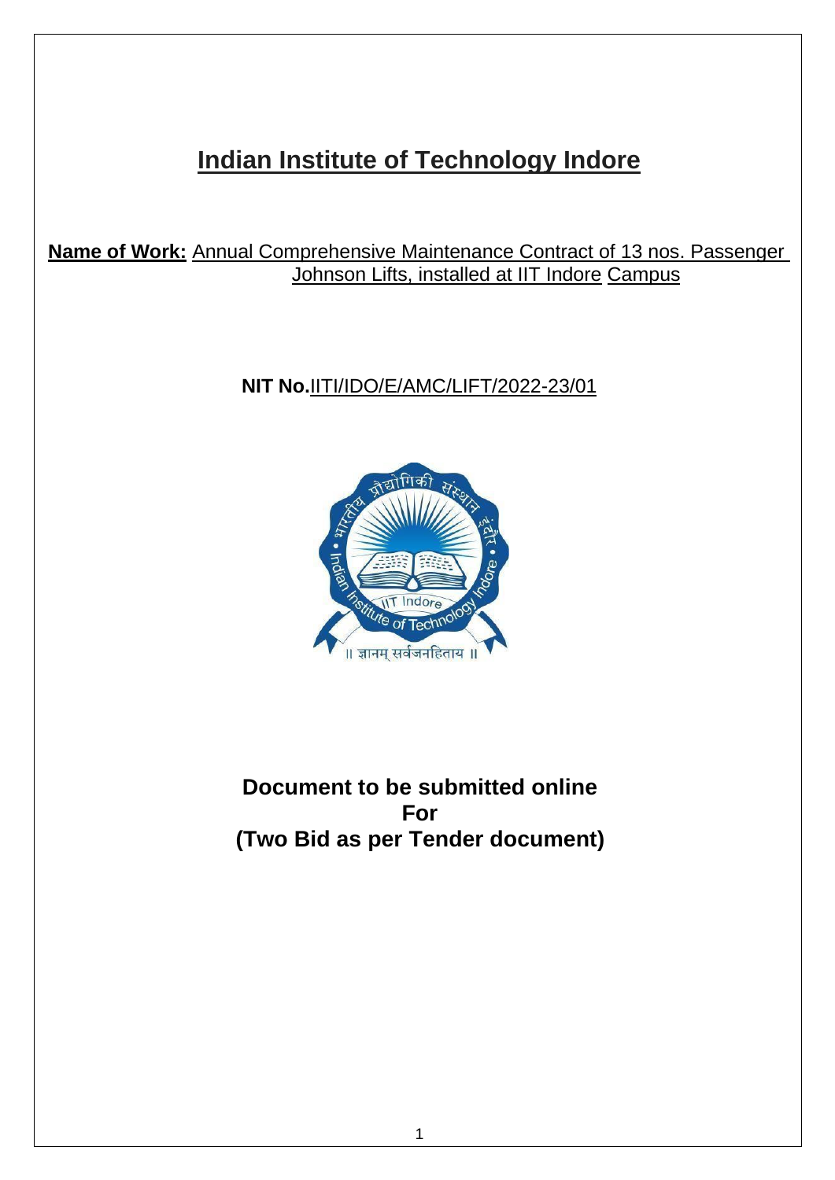# Indian Institute of Technology Indore

**Name of Work:** Annual Comprehensive Maintenance Contract of 13 nos. Passenger Johnson Lifts, installed at IIT Indore Campus

**NIT No.**IITI/IDO/E/AMC/LIFT/2022-23/01

**Document to be submitted online**
**For**
**(Two Bid as per Tender document)**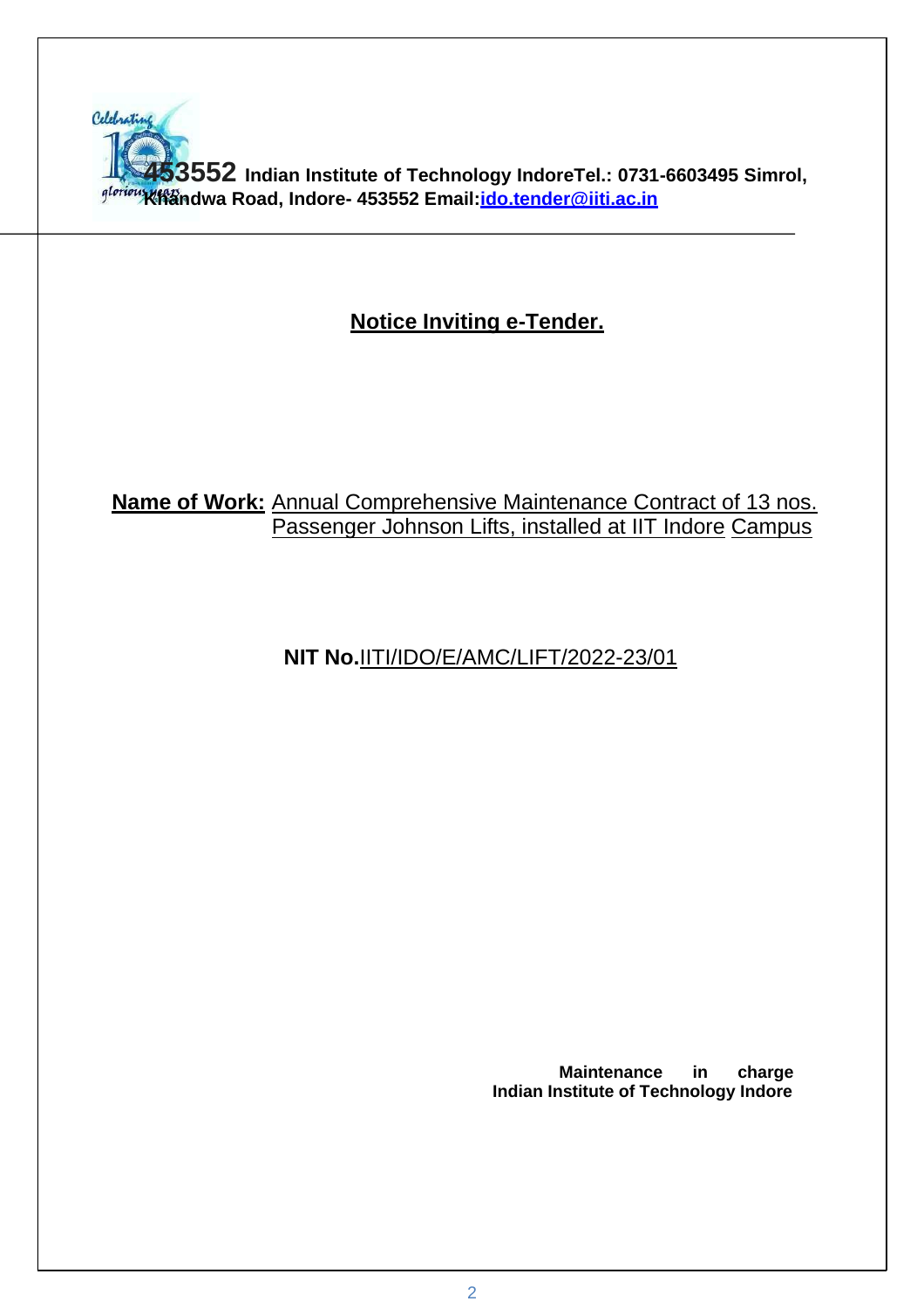**453552 Indian Institute of Technology IndoreTel.: 0731-6603495 Simrol, Khandwa Road, Indore- 453552 Email:ido.tender@iiti.ac.in**

# Notice Inviting e-Tender.

**Name of Work:** Annual Comprehensive Maintenance Contract of 13 nos. Passenger Johnson Lifts, installed at IIT Indore Campus

**NIT No.**IITI/IDO/E/AMC/LIFT/2022-23/01

**Maintenance in charge**
**Indian Institute of Technology Indore**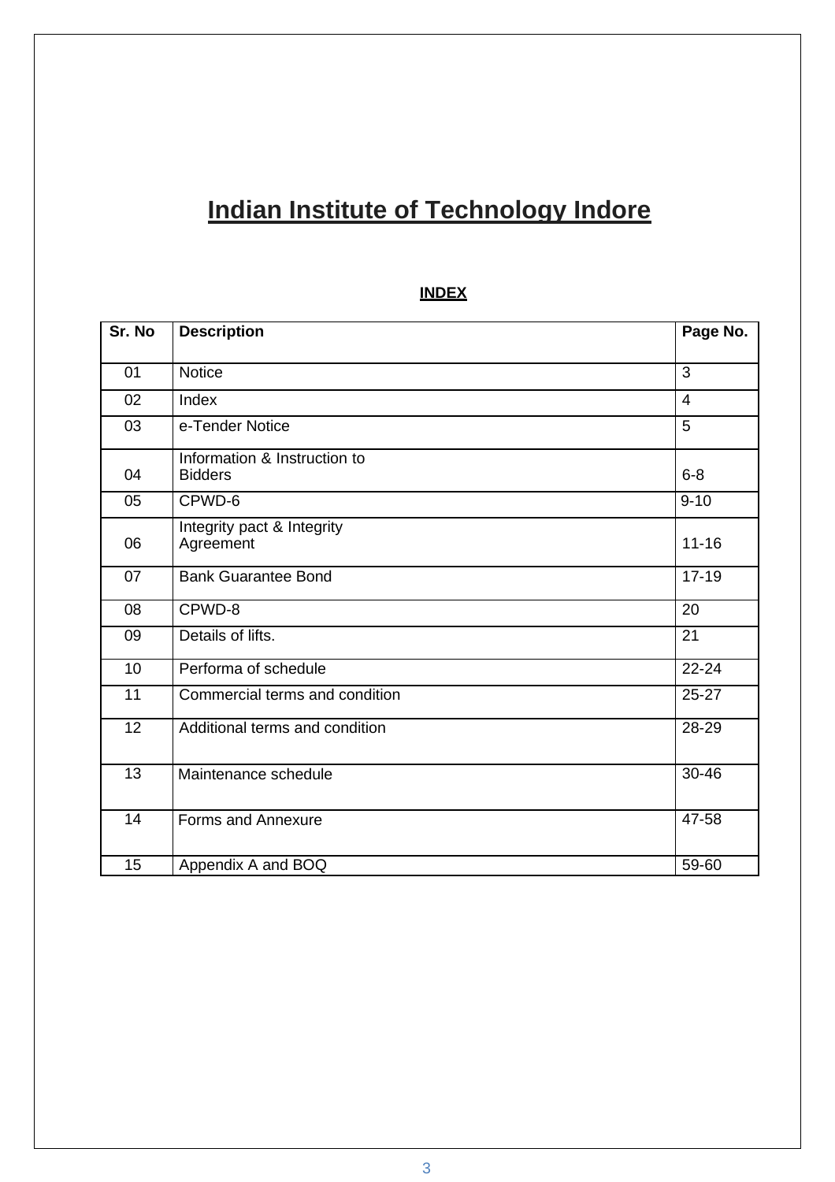# Indian Institute of Technology Indore

## INDEX

| Sr. No | Description | Page No. |
|---|---|---|
| 01 | Notice | 3 |
| 02 | Index | 4 |
| 03 | e-Tender Notice | 5 |
| 04 | Information & Instruction to Bidders | 6-8 |
| 05 | CPWD-6 | 9-10 |
| 06 | Integrity pact & Integrity Agreement | 11-16 |
| 07 | Bank Guarantee Bond | 17-19 |
| 08 | CPWD-8 | 20 |
| 09 | Details of lifts. | 21 |
| 10 | Performa of schedule | 22-24 |
| 11 | Commercial terms and condition | 25-27 |
| 12 | Additional terms and condition | 28-29 |
| 13 | Maintenance schedule | 30-46 |
| 14 | Forms and Annexure | 47-58 |
| 15 | Appendix A and BOQ | 59-60 |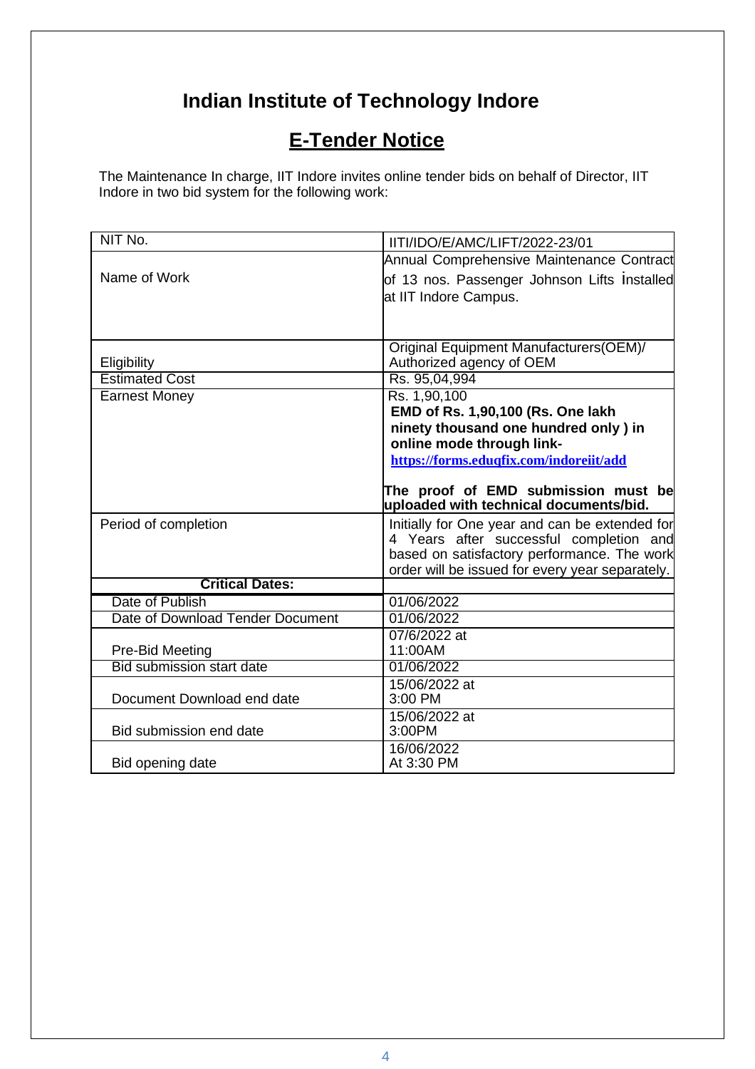# Indian Institute of Technology Indore

## E-Tender Notice

The Maintenance In charge, IIT Indore invites online tender bids on behalf of Director, IIT Indore in two bid system for the following work:

| NIT No. | IITI/IDO/E/AMC/LIFT/2022-23/01 |
|---|---|
| Name of Work | Annual Comprehensive Maintenance Contract of 13 nos. Passenger Johnson Lifts installed at IIT Indore Campus. |
| Eligibility | Original Equipment Manufacturers(OEM)/ Authorized agency of OEM |
| Estimated Cost | Rs. 95,04,994 |
| Earnest Money | Rs. 1,90,100 **EMD of Rs. 1,90,100 (Rs. One lakh ninety thousand one hundred only ) in online mode through link- https://forms.eduqfix.com/indoreiit/add** **The proof of EMD submission must be uploaded with technical documents/bid.** |
| Period of completion | Initially for One year and can be extended for 4 Years after successful completion and based on satisfactory performance. The work order will be issued for every year separately. |
| **Critical Dates:** | |
| Date of Publish | 01/06/2022 |
| Date of Download Tender Document | 01/06/2022 |
| Pre-Bid Meeting | 07/6/2022 at 11:00AM |
| Bid submission start date | 01/06/2022 |
| Document Download end date | 15/06/2022 at 3:00 PM |
| Bid submission end date | 15/06/2022 at 3:00PM |
| Bid opening date | 16/06/2022 At 3:30 PM |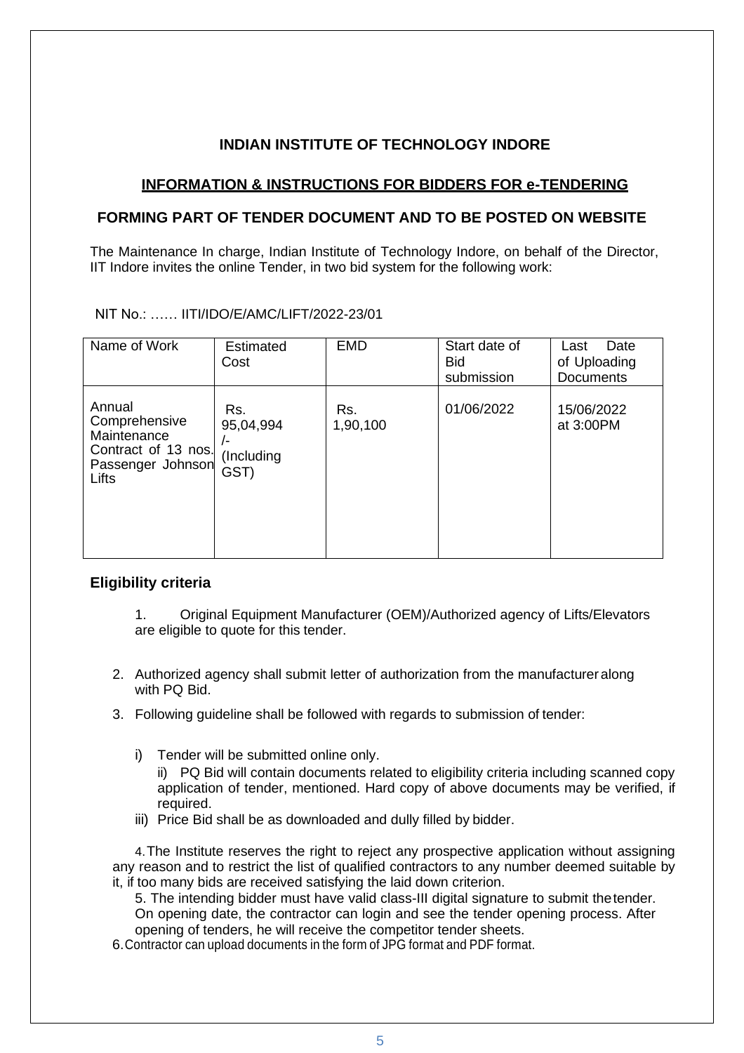**INDIAN INSTITUTE OF TECHNOLOGY INDORE**

**INFORMATION & INSTRUCTIONS FOR BIDDERS FOR e-TENDERING**

**FORMING PART OF TENDER DOCUMENT AND TO BE POSTED ON WEBSITE**

The Maintenance In charge, Indian Institute of Technology Indore, on behalf of the Director, IIT Indore invites the online Tender, in two bid system for the following work:

NIT No.: …… IITI/IDO/E/AMC/LIFT/2022-23/01

| Name of Work | Estimated Cost | EMD | Start date of Bid submission | Last Date of Uploading Documents |
|---|---|---|---|---|
| Annual Comprehensive Maintenance Contract of 13 nos. Passenger Johnson Lifts | Rs. 95,04,994 /- (Including GST) | Rs. 1,90,100 | 01/06/2022 | 15/06/2022 at 3:00PM |

## Eligibility criteria

1. Original Equipment Manufacturer (OEM)/Authorized agency of Lifts/Elevators are eligible to quote for this tender.

2. Authorized agency shall submit letter of authorization from the manufacturer along with PQ Bid.

3. Following guideline shall be followed with regards to submission of tender:

   i) Tender will be submitted online only.

   ii) PQ Bid will contain documents related to eligibility criteria including scanned copy application of tender, mentioned. Hard copy of above documents may be verified, if required.

   iii) Price Bid shall be as downloaded and dully filled by bidder.

4. The Institute reserves the right to reject any prospective application without assigning any reason and to restrict the list of qualified contractors to any number deemed suitable by it, if too many bids are received satisfying the laid down criterion.

5. The intending bidder must have valid class-III digital signature to submit the tender. On opening date, the contractor can login and see the tender opening process. After opening of tenders, he will receive the competitor tender sheets.

6. Contractor can upload documents in the form of JPG format and PDF format.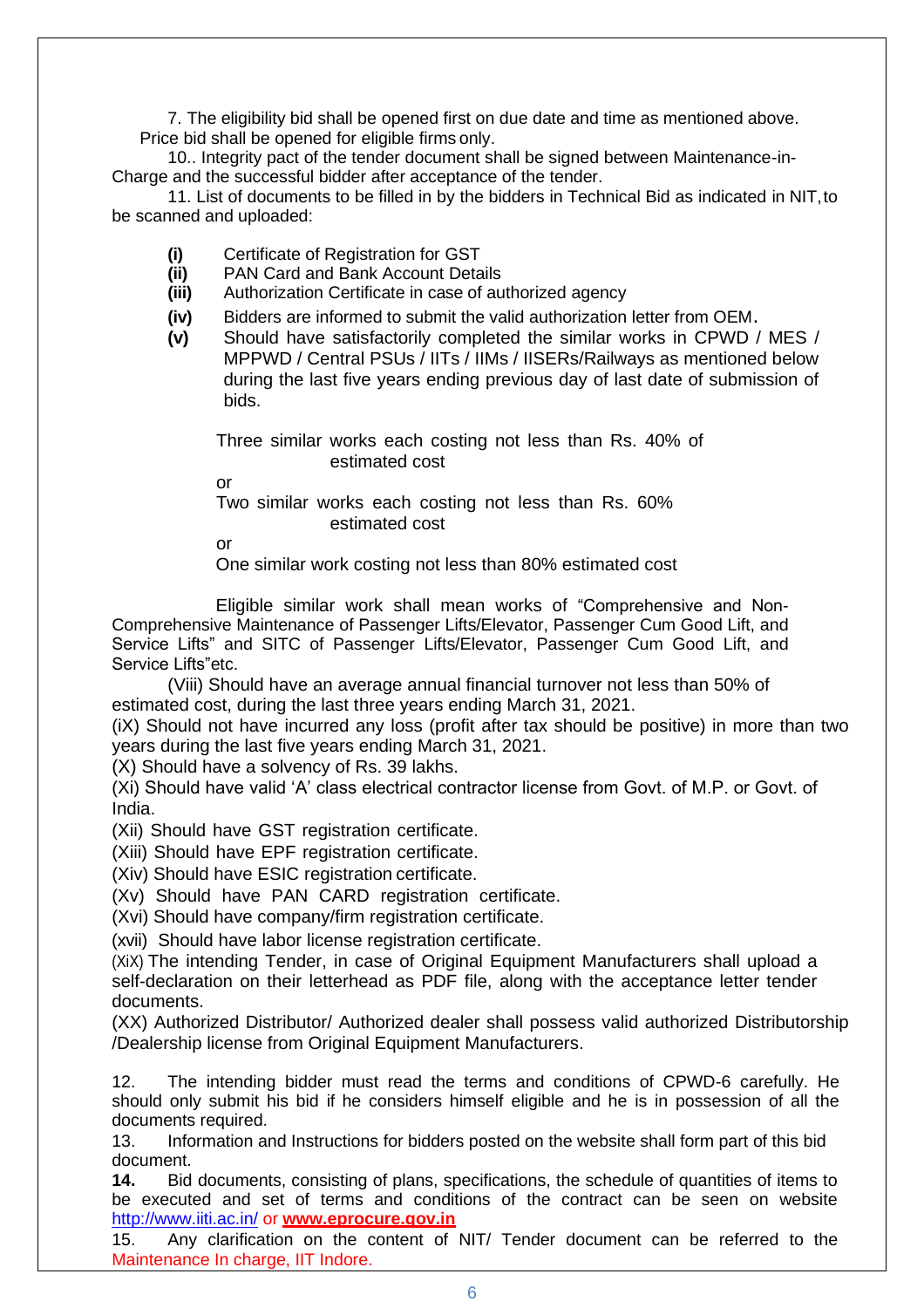7. The eligibility bid shall be opened first on due date and time as mentioned above. Price bid shall be opened for eligible firms only.

10.. Integrity pact of the tender document shall be signed between Maintenance-in-Charge and the successful bidder after acceptance of the tender.

11. List of documents to be filled in by the bidders in Technical Bid as indicated in NIT, to be scanned and uploaded:

- **(i)** Certificate of Registration for GST
- **(ii)** PAN Card and Bank Account Details
- **(iii)** Authorization Certificate in case of authorized agency
- **(iv)** Bidders are informed to submit the valid authorization letter from OEM.
- **(v)** Should have satisfactorily completed the similar works in CPWD / MES / MPPWD / Central PSUs / IITs / IIMs / IISERs/Railways as mentioned below during the last five years ending previous day of last date of submission of bids.

  Three similar works each costing not less than Rs. 40% of estimated cost

  or

  Two similar works each costing not less than Rs. 60% estimated cost

  or

  One similar work costing not less than 80% estimated cost

Eligible similar work shall mean works of "Comprehensive and Non-Comprehensive Maintenance of Passenger Lifts/Elevator, Passenger Cum Good Lift, and Service Lifts" and SITC of Passenger Lifts/Elevator, Passenger Cum Good Lift, and Service Lifts"etc.

(Viii) Should have an average annual financial turnover not less than 50% of estimated cost, during the last three years ending March 31, 2021.

(iX) Should not have incurred any loss (profit after tax should be positive) in more than two years during the last five years ending March 31, 2021.

(X) Should have a solvency of Rs. 39 lakhs.

(Xi) Should have valid 'A' class electrical contractor license from Govt. of M.P. or Govt. of India.

(Xii) Should have GST registration certificate.

(Xiii) Should have EPF registration certificate.

(Xiv) Should have ESIC registration certificate.

(Xv) Should have PAN CARD registration certificate.

(Xvi) Should have company/firm registration certificate.

(xvii) Should have labor license registration certificate.

(XiX) The intending Tender, in case of Original Equipment Manufacturers shall upload a self-declaration on their letterhead as PDF file, along with the acceptance letter tender documents.

(XX) Authorized Distributor/ Authorized dealer shall possess valid authorized Distributorship /Dealership license from Original Equipment Manufacturers.

12. The intending bidder must read the terms and conditions of CPWD-6 carefully. He should only submit his bid if he considers himself eligible and he is in possession of all the documents required.

13. Information and Instructions for bidders posted on the website shall form part of this bid document.

**14.** Bid documents, consisting of plans, specifications, the schedule of quantities of items to be executed and set of terms and conditions of the contract can be seen on website http://www.iiti.ac.in/ or **www.eprocure.gov.in**

15. Any clarification on the content of NIT/ Tender document can be referred to the Maintenance In charge, IIT Indore.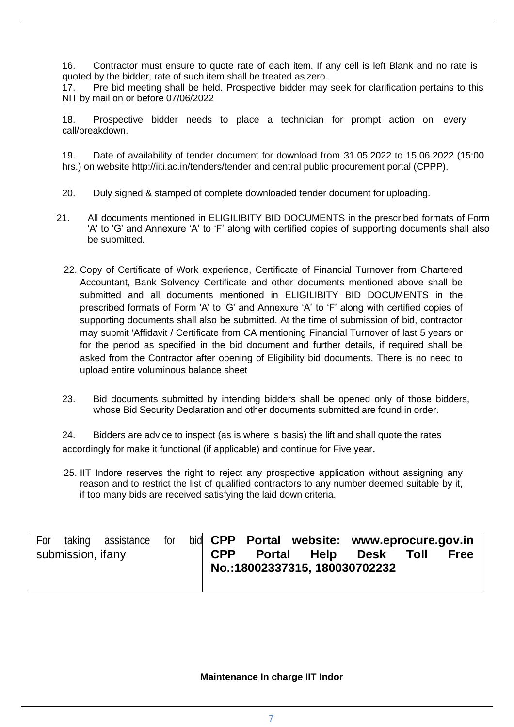16. Contractor must ensure to quote rate of each item. If any cell is left Blank and no rate is quoted by the bidder, rate of such item shall be treated as zero.

17. Pre bid meeting shall be held. Prospective bidder may seek for clarification pertains to this NIT by mail on or before 07/06/2022

18. Prospective bidder needs to place a technician for prompt action on every call/breakdown.

19. Date of availability of tender document for download from 31.05.2022 to 15.06.2022 (15:00 hrs.) on website http://iiti.ac.in/tenders/tender and central public procurement portal (CPPP).

20. Duly signed & stamped of complete downloaded tender document for uploading.

21. All documents mentioned in ELIGILIBITY BID DOCUMENTS in the prescribed formats of Form 'A' to 'G' and Annexure 'A' to 'F' along with certified copies of supporting documents shall also be submitted.

22. Copy of Certificate of Work experience, Certificate of Financial Turnover from Chartered Accountant, Bank Solvency Certificate and other documents mentioned above shall be submitted and all documents mentioned in ELIGILIBITY BID DOCUMENTS in the prescribed formats of Form 'A' to 'G' and Annexure 'A' to 'F' along with certified copies of supporting documents shall also be submitted. At the time of submission of bid, contractor may submit 'Affidavit / Certificate from CA mentioning Financial Turnover of last 5 years or for the period as specified in the bid document and further details, if required shall be asked from the Contractor after opening of Eligibility bid documents. There is no need to upload entire voluminous balance sheet

23. Bid documents submitted by intending bidders shall be opened only of those bidders, whose Bid Security Declaration and other documents submitted are found in order.

24. Bidders are advice to inspect (as is where is basis) the lift and shall quote the rates accordingly for make it functional (if applicable) and continue for Five year.

25. IIT Indore reserves the right to reject any prospective application without assigning any reason and to restrict the list of qualified contractors to any number deemed suitable by it, if too many bids are received satisfying the laid down criteria.

| For taking assistance for bid submission, ifany | **CPP Portal website: www.eprocure.gov.in**<br>**CPP Portal Help Desk Toll Free No.:18002337315, 180030702232** |
|---|---|

**Maintenance In charge IIT Indor**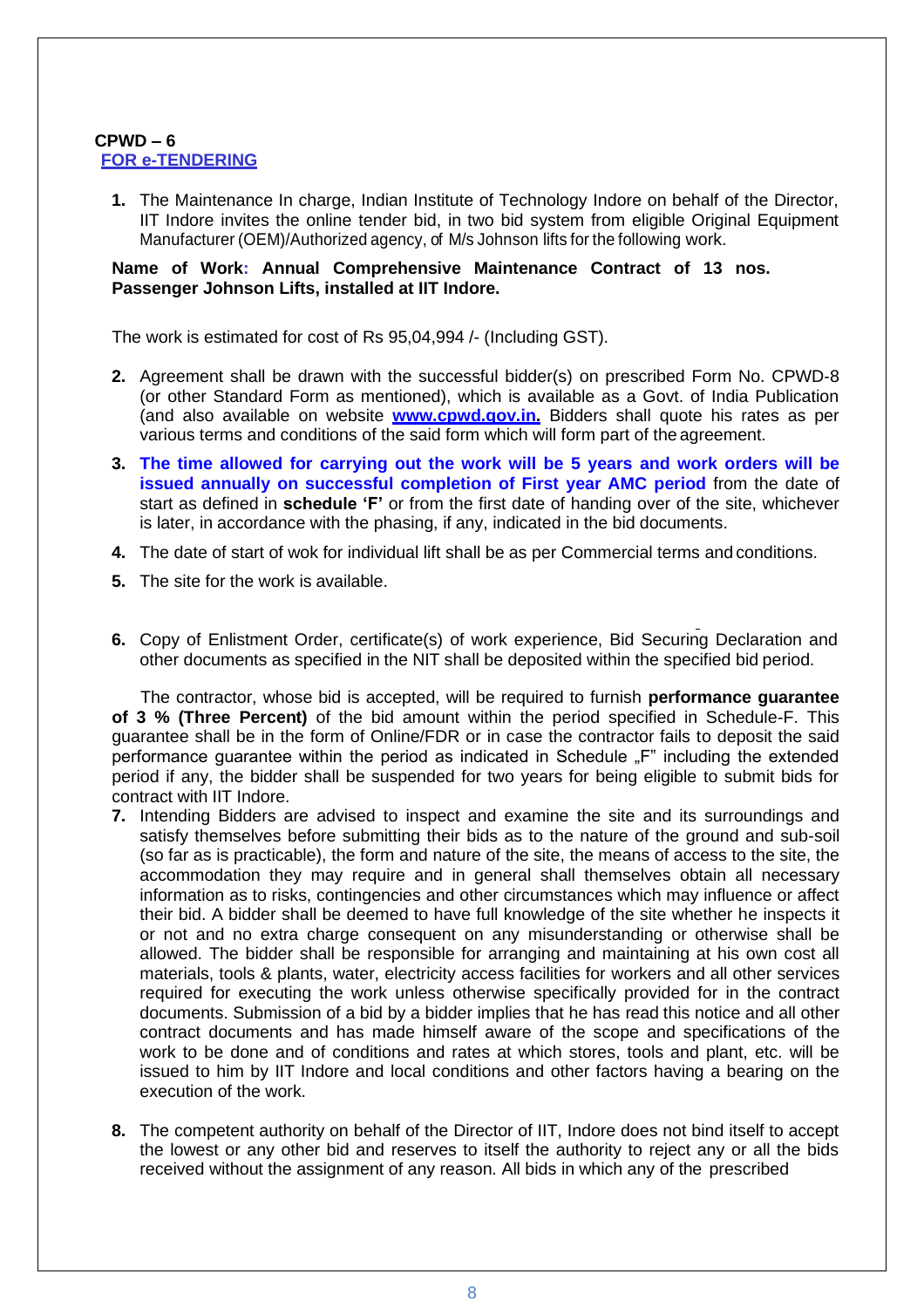**CPWD – 6**
**FOR e-TENDERING**

1. The Maintenance In charge, Indian Institute of Technology Indore on behalf of the Director, IIT Indore invites the online tender bid, in two bid system from eligible Original Equipment Manufacturer (OEM)/Authorized agency, of M/s Johnson lifts for the following work.

**Name of Work: Annual Comprehensive Maintenance Contract of 13 nos. Passenger Johnson Lifts, installed at IIT Indore.**

The work is estimated for cost of Rs 95,04,994 /- (Including GST).

2. Agreement shall be drawn with the successful bidder(s) on prescribed Form No. CPWD-8 (or other Standard Form as mentioned), which is available as a Govt. of India Publication (and also available on website **www.cpwd.gov.in.** Bidders shall quote his rates as per various terms and conditions of the said form which will form part of the agreement.

3. **The time allowed for carrying out the work will be 5 years and work orders will be issued annually on successful completion of First year AMC period** from the date of start as defined in **schedule 'F'** or from the first date of handing over of the site, whichever is later, in accordance with the phasing, if any, indicated in the bid documents.

4. The date of start of wok for individual lift shall be as per Commercial terms and conditions.

5. The site for the work is available.

6. Copy of Enlistment Order, certificate(s) of work experience, Bid Securing Declaration and other documents as specified in the NIT shall be deposited within the specified bid period.

The contractor, whose bid is accepted, will be required to furnish **performance guarantee of 3 % (Three Percent)** of the bid amount within the period specified in Schedule-F. This guarantee shall be in the form of Online/FDR or in case the contractor fails to deposit the said performance guarantee within the period as indicated in Schedule „F" including the extended period if any, the bidder shall be suspended for two years for being eligible to submit bids for contract with IIT Indore.

7. Intending Bidders are advised to inspect and examine the site and its surroundings and satisfy themselves before submitting their bids as to the nature of the ground and sub-soil (so far as is practicable), the form and nature of the site, the means of access to the site, the accommodation they may require and in general shall themselves obtain all necessary information as to risks, contingencies and other circumstances which may influence or affect their bid. A bidder shall be deemed to have full knowledge of the site whether he inspects it or not and no extra charge consequent on any misunderstanding or otherwise shall be allowed. The bidder shall be responsible for arranging and maintaining at his own cost all materials, tools & plants, water, electricity access facilities for workers and all other services required for executing the work unless otherwise specifically provided for in the contract documents. Submission of a bid by a bidder implies that he has read this notice and all other contract documents and has made himself aware of the scope and specifications of the work to be done and of conditions and rates at which stores, tools and plant, etc. will be issued to him by IIT Indore and local conditions and other factors having a bearing on the execution of the work.

8. The competent authority on behalf of the Director of IIT, Indore does not bind itself to accept the lowest or any other bid and reserves to itself the authority to reject any or all the bids received without the assignment of any reason. All bids in which any of the prescribed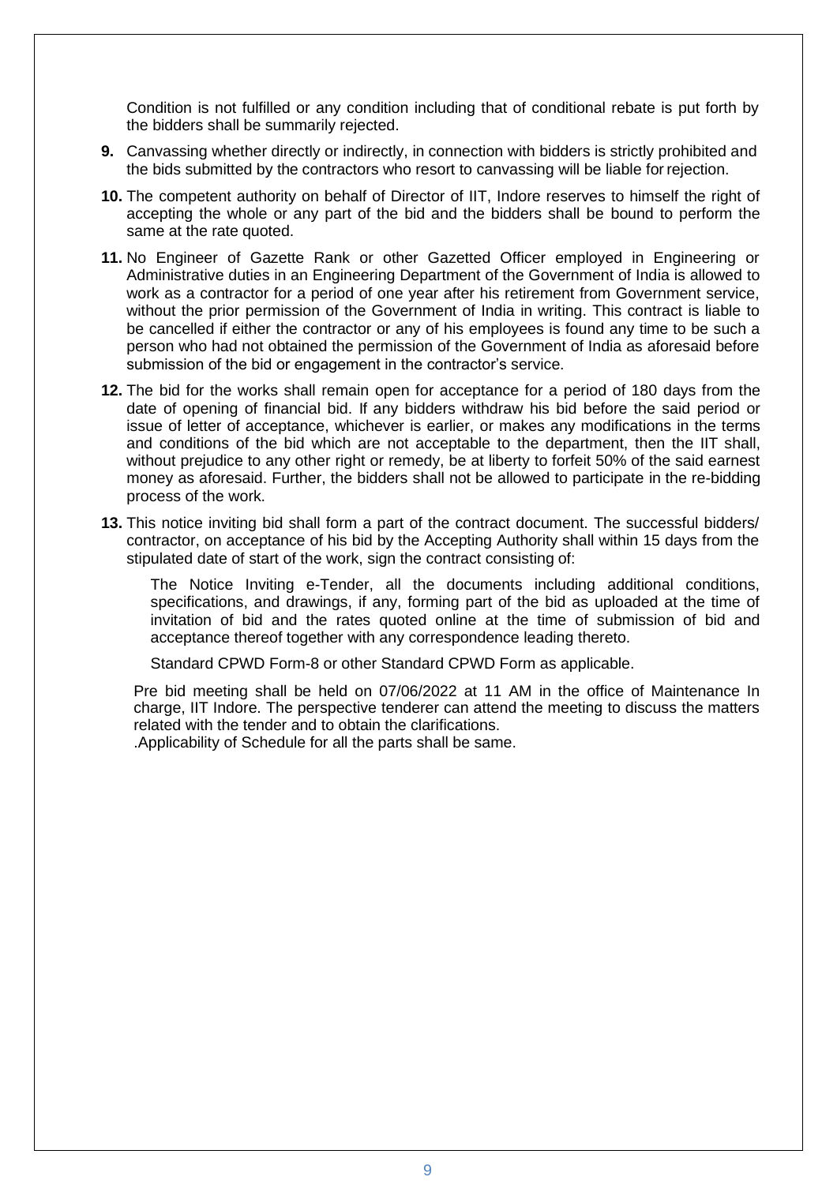Condition is not fulfilled or any condition including that of conditional rebate is put forth by the bidders shall be summarily rejected.

**9.** Canvassing whether directly or indirectly, in connection with bidders is strictly prohibited and the bids submitted by the contractors who resort to canvassing will be liable for rejection.

**10.** The competent authority on behalf of Director of IIT, Indore reserves to himself the right of accepting the whole or any part of the bid and the bidders shall be bound to perform the same at the rate quoted.

**11.** No Engineer of Gazette Rank or other Gazetted Officer employed in Engineering or Administrative duties in an Engineering Department of the Government of India is allowed to work as a contractor for a period of one year after his retirement from Government service, without the prior permission of the Government of India in writing. This contract is liable to be cancelled if either the contractor or any of his employees is found any time to be such a person who had not obtained the permission of the Government of India as aforesaid before submission of the bid or engagement in the contractor's service.

**12.** The bid for the works shall remain open for acceptance for a period of 180 days from the date of opening of financial bid. If any bidders withdraw his bid before the said period or issue of letter of acceptance, whichever is earlier, or makes any modifications in the terms and conditions of the bid which are not acceptable to the department, then the IIT shall, without prejudice to any other right or remedy, be at liberty to forfeit 50% of the said earnest money as aforesaid. Further, the bidders shall not be allowed to participate in the re-bidding process of the work.

**13.** This notice inviting bid shall form a part of the contract document. The successful bidders/ contractor, on acceptance of his bid by the Accepting Authority shall within 15 days from the stipulated date of start of the work, sign the contract consisting of:

The Notice Inviting e-Tender, all the documents including additional conditions, specifications, and drawings, if any, forming part of the bid as uploaded at the time of invitation of bid and the rates quoted online at the time of submission of bid and acceptance thereof together with any correspondence leading thereto.

Standard CPWD Form-8 or other Standard CPWD Form as applicable.

Pre bid meeting shall be held on 07/06/2022 at 11 AM in the office of Maintenance In charge, IIT Indore. The perspective tenderer can attend the meeting to discuss the matters related with the tender and to obtain the clarifications.
.Applicability of Schedule for all the parts shall be same.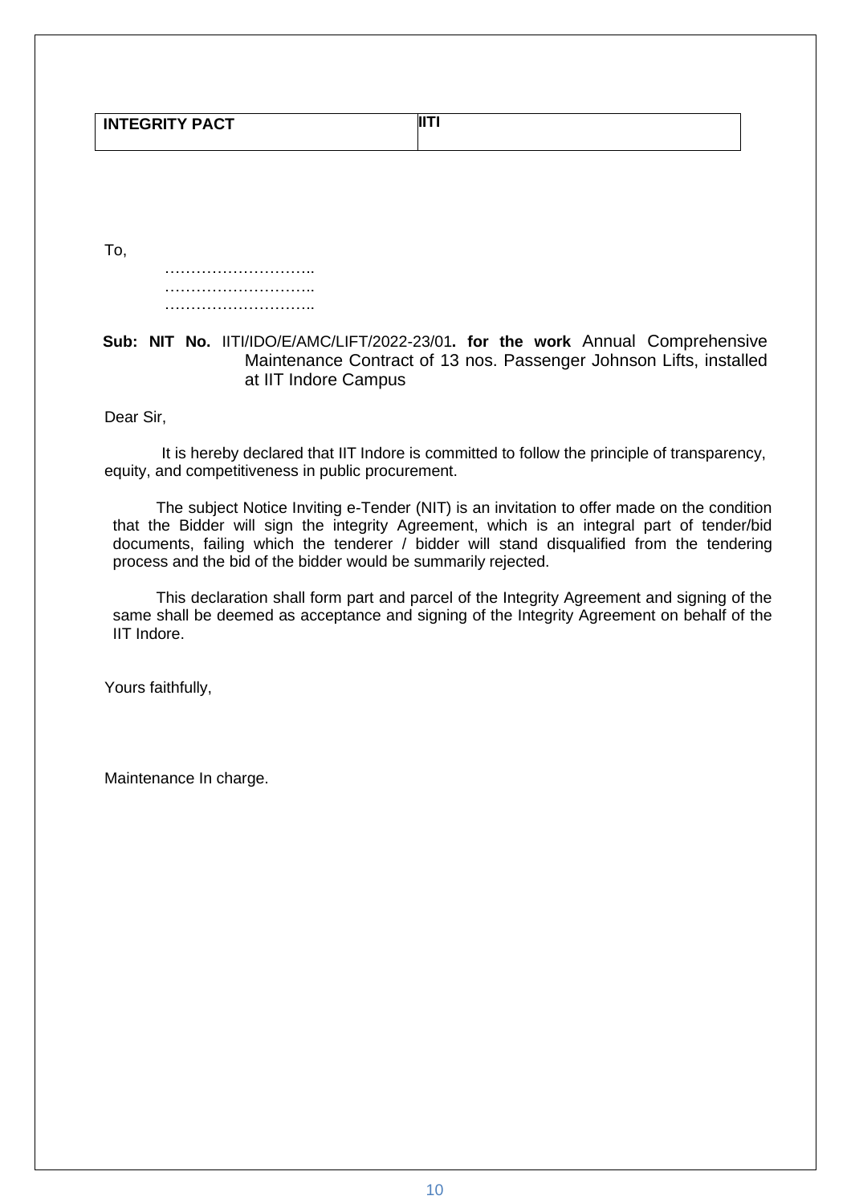| **INTEGRITY PACT** | **IITI** |
|---|---|

To,

………………………..
………………………..
………………………..

**Sub: NIT No.** IITI/IDO/E/AMC/LIFT/2022-23/01**. for the work** Annual Comprehensive Maintenance Contract of 13 nos. Passenger Johnson Lifts, installed at IIT Indore Campus

Dear Sir,

It is hereby declared that IIT Indore is committed to follow the principle of transparency, equity, and competitiveness in public procurement.

The subject Notice Inviting e-Tender (NIT) is an invitation to offer made on the condition that the Bidder will sign the integrity Agreement, which is an integral part of tender/bid documents, failing which the tenderer / bidder will stand disqualified from the tendering process and the bid of the bidder would be summarily rejected.

This declaration shall form part and parcel of the Integrity Agreement and signing of the same shall be deemed as acceptance and signing of the Integrity Agreement on behalf of the IIT Indore.

Yours faithfully,

Maintenance In charge.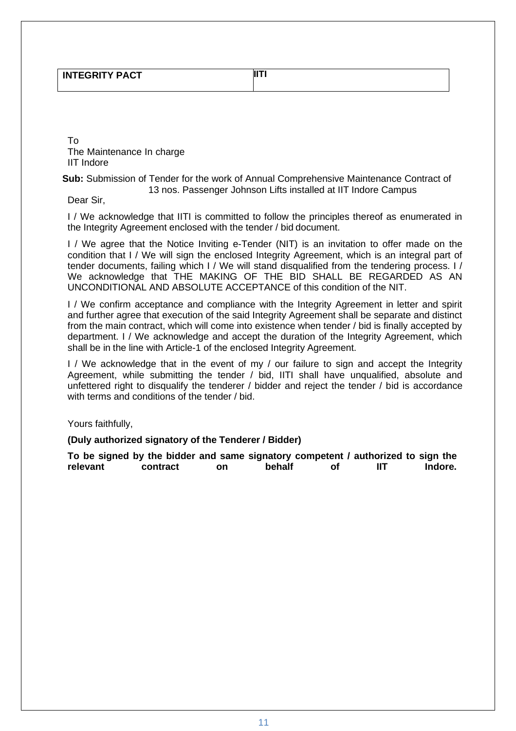| INTEGRITY PACT | IITI |
| --- | --- |

To
The Maintenance In charge
IIT Indore

**Sub:** Submission of Tender for the work of Annual Comprehensive Maintenance Contract of 13 nos. Passenger Johnson Lifts installed at IIT Indore Campus

Dear Sir,

I / We acknowledge that IITI is committed to follow the principles thereof as enumerated in the Integrity Agreement enclosed with the tender / bid document.

I / We agree that the Notice Inviting e-Tender (NIT) is an invitation to offer made on the condition that I / We will sign the enclosed Integrity Agreement, which is an integral part of tender documents, failing which I / We will stand disqualified from the tendering process. I / We acknowledge that THE MAKING OF THE BID SHALL BE REGARDED AS AN UNCONDITIONAL AND ABSOLUTE ACCEPTANCE of this condition of the NIT.

I / We confirm acceptance and compliance with the Integrity Agreement in letter and spirit and further agree that execution of the said Integrity Agreement shall be separate and distinct from the main contract, which will come into existence when tender / bid is finally accepted by department. I / We acknowledge and accept the duration of the Integrity Agreement, which shall be in the line with Article-1 of the enclosed Integrity Agreement.

I / We acknowledge that in the event of my / our failure to sign and accept the Integrity Agreement, while submitting the tender / bid, IITI shall have unqualified, absolute and unfettered right to disqualify the tenderer / bidder and reject the tender / bid is accordance with terms and conditions of the tender / bid.

Yours faithfully,

**(Duly authorized signatory of the Tenderer / Bidder)**

**To be signed by the bidder and same signatory competent / authorized to sign the relevant contract on behalf of IIT Indore.**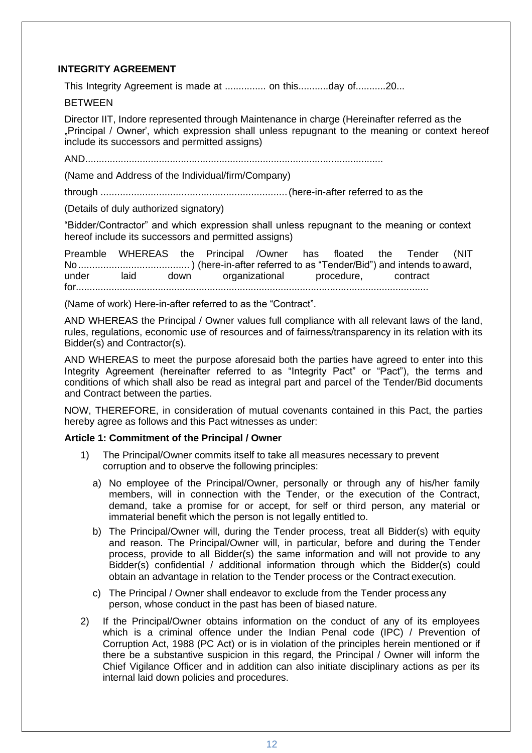## INTEGRITY AGREEMENT

This Integrity Agreement is made at ............... on this...........day of...........20...

BETWEEN

Director IIT, Indore represented through Maintenance in charge (Hereinafter referred as the „Principal / Owner', which expression shall unless repugnant to the meaning or context hereof include its successors and permitted assigns)

AND.............................................................................................................

(Name and Address of the Individual/firm/Company)

through ................................................................... (here-in-after referred to as the

(Details of duly authorized signatory)

"Bidder/Contractor" and which expression shall unless repugnant to the meaning or context hereof include its successors and permitted assigns)

Preamble WHEREAS the Principal /Owner has floated the Tender (NIT No........................................) (here-in-after referred to as "Tender/Bid") and intends to award, under laid down organizational procedure, contract for...............................................................................................................................

(Name of work) Here-in-after referred to as the "Contract".

AND WHEREAS the Principal / Owner values full compliance with all relevant laws of the land, rules, regulations, economic use of resources and of fairness/transparency in its relation with its Bidder(s) and Contractor(s).

AND WHEREAS to meet the purpose aforesaid both the parties have agreed to enter into this Integrity Agreement (hereinafter referred to as "Integrity Pact" or "Pact"), the terms and conditions of which shall also be read as integral part and parcel of the Tender/Bid documents and Contract between the parties.

NOW, THEREFORE, in consideration of mutual covenants contained in this Pact, the parties hereby agree as follows and this Pact witnesses as under:

### Article 1: Commitment of the Principal / Owner

1) The Principal/Owner commits itself to take all measures necessary to prevent corruption and to observe the following principles:

   a) No employee of the Principal/Owner, personally or through any of his/her family members, will in connection with the Tender, or the execution of the Contract, demand, take a promise for or accept, for self or third person, any material or immaterial benefit which the person is not legally entitled to.

   b) The Principal/Owner will, during the Tender process, treat all Bidder(s) with equity and reason. The Principal/Owner will, in particular, before and during the Tender process, provide to all Bidder(s) the same information and will not provide to any Bidder(s) confidential / additional information through which the Bidder(s) could obtain an advantage in relation to the Tender process or the Contract execution.

   c) The Principal / Owner shall endeavor to exclude from the Tender process any person, whose conduct in the past has been of biased nature.

2) If the Principal/Owner obtains information on the conduct of any of its employees which is a criminal offence under the Indian Penal code (IPC) / Prevention of Corruption Act, 1988 (PC Act) or is in violation of the principles herein mentioned or if there be a substantive suspicion in this regard, the Principal / Owner will inform the Chief Vigilance Officer and in addition can also initiate disciplinary actions as per its internal laid down policies and procedures.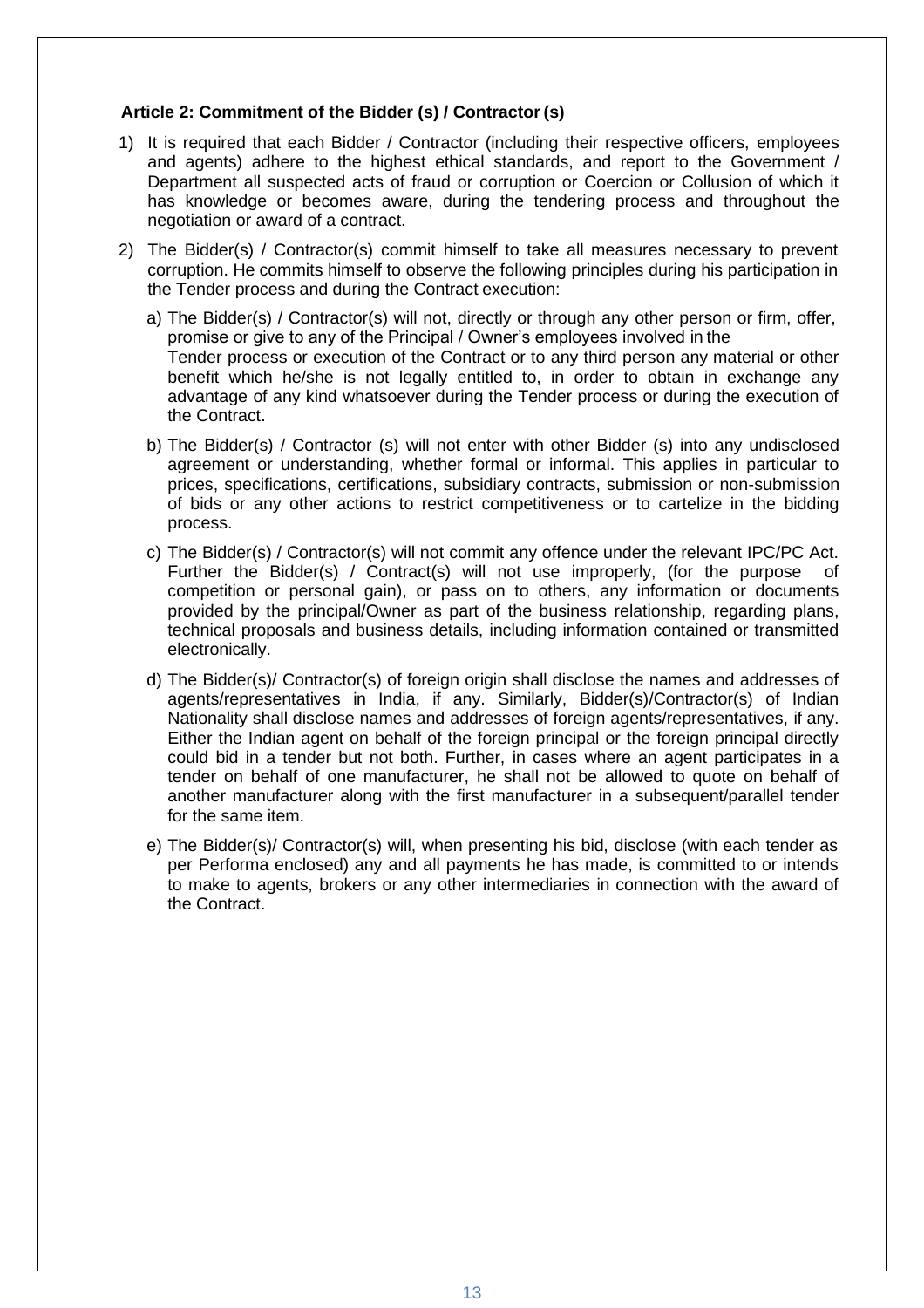### Article 2: Commitment of the Bidder (s) / Contractor (s)

1) It is required that each Bidder / Contractor (including their respective officers, employees and agents) adhere to the highest ethical standards, and report to the Government / Department all suspected acts of fraud or corruption or Coercion or Collusion of which it has knowledge or becomes aware, during the tendering process and throughout the negotiation or award of a contract.

2) The Bidder(s) / Contractor(s) commit himself to take all measures necessary to prevent corruption. He commits himself to observe the following principles during his participation in the Tender process and during the Contract execution:

   a) The Bidder(s) / Contractor(s) will not, directly or through any other person or firm, offer, promise or give to any of the Principal / Owner's employees involved in the Tender process or execution of the Contract or to any third person any material or other benefit which he/she is not legally entitled to, in order to obtain in exchange any advantage of any kind whatsoever during the Tender process or during the execution of the Contract.

   b) The Bidder(s) / Contractor (s) will not enter with other Bidder (s) into any undisclosed agreement or understanding, whether formal or informal. This applies in particular to prices, specifications, certifications, subsidiary contracts, submission or non-submission of bids or any other actions to restrict competitiveness or to cartelize in the bidding process.

   c) The Bidder(s) / Contractor(s) will not commit any offence under the relevant IPC/PC Act. Further the Bidder(s) / Contract(s) will not use improperly, (for the purpose of competition or personal gain), or pass on to others, any information or documents provided by the principal/Owner as part of the business relationship, regarding plans, technical proposals and business details, including information contained or transmitted electronically.

   d) The Bidder(s)/ Contractor(s) of foreign origin shall disclose the names and addresses of agents/representatives in India, if any. Similarly, Bidder(s)/Contractor(s) of Indian Nationality shall disclose names and addresses of foreign agents/representatives, if any. Either the Indian agent on behalf of the foreign principal or the foreign principal directly could bid in a tender but not both. Further, in cases where an agent participates in a tender on behalf of one manufacturer, he shall not be allowed to quote on behalf of another manufacturer along with the first manufacturer in a subsequent/parallel tender for the same item.

   e) The Bidder(s)/ Contractor(s) will, when presenting his bid, disclose (with each tender as per Performa enclosed) any and all payments he has made, is committed to or intends to make to agents, brokers or any other intermediaries in connection with the award of the Contract.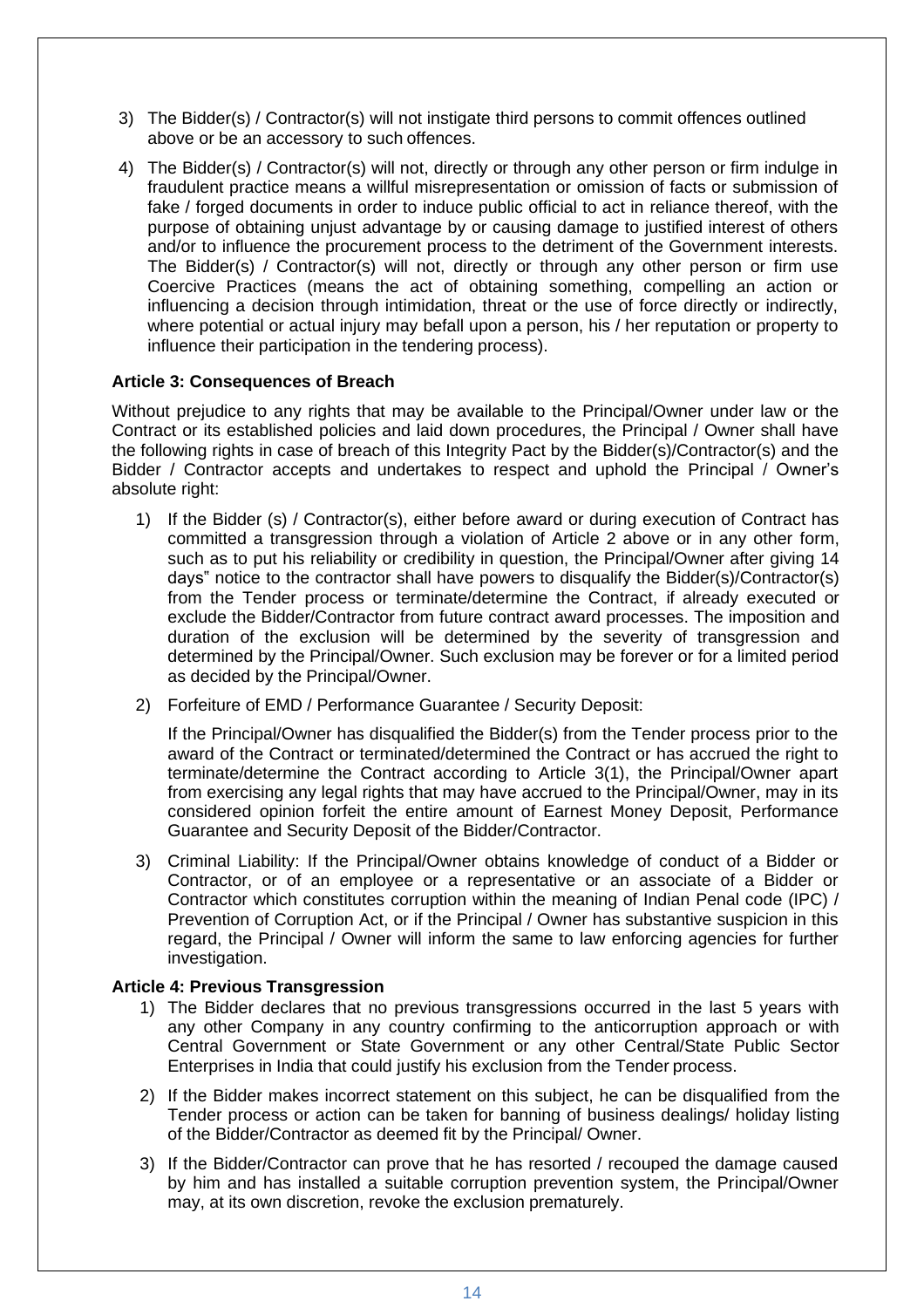3) The Bidder(s) / Contractor(s) will not instigate third persons to commit offences outlined above or be an accessory to such offences.

4) The Bidder(s) / Contractor(s) will not, directly or through any other person or firm indulge in fraudulent practice means a willful misrepresentation or omission of facts or submission of fake / forged documents in order to induce public official to act in reliance thereof, with the purpose of obtaining unjust advantage by or causing damage to justified interest of others and/or to influence the procurement process to the detriment of the Government interests. The Bidder(s) / Contractor(s) will not, directly or through any other person or firm use Coercive Practices (means the act of obtaining something, compelling an action or influencing a decision through intimidation, threat or the use of force directly or indirectly, where potential or actual injury may befall upon a person, his / her reputation or property to influence their participation in the tendering process).

**Article 3: Consequences of Breach**

Without prejudice to any rights that may be available to the Principal/Owner under law or the Contract or its established policies and laid down procedures, the Principal / Owner shall have the following rights in case of breach of this Integrity Pact by the Bidder(s)/Contractor(s) and the Bidder / Contractor accepts and undertakes to respect and uphold the Principal / Owner's absolute right:

1) If the Bidder (s) / Contractor(s), either before award or during execution of Contract has committed a transgression through a violation of Article 2 above or in any other form, such as to put his reliability or credibility in question, the Principal/Owner after giving 14 days" notice to the contractor shall have powers to disqualify the Bidder(s)/Contractor(s) from the Tender process or terminate/determine the Contract, if already executed or exclude the Bidder/Contractor from future contract award processes. The imposition and duration of the exclusion will be determined by the severity of transgression and determined by the Principal/Owner. Such exclusion may be forever or for a limited period as decided by the Principal/Owner.

2) Forfeiture of EMD / Performance Guarantee / Security Deposit:

   If the Principal/Owner has disqualified the Bidder(s) from the Tender process prior to the award of the Contract or terminated/determined the Contract or has accrued the right to terminate/determine the Contract according to Article 3(1), the Principal/Owner apart from exercising any legal rights that may have accrued to the Principal/Owner, may in its considered opinion forfeit the entire amount of Earnest Money Deposit, Performance Guarantee and Security Deposit of the Bidder/Contractor.

3) Criminal Liability: If the Principal/Owner obtains knowledge of conduct of a Bidder or Contractor, or of an employee or a representative or an associate of a Bidder or Contractor which constitutes corruption within the meaning of Indian Penal code (IPC) / Prevention of Corruption Act, or if the Principal / Owner has substantive suspicion in this regard, the Principal / Owner will inform the same to law enforcing agencies for further investigation.

**Article 4: Previous Transgression**

1) The Bidder declares that no previous transgressions occurred in the last 5 years with any other Company in any country confirming to the anticorruption approach or with Central Government or State Government or any other Central/State Public Sector Enterprises in India that could justify his exclusion from the Tender process.

2) If the Bidder makes incorrect statement on this subject, he can be disqualified from the Tender process or action can be taken for banning of business dealings/ holiday listing of the Bidder/Contractor as deemed fit by the Principal/ Owner.

3) If the Bidder/Contractor can prove that he has resorted / recouped the damage caused by him and has installed a suitable corruption prevention system, the Principal/Owner may, at its own discretion, revoke the exclusion prematurely.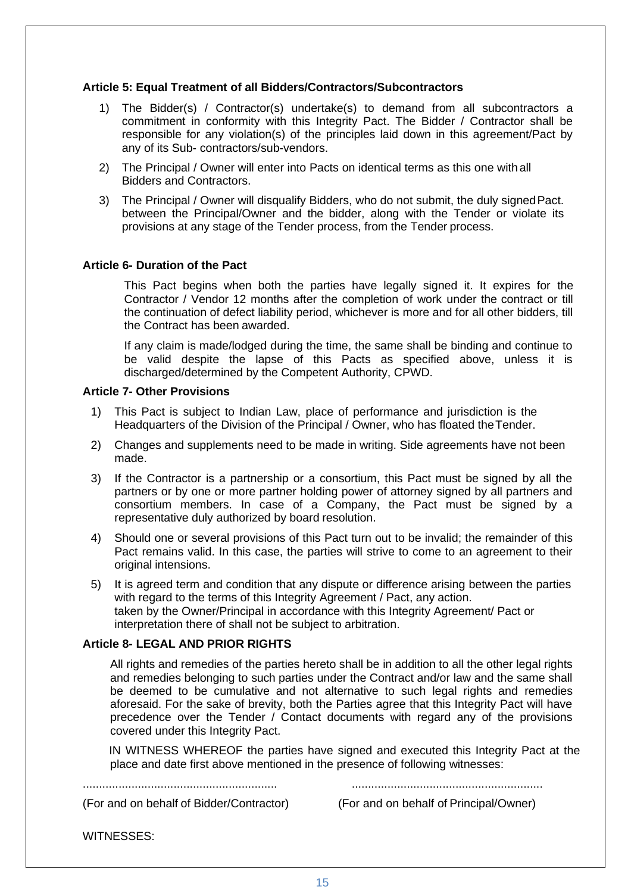**Article 5: Equal Treatment of all Bidders/Contractors/Subcontractors**

1) The Bidder(s) / Contractor(s) undertake(s) to demand from all subcontractors a commitment in conformity with this Integrity Pact. The Bidder / Contractor shall be responsible for any violation(s) of the principles laid down in this agreement/Pact by any of its Sub- contractors/sub-vendors.
2) The Principal / Owner will enter into Pacts on identical terms as this one with all Bidders and Contractors.
3) The Principal / Owner will disqualify Bidders, who do not submit, the duly signed Pact. between the Principal/Owner and the bidder, along with the Tender or violate its provisions at any stage of the Tender process, from the Tender process.

**Article 6- Duration of the Pact**

This Pact begins when both the parties have legally signed it. It expires for the Contractor / Vendor 12 months after the completion of work under the contract or till the continuation of defect liability period, whichever is more and for all other bidders, till the Contract has been awarded.

If any claim is made/lodged during the time, the same shall be binding and continue to be valid despite the lapse of this Pacts as specified above, unless it is discharged/determined by the Competent Authority, CPWD.

**Article 7- Other Provisions**

1) This Pact is subject to Indian Law, place of performance and jurisdiction is the Headquarters of the Division of the Principal / Owner, who has floated the Tender.
2) Changes and supplements need to be made in writing. Side agreements have not been made.
3) If the Contractor is a partnership or a consortium, this Pact must be signed by all the partners or by one or more partner holding power of attorney signed by all partners and consortium members. In case of a Company, the Pact must be signed by a representative duly authorized by board resolution.
4) Should one or several provisions of this Pact turn out to be invalid; the remainder of this Pact remains valid. In this case, the parties will strive to come to an agreement to their original intensions.
5) It is agreed term and condition that any dispute or difference arising between the parties with regard to the terms of this Integrity Agreement / Pact, any action. taken by the Owner/Principal in accordance with this Integrity Agreement/ Pact or interpretation there of shall not be subject to arbitration.

**Article 8- LEGAL AND PRIOR RIGHTS**

All rights and remedies of the parties hereto shall be in addition to all the other legal rights and remedies belonging to such parties under the Contract and/or law and the same shall be deemed to be cumulative and not alternative to such legal rights and remedies aforesaid. For the sake of brevity, both the Parties agree that this Integrity Pact will have precedence over the Tender / Contact documents with regard any of the provisions covered under this Integrity Pact.

IN WITNESS WHEREOF the parties have signed and executed this Integrity Pact at the place and date first above mentioned in the presence of following witnesses:

............................................................ ............................................................

(For and on behalf of Bidder/Contractor) (For and on behalf of Principal/Owner)

WITNESSES: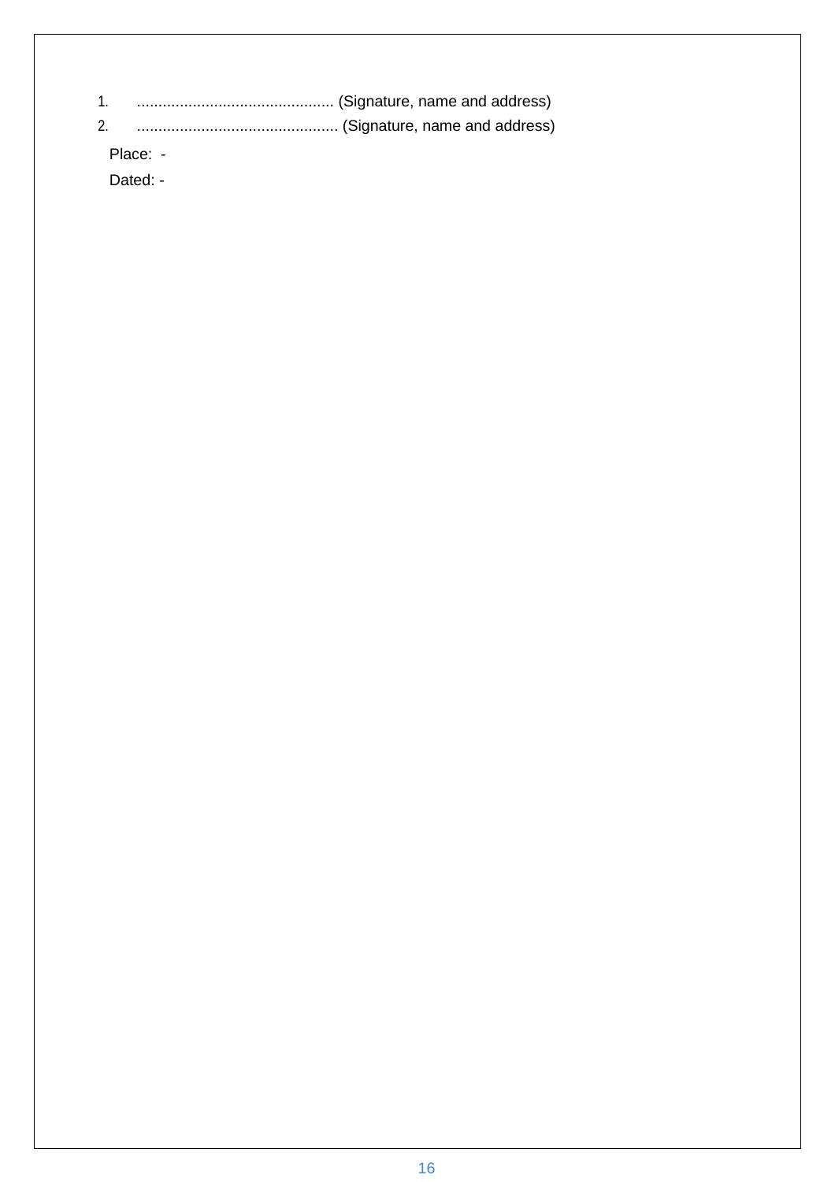1. .............................................. (Signature, name and address)
2. ............................................... (Signature, name and address)

Place: -

Dated: -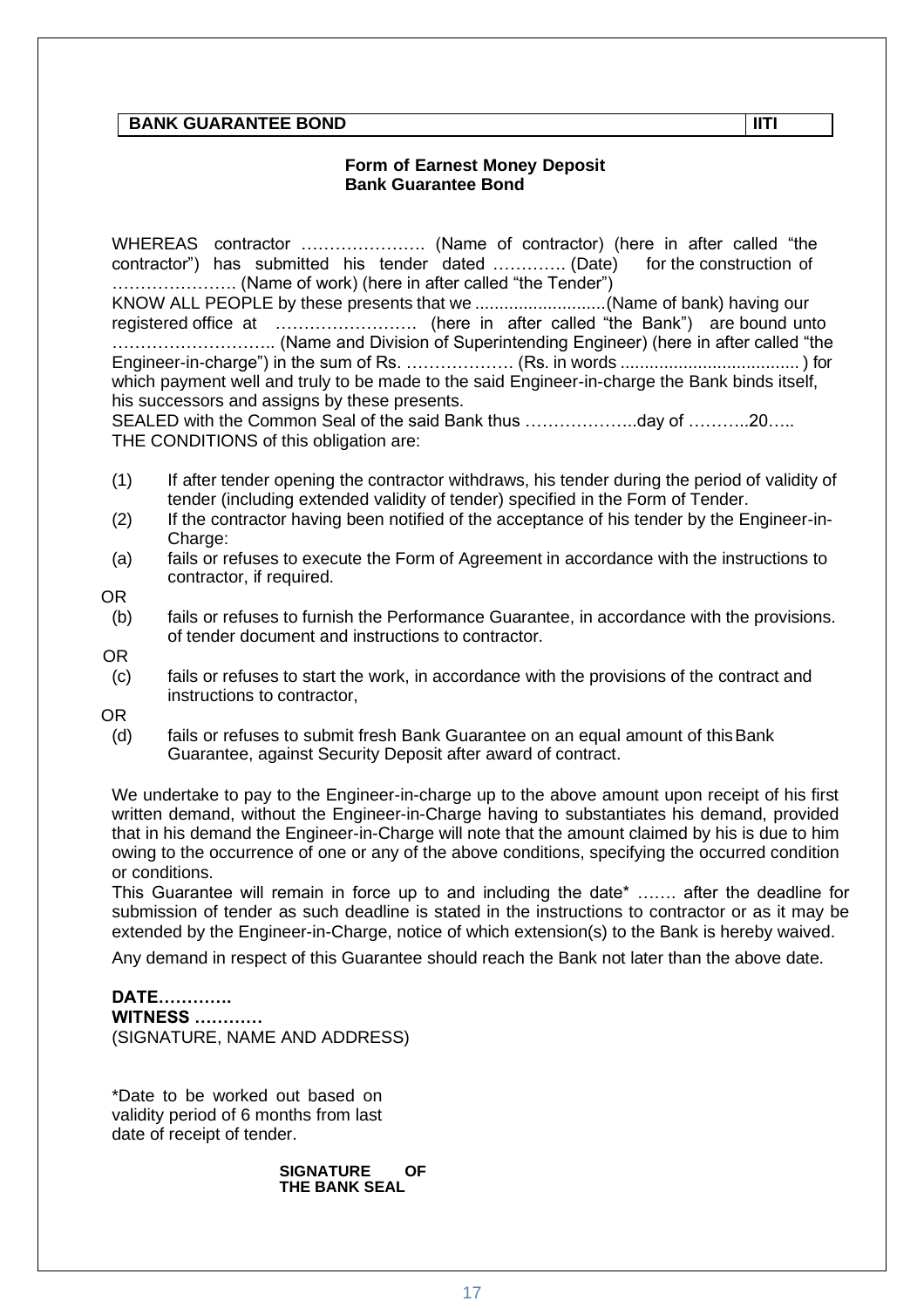| BANK GUARANTEE BOND | IITI |
|---|---|

**Form of Earnest Money Deposit**
**Bank Guarantee Bond**

WHEREAS contractor …………………. (Name of contractor) (here in after called "the contractor") has submitted his tender dated …………. (Date) for the construction of …………………. (Name of work) (here in after called "the Tender")
KNOW ALL PEOPLE by these presents that we ..........................(Name of bank) having our registered office at ……………………. (here in after called "the Bank") are bound unto ……………………….. (Name and Division of Superintending Engineer) (here in after called "the Engineer-in-charge") in the sum of Rs. ………………. (Rs. in words ..................................... ) for which payment well and truly to be made to the said Engineer-in-charge the Bank binds itself, his successors and assigns by these presents.
SEALED with the Common Seal of the said Bank thus ………………..day of ………..20…..
THE CONDITIONS of this obligation are:

(1) If after tender opening the contractor withdraws, his tender during the period of validity of tender (including extended validity of tender) specified in the Form of Tender.

(2) If the contractor having been notified of the acceptance of his tender by the Engineer-in-Charge:

(a) fails or refuses to execute the Form of Agreement in accordance with the instructions to contractor, if required.

OR

(b) fails or refuses to furnish the Performance Guarantee, in accordance with the provisions. of tender document and instructions to contractor.

OR

(c) fails or refuses to start the work, in accordance with the provisions of the contract and instructions to contractor,

OR

(d) fails or refuses to submit fresh Bank Guarantee on an equal amount of this Bank Guarantee, against Security Deposit after award of contract.

We undertake to pay to the Engineer-in-charge up to the above amount upon receipt of his first written demand, without the Engineer-in-Charge having to substantiates his demand, provided that in his demand the Engineer-in-Charge will note that the amount claimed by his is due to him owing to the occurrence of one or any of the above conditions, specifying the occurred condition or conditions.

This Guarantee will remain in force up to and including the date* ……. after the deadline for submission of tender as such deadline is stated in the instructions to contractor or as it may be extended by the Engineer-in-Charge, notice of which extension(s) to the Bank is hereby waived.

Any demand in respect of this Guarantee should reach the Bank not later than the above date.

**DATE………….**
**WITNESS …………**
(SIGNATURE, NAME AND ADDRESS)

*Date to be worked out based on validity period of 6 months from last date of receipt of tender.

**SIGNATURE OF THE BANK SEAL**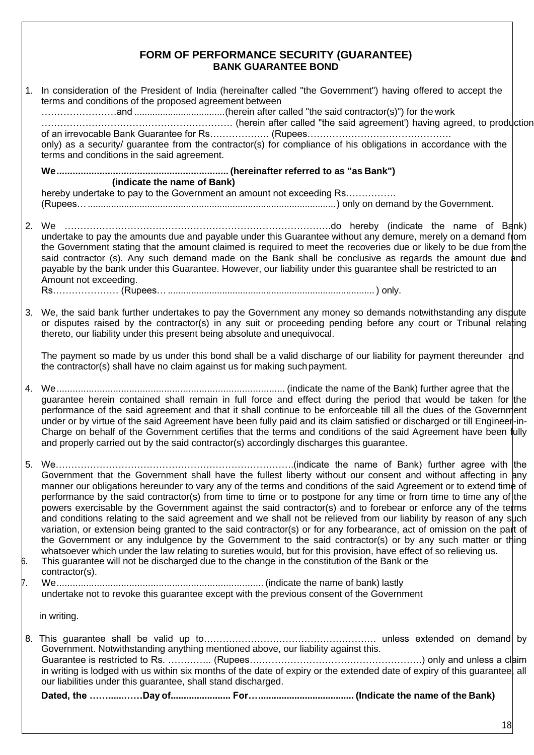## FORM OF PERFORMANCE SECURITY (GUARANTEE)
### BANK GUARANTEE BOND

1. In consideration of the President of India (hereinafter called "the Government") having offered to accept the terms and conditions of the proposed agreement between ……………………and ..................................(herein after called "the said contractor(s)") for the work ……………………………………………………. (herein after called "the said agreement') having agreed, to production of an irrevocable Bank Guarantee for Rs………………. (Rupees………………………………………. only) as a security/ guarantee from the contractor(s) for compliance of his obligations in accordance with the terms and conditions in the said agreement.

   **We................................................................ (hereinafter referred to as "as Bank")**
   **(indicate the name of Bank)**
   hereby undertake to pay to the Government an amount not exceeding Rs……………. (Rupees… ..............................................................................................) only on demand by the Government.

2. We ……………………………………………………………………….do hereby (indicate the name of Bank) undertake to pay the amounts due and payable under this Guarantee without any demure, merely on a demand from the Government stating that the amount claimed is required to meet the recoveries due or likely to be due from the said contractor (s). Any such demand made on the Bank shall be conclusive as regards the amount due and payable by the bank under this Guarantee. However, our liability under this guarantee shall be restricted to an Amount not exceeding.
   Rs………………… (Rupees… ............................................................................... ) only.

3. We, the said bank further undertakes to pay the Government any money so demands notwithstanding any dispute or disputes raised by the contractor(s) in any suit or proceeding pending before any court or Tribunal relating thereto, our liability under this present being absolute and unequivocal.

   The payment so made by us under this bond shall be a valid discharge of our liability for payment thereunder and the contractor(s) shall have no claim against us for making such payment.

4. We.................................................................................... (indicate the name of the Bank) further agree that the guarantee herein contained shall remain in full force and effect during the period that would be taken for the performance of the said agreement and that it shall continue to be enforceable till all the dues of the Government under or by virtue of the said Agreement have been fully paid and its claim satisfied or discharged or till Engineer-in-Charge on behalf of the Government certifies that the terms and conditions of the said Agreement have been fully and properly carried out by the said contractor(s) accordingly discharges this guarantee.

5. We…………………………………………………………………..(indicate the name of Bank) further agree with the Government that the Government shall have the fullest liberty without our consent and without affecting in any manner our obligations hereunder to vary any of the terms and conditions of the said Agreement or to extend time of performance by the said contractor(s) from time to time or to postpone for any time or from time to time any of the powers exercisable by the Government against the said contractor(s) and to forebear or enforce any of the terms and conditions relating to the said agreement and we shall not be relieved from our liability by reason of any such variation, or extension being granted to the said contractor(s) or for any forbearance, act of omission on the part of the Government or any indulgence by the Government to the said contractor(s) or by any such matter or thing whatsoever which under the law relating to sureties would, but for this provision, have effect of so relieving us.

6. This guarantee will not be discharged due to the change in the constitution of the Bank or the contractor(s).

7. We............................................................................. (indicate the name of bank) lastly undertake not to revoke this guarantee except with the previous consent of the Government

   in writing.

8. This guarantee shall be valid up to………………………………………………… unless extended on demand by Government. Notwithstanding anything mentioned above, our liability against this.
   Guarantee is restricted to Rs. ………….. (Rupees………………………………………………) only and unless a claim in writing is lodged with us within six months of the date of expiry or the extended date of expiry of this guarantee, all our liabilities under this guarantee, shall stand discharged.

   **Dated, the ……....……Day of....................... For…................................... (Indicate the name of the Bank)**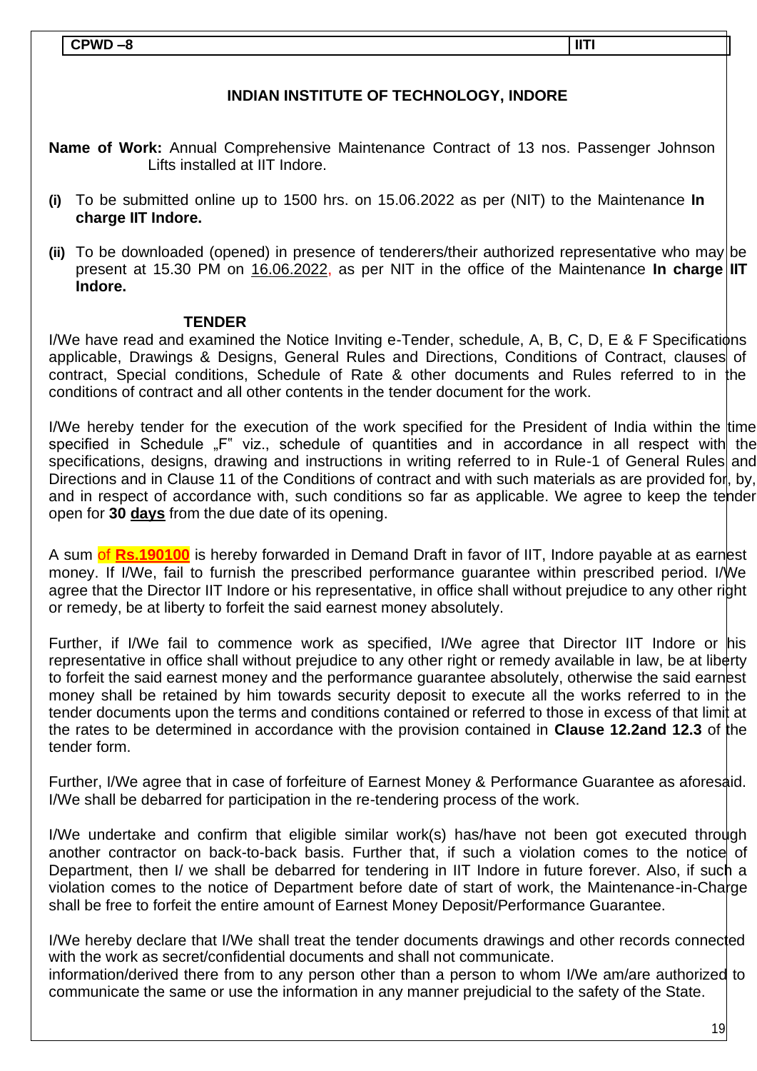| CPWD –8 | IITI |
| --- | --- |

## INDIAN INSTITUTE OF TECHNOLOGY, INDORE

**Name of Work:** Annual Comprehensive Maintenance Contract of 13 nos. Passenger Johnson Lifts installed at IIT Indore.

**(i)** To be submitted online up to 1500 hrs. on 15.06.2022 as per (NIT) to the Maintenance **In charge IIT Indore.**

**(ii)** To be downloaded (opened) in presence of tenderers/their authorized representative who may be present at 15.30 PM on 16.06.2022, as per NIT in the office of the Maintenance **In charge IIT Indore.**

### TENDER

I/We have read and examined the Notice Inviting e-Tender, schedule, A, B, C, D, E & F Specifications applicable, Drawings & Designs, General Rules and Directions, Conditions of Contract, clauses of contract, Special conditions, Schedule of Rate & other documents and Rules referred to in the conditions of contract and all other contents in the tender document for the work.

I/We hereby tender for the execution of the work specified for the President of India within the time specified in Schedule „F" viz., schedule of quantities and in accordance in all respect with the specifications, designs, drawing and instructions in writing referred to in Rule-1 of General Rules and Directions and in Clause 11 of the Conditions of contract and with such materials as are provided for, by, and in respect of accordance with, such conditions so far as applicable. We agree to keep the tender open for **30 days** from the due date of its opening.

A sum of **Rs.190100** is hereby forwarded in Demand Draft in favor of IIT, Indore payable at as earnest money. If I/We, fail to furnish the prescribed performance guarantee within prescribed period. I/We agree that the Director IIT Indore or his representative, in office shall without prejudice to any other right or remedy, be at liberty to forfeit the said earnest money absolutely.

Further, if I/We fail to commence work as specified, I/We agree that Director IIT Indore or his representative in office shall without prejudice to any other right or remedy available in law, be at liberty to forfeit the said earnest money and the performance guarantee absolutely, otherwise the said earnest money shall be retained by him towards security deposit to execute all the works referred to in the tender documents upon the terms and conditions contained or referred to those in excess of that limit at the rates to be determined in accordance with the provision contained in **Clause 12.2and 12.3** of the tender form.

Further, I/We agree that in case of forfeiture of Earnest Money & Performance Guarantee as aforesaid. I/We shall be debarred for participation in the re-tendering process of the work.

I/We undertake and confirm that eligible similar work(s) has/have not been got executed through another contractor on back-to-back basis. Further that, if such a violation comes to the notice of Department, then I/ we shall be debarred for tendering in IIT Indore in future forever. Also, if such a violation comes to the notice of Department before date of start of work, the Maintenance-in-Charge shall be free to forfeit the entire amount of Earnest Money Deposit/Performance Guarantee.

I/We hereby declare that I/We shall treat the tender documents drawings and other records connected with the work as secret/confidential documents and shall not communicate.
information/derived there from to any person other than a person to whom I/We am/are authorized to communicate the same or use the information in any manner prejudicial to the safety of the State.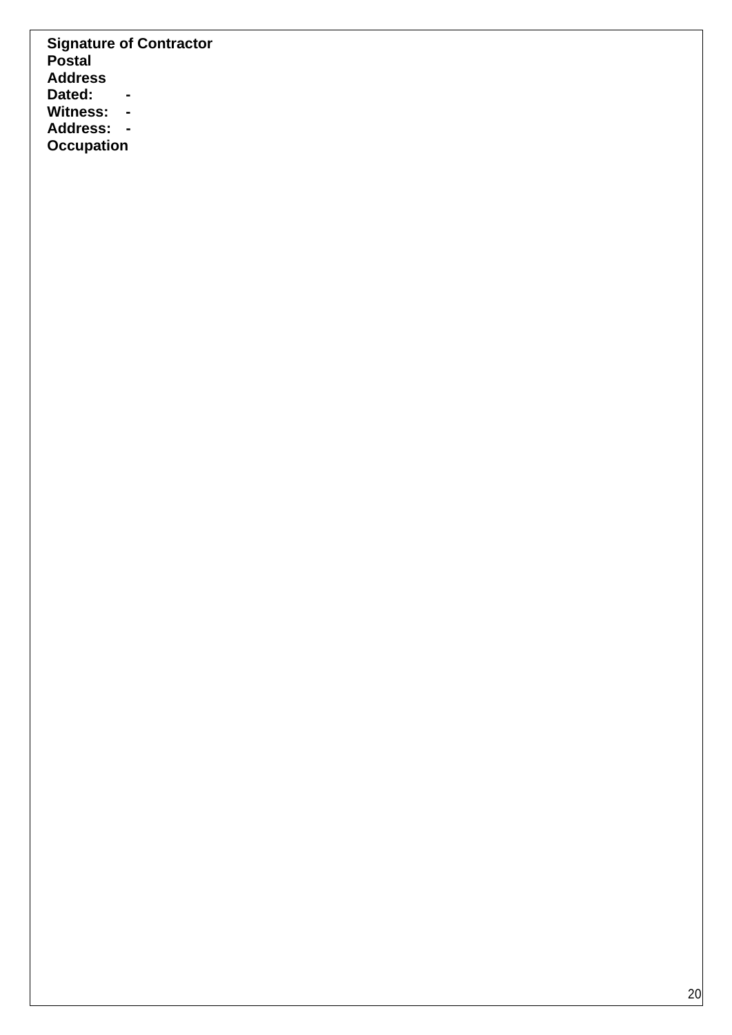**Signature of Contractor**
**Postal**
**Address**
**Dated: -**
**Witness: -**
**Address: -**
**Occupation**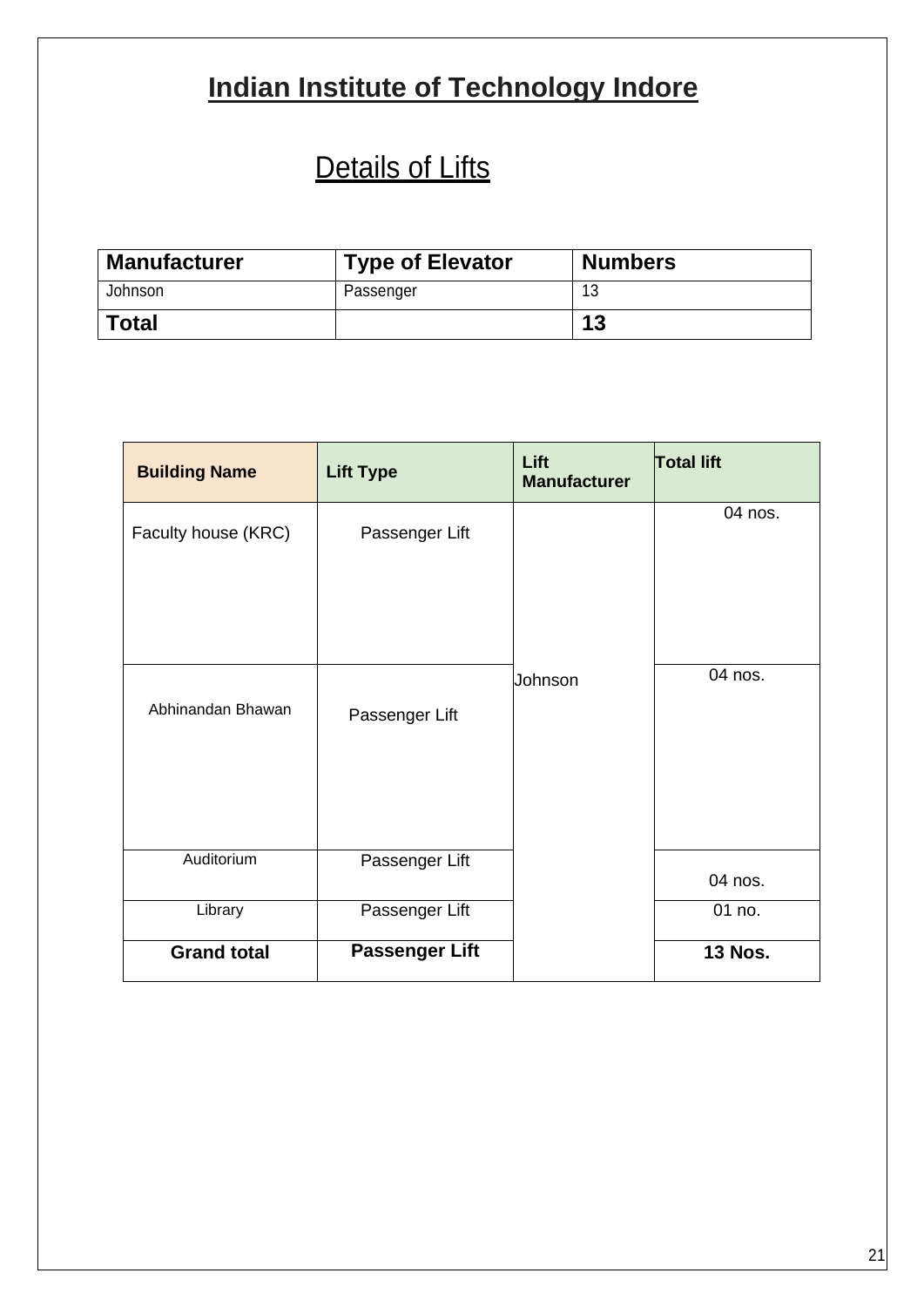# Indian Institute of Technology Indore

## Details of Lifts

| Manufacturer | Type of Elevator | Numbers |
|---|---|---|
| Johnson | Passenger | 13 |
| **Total** | | **13** |

| Building Name | Lift Type | Lift Manufacturer | Total lift |
|---|---|---|---|
| Faculty house (KRC) | Passenger Lift | Johnson | 04 nos. |
| Abhinandan Bhawan | Passenger Lift | | 04 nos. |
| Auditorium | Passenger Lift | | 04 nos. |
| Library | Passenger Lift | | 01 no. |
| **Grand total** | **Passenger Lift** | | **13 Nos.** |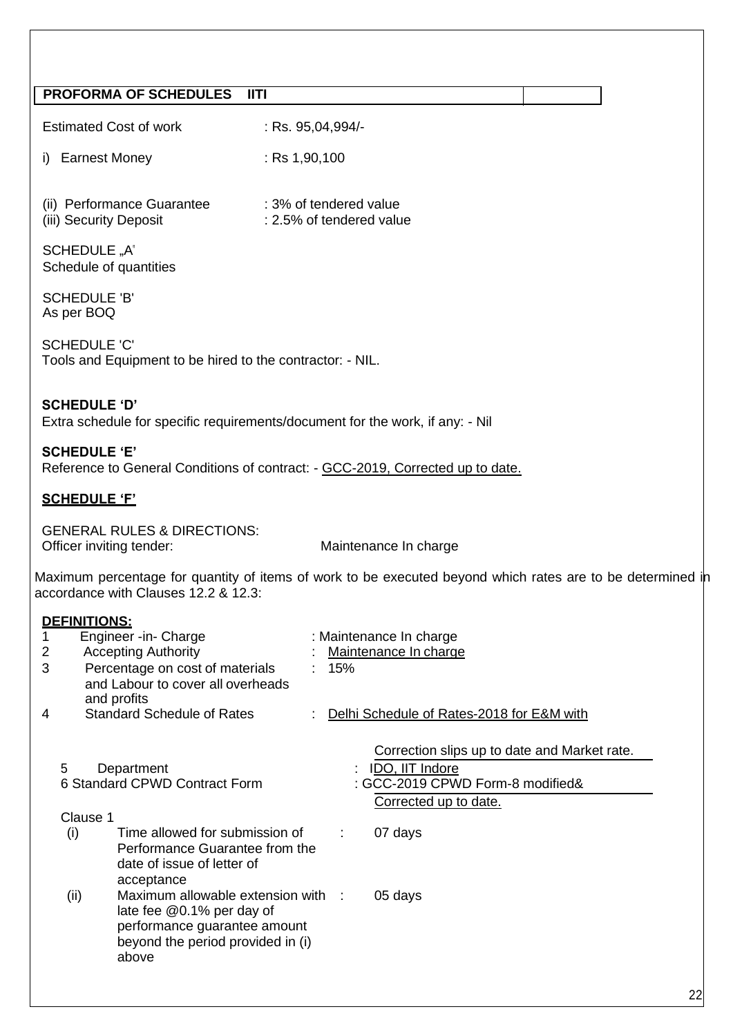| PROFORMA OF SCHEDULES IITI | |
|---|---|

Estimated Cost of work : Rs. 95,04,994/-

i) Earnest Money : Rs 1,90,100

(ii) Performance Guarantee : 3% of tendered value
(iii) Security Deposit : 2.5% of tendered value

SCHEDULE „A'
Schedule of quantities

SCHEDULE 'B'
As per BOQ

SCHEDULE 'C'
Tools and Equipment to be hired to the contractor: - NIL.

**SCHEDULE 'D'**
Extra schedule for specific requirements/document for the work, if any: - Nil

**SCHEDULE 'E'**
Reference to General Conditions of contract: - GCC-2019, Corrected up to date.

**SCHEDULE 'F'**

GENERAL RULES & DIRECTIONS:
Officer inviting tender: Maintenance In charge

Maximum percentage for quantity of items of work to be executed beyond which rates are to be determined in accordance with Clauses 12.2 & 12.3:

**DEFINITIONS:**

1 Engineer -in- Charge : Maintenance In charge
2 Accepting Authority : Maintenance In charge
3 Percentage on cost of materials and Labour to cover all overheads and profits : 15%
4 Standard Schedule of Rates : Delhi Schedule of Rates-2018 for E&M with Correction slips up to date and Market rate.
5 Department : IDO, IIT Indore
6 Standard CPWD Contract Form : GCC-2019 CPWD Form-8 modified& Corrected up to date.

Clause 1

| | | | |
|---|---|---|---|
| (i) | Time allowed for submission of Performance Guarantee from the date of issue of letter of acceptance | : | 07 days |
| (ii) | Maximum allowable extension with late fee @0.1% per day of performance guarantee amount beyond the period provided in (i) above | : | 05 days |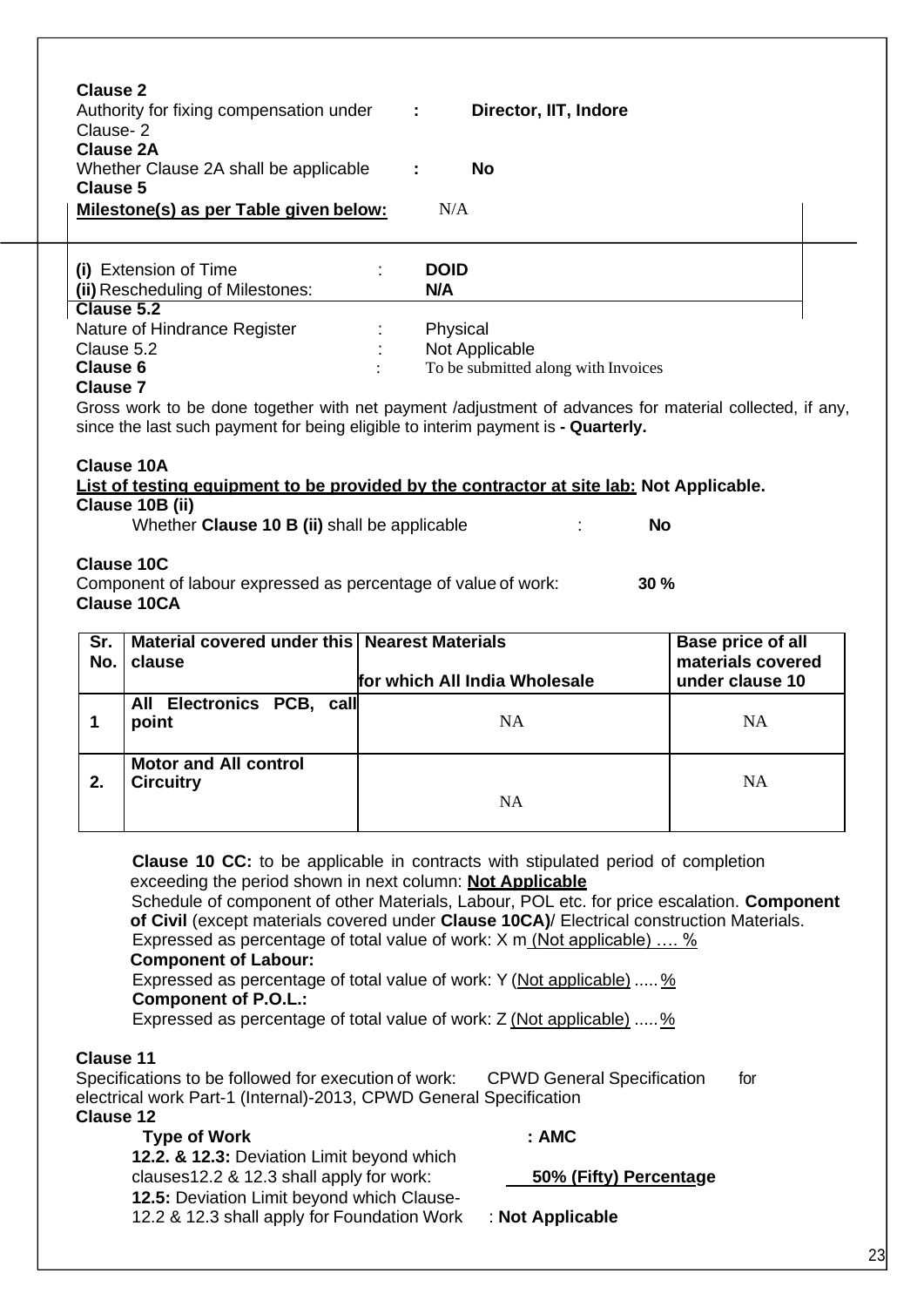**Clause 2**

Authority for fixing compensation under Clause- 2 : **Director, IIT, Indore**

**Clause 2A**

Whether Clause 2A shall be applicable : **No**

**Clause 5**

**Milestone(s) as per Table given below:** N/A

**(i)** Extension of Time : **DOID**

**(ii)** Rescheduling of Milestones: **N/A**

**Clause 5.2**

Nature of Hindrance Register : Physical

Clause 5.2 : Not Applicable

**Clause 6** : To be submitted along with Invoices

**Clause 7**

Gross work to be done together with net payment /adjustment of advances for material collected, if any, since the last such payment for being eligible to interim payment is **- Quarterly.**

**Clause 10A**

**List of testing equipment to be provided by the contractor at site lab: Not Applicable.**

**Clause 10B (ii)**

Whether **Clause 10 B (ii)** shall be applicable : **No**

**Clause 10C**

Component of labour expressed as percentage of value of work: **30 %**

**Clause 10CA**

| Sr. No. | Material covered under this clause | Nearest Materials for which All India Wholesale | Base price of all materials covered under clause 10 |
|---|---|---|---|
| 1 | All Electronics PCB, call point | NA | NA |
| 2. | Motor and All control Circuitry | NA | NA |

**Clause 10 CC:** to be applicable in contracts with stipulated period of completion exceeding the period shown in next column: **Not Applicable**

Schedule of component of other Materials, Labour, POL etc. for price escalation. **Component of Civil** (except materials covered under **Clause 10CA)**/ Electrical construction Materials. Expressed as percentage of total value of work: X m (Not applicable) …. %

**Component of Labour:**

Expressed as percentage of total value of work: Y (Not applicable) ..... %

**Component of P.O.L.:**

Expressed as percentage of total value of work: Z (Not applicable) ..... %

**Clause 11**

Specifications to be followed for execution of work: CPWD General Specification for electrical work Part-1 (Internal)-2013, CPWD General Specification

**Clause 12**

**Type of Work** : **AMC**

**12.2. & 12.3:** Deviation Limit beyond which clauses12.2 & 12.3 shall apply for work: **50% (Fifty) Percentage**

**12.5:** Deviation Limit beyond which Clause-12.2 & 12.3 shall apply for Foundation Work : **Not Applicable**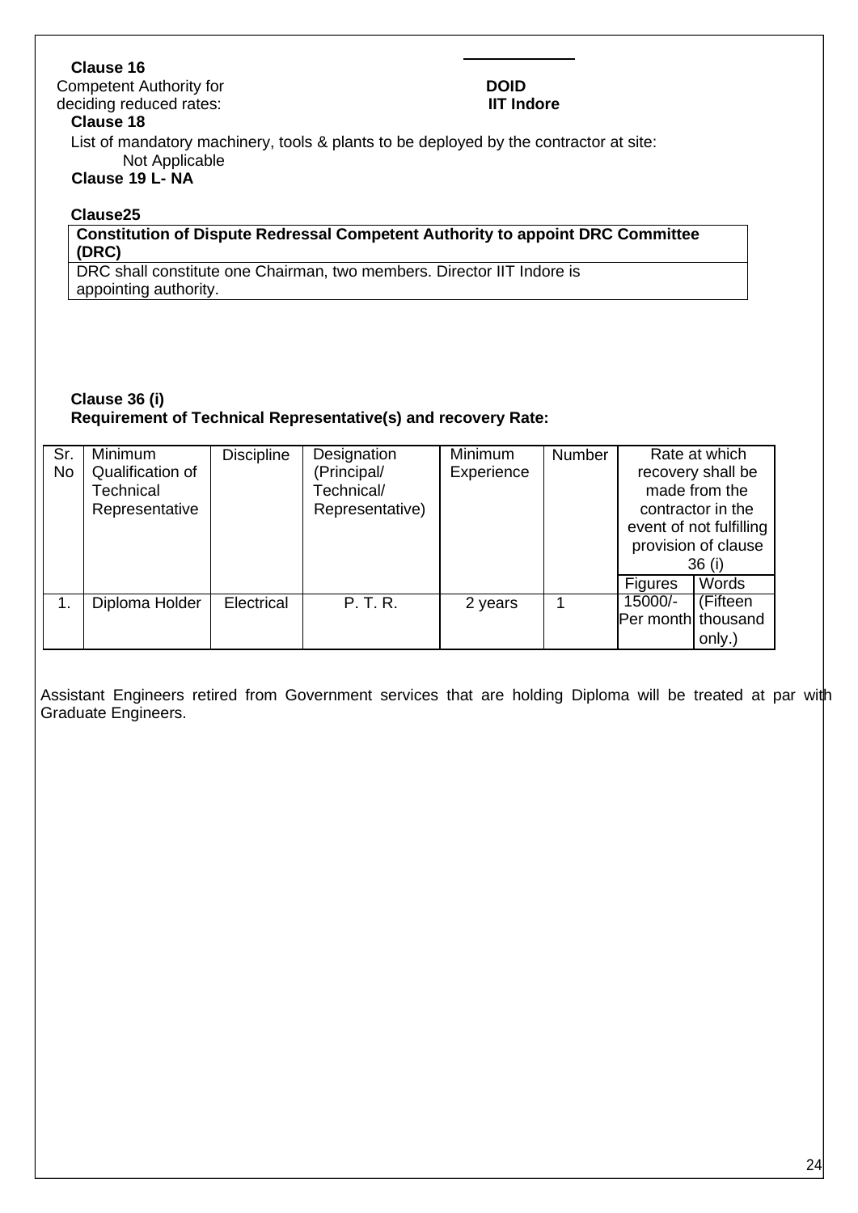**Clause 16**

Competent Authority for deciding reduced rates: **DOID IIT Indore**

**Clause 18**

List of mandatory machinery, tools & plants to be deployed by the contractor at site:
Not Applicable

**Clause 19 L- NA**

**Clause25**

| **Constitution of Dispute Redressal Competent Authority to appoint DRC Committee (DRC)** |
|---|
| DRC shall constitute one Chairman, two members. Director IIT Indore is appointing authority. |

**Clause 36 (i)**
**Requirement of Technical Representative(s) and recovery Rate:**

| Sr. No | Minimum Qualification of Technical Representative | Discipline | Designation (Principal/ Technical/ Representative) | Minimum Experience | Number | Rate at which recovery shall be made from the contractor in the event of not fulfilling provision of clause 36 (i) | |
|---|---|---|---|---|---|---|---|
| | | | | | | Figures | Words |
| 1. | Diploma Holder | Electrical | P. T. R. | 2 years | 1 | 15000/- Per month | (Fifteen thousand only.) |

Assistant Engineers retired from Government services that are holding Diploma will be treated at par with Graduate Engineers.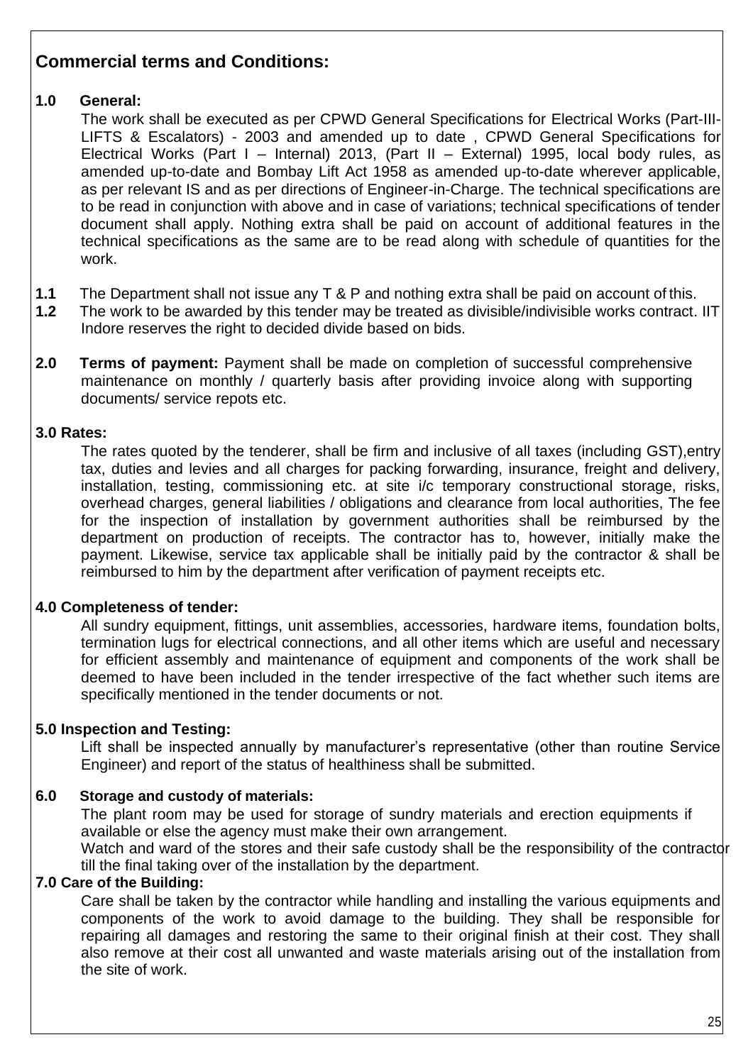## Commercial terms and Conditions:

**1.0 General:**

The work shall be executed as per CPWD General Specifications for Electrical Works (Part-III-LIFTS & Escalators) - 2003 and amended up to date , CPWD General Specifications for Electrical Works (Part I – Internal) 2013, (Part II – External) 1995, local body rules, as amended up-to-date and Bombay Lift Act 1958 as amended up-to-date wherever applicable, as per relevant IS and as per directions of Engineer-in-Charge. The technical specifications are to be read in conjunction with above and in case of variations; technical specifications of tender document shall apply. Nothing extra shall be paid on account of additional features in the technical specifications as the same are to be read along with schedule of quantities for the work.

**1.1** The Department shall not issue any T & P and nothing extra shall be paid on account of this.

**1.2** The work to be awarded by this tender may be treated as divisible/indivisible works contract. IIT Indore reserves the right to decided divide based on bids.

**2.0 Terms of payment:** Payment shall be made on completion of successful comprehensive maintenance on monthly / quarterly basis after providing invoice along with supporting documents/ service repots etc.

**3.0 Rates:**

The rates quoted by the tenderer, shall be firm and inclusive of all taxes (including GST),entry tax, duties and levies and all charges for packing forwarding, insurance, freight and delivery, installation, testing, commissioning etc. at site i/c temporary constructional storage, risks, overhead charges, general liabilities / obligations and clearance from local authorities, The fee for the inspection of installation by government authorities shall be reimbursed by the department on production of receipts. The contractor has to, however, initially make the payment. Likewise, service tax applicable shall be initially paid by the contractor & shall be reimbursed to him by the department after verification of payment receipts etc.

**4.0 Completeness of tender:**

All sundry equipment, fittings, unit assemblies, accessories, hardware items, foundation bolts, termination lugs for electrical connections, and all other items which are useful and necessary for efficient assembly and maintenance of equipment and components of the work shall be deemed to have been included in the tender irrespective of the fact whether such items are specifically mentioned in the tender documents or not.

**5.0 Inspection and Testing:**

Lift shall be inspected annually by manufacturer's representative (other than routine Service Engineer) and report of the status of healthiness shall be submitted.

**6.0 Storage and custody of materials:**

The plant room may be used for storage of sundry materials and erection equipments if available or else the agency must make their own arrangement.

Watch and ward of the stores and their safe custody shall be the responsibility of the contractor till the final taking over of the installation by the department.

**7.0 Care of the Building:**

Care shall be taken by the contractor while handling and installing the various equipments and components of the work to avoid damage to the building. They shall be responsible for repairing all damages and restoring the same to their original finish at their cost. They shall also remove at their cost all unwanted and waste materials arising out of the installation from the site of work.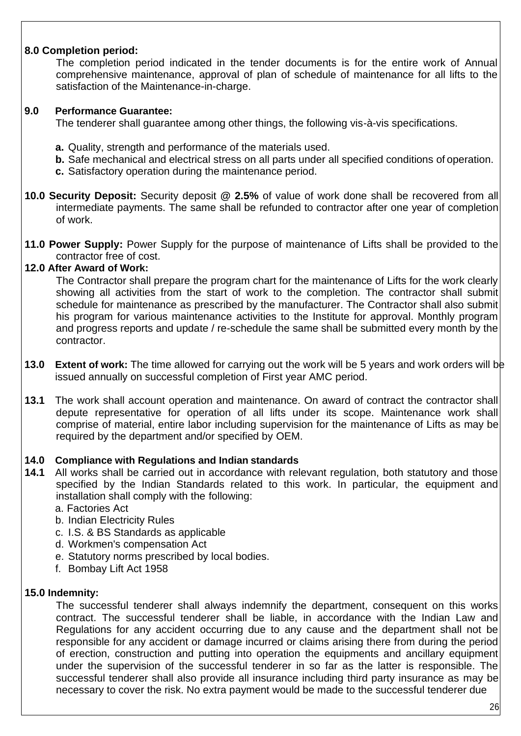**8.0 Completion period:**

The completion period indicated in the tender documents is for the entire work of Annual comprehensive maintenance, approval of plan of schedule of maintenance for all lifts to the satisfaction of the Maintenance-in-charge.

**9.0 Performance Guarantee:**

The tenderer shall guarantee among other things, the following vis-à-vis specifications.

- **a.** Quality, strength and performance of the materials used.
- **b.** Safe mechanical and electrical stress on all parts under all specified conditions of operation.
- **c.** Satisfactory operation during the maintenance period.

**10.0 Security Deposit:** Security deposit @ **2.5%** of value of work done shall be recovered from all intermediate payments. The same shall be refunded to contractor after one year of completion of work.

**11.0 Power Supply:** Power Supply for the purpose of maintenance of Lifts shall be provided to the contractor free of cost.

**12.0 After Award of Work:**

The Contractor shall prepare the program chart for the maintenance of Lifts for the work clearly showing all activities from the start of work to the completion. The contractor shall submit schedule for maintenance as prescribed by the manufacturer. The Contractor shall also submit his program for various maintenance activities to the Institute for approval. Monthly program and progress reports and update / re-schedule the same shall be submitted every month by the contractor.

**13.0 Extent of work:** The time allowed for carrying out the work will be 5 years and work orders will be issued annually on successful completion of First year AMC period.

**13.1** The work shall account operation and maintenance. On award of contract the contractor shall depute representative for operation of all lifts under its scope. Maintenance work shall comprise of material, entire labor including supervision for the maintenance of Lifts as may be required by the department and/or specified by OEM.

**14.0 Compliance with Regulations and Indian standards**

**14.1** All works shall be carried out in accordance with relevant regulation, both statutory and those specified by the Indian Standards related to this work. In particular, the equipment and installation shall comply with the following:

- a. Factories Act
- b. Indian Electricity Rules
- c. I.S. & BS Standards as applicable
- d. Workmen's compensation Act
- e. Statutory norms prescribed by local bodies.
- f. Bombay Lift Act 1958

**15.0 Indemnity:**

The successful tenderer shall always indemnify the department, consequent on this works contract. The successful tenderer shall be liable, in accordance with the Indian Law and Regulations for any accident occurring due to any cause and the department shall not be responsible for any accident or damage incurred or claims arising there from during the period of erection, construction and putting into operation the equipments and ancillary equipment under the supervision of the successful tenderer in so far as the latter is responsible. The successful tenderer shall also provide all insurance including third party insurance as may be necessary to cover the risk. No extra payment would be made to the successful tenderer due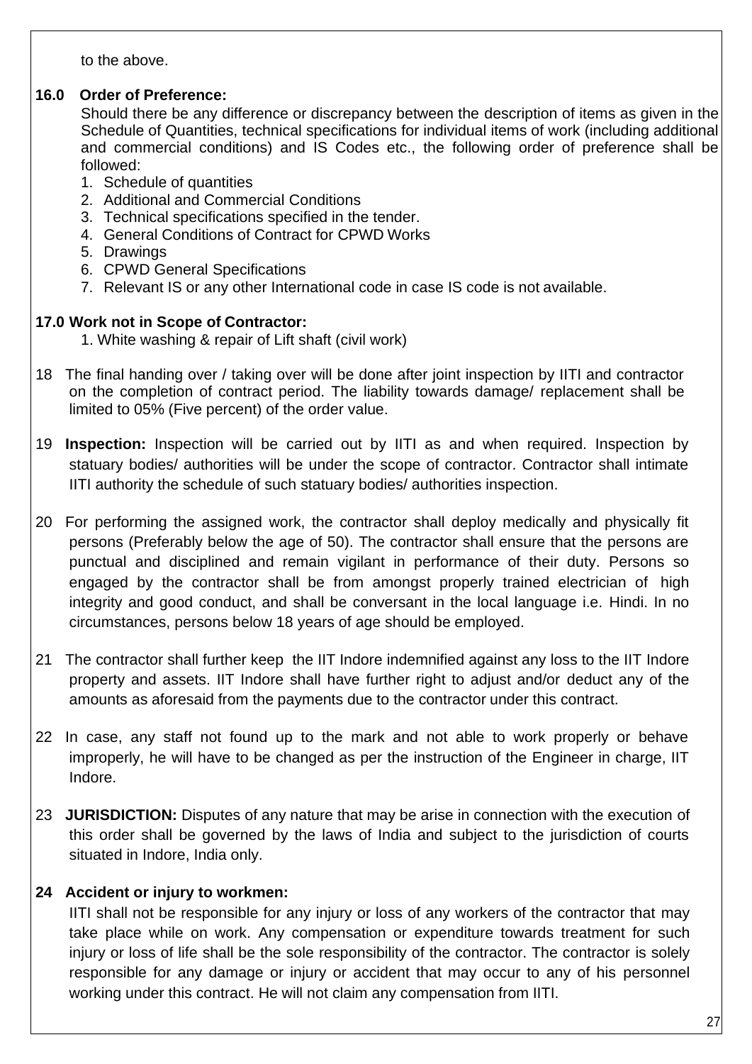to the above.

**16.0 Order of Preference:**

Should there be any difference or discrepancy between the description of items as given in the Schedule of Quantities, technical specifications for individual items of work (including additional and commercial conditions) and IS Codes etc., the following order of preference shall be followed:

1. Schedule of quantities
2. Additional and Commercial Conditions
3. Technical specifications specified in the tender.
4. General Conditions of Contract for CPWD Works
5. Drawings
6. CPWD General Specifications
7. Relevant IS or any other International code in case IS code is not available.

**17.0 Work not in Scope of Contractor:**

1. White washing & repair of Lift shaft (civil work)

18 The final handing over / taking over will be done after joint inspection by IITI and contractor on the completion of contract period. The liability towards damage/ replacement shall be limited to 05% (Five percent) of the order value.

19 **Inspection:** Inspection will be carried out by IITI as and when required. Inspection by statuary bodies/ authorities will be under the scope of contractor. Contractor shall intimate IITI authority the schedule of such statuary bodies/ authorities inspection.

20 For performing the assigned work, the contractor shall deploy medically and physically fit persons (Preferably below the age of 50). The contractor shall ensure that the persons are punctual and disciplined and remain vigilant in performance of their duty. Persons so engaged by the contractor shall be from amongst properly trained electrician of high integrity and good conduct, and shall be conversant in the local language i.e. Hindi. In no circumstances, persons below 18 years of age should be employed.

21 The contractor shall further keep the IIT Indore indemnified against any loss to the IIT Indore property and assets. IIT Indore shall have further right to adjust and/or deduct any of the amounts as aforesaid from the payments due to the contractor under this contract.

22 In case, any staff not found up to the mark and not able to work properly or behave improperly, he will have to be changed as per the instruction of the Engineer in charge, IIT Indore.

23 **JURISDICTION:** Disputes of any nature that may be arise in connection with the execution of this order shall be governed by the laws of India and subject to the jurisdiction of courts situated in Indore, India only.

**24 Accident or injury to workmen:**

IITI shall not be responsible for any injury or loss of any workers of the contractor that may take place while on work. Any compensation or expenditure towards treatment for such injury or loss of life shall be the sole responsibility of the contractor. The contractor is solely responsible for any damage or injury or accident that may occur to any of his personnel working under this contract. He will not claim any compensation from IITI.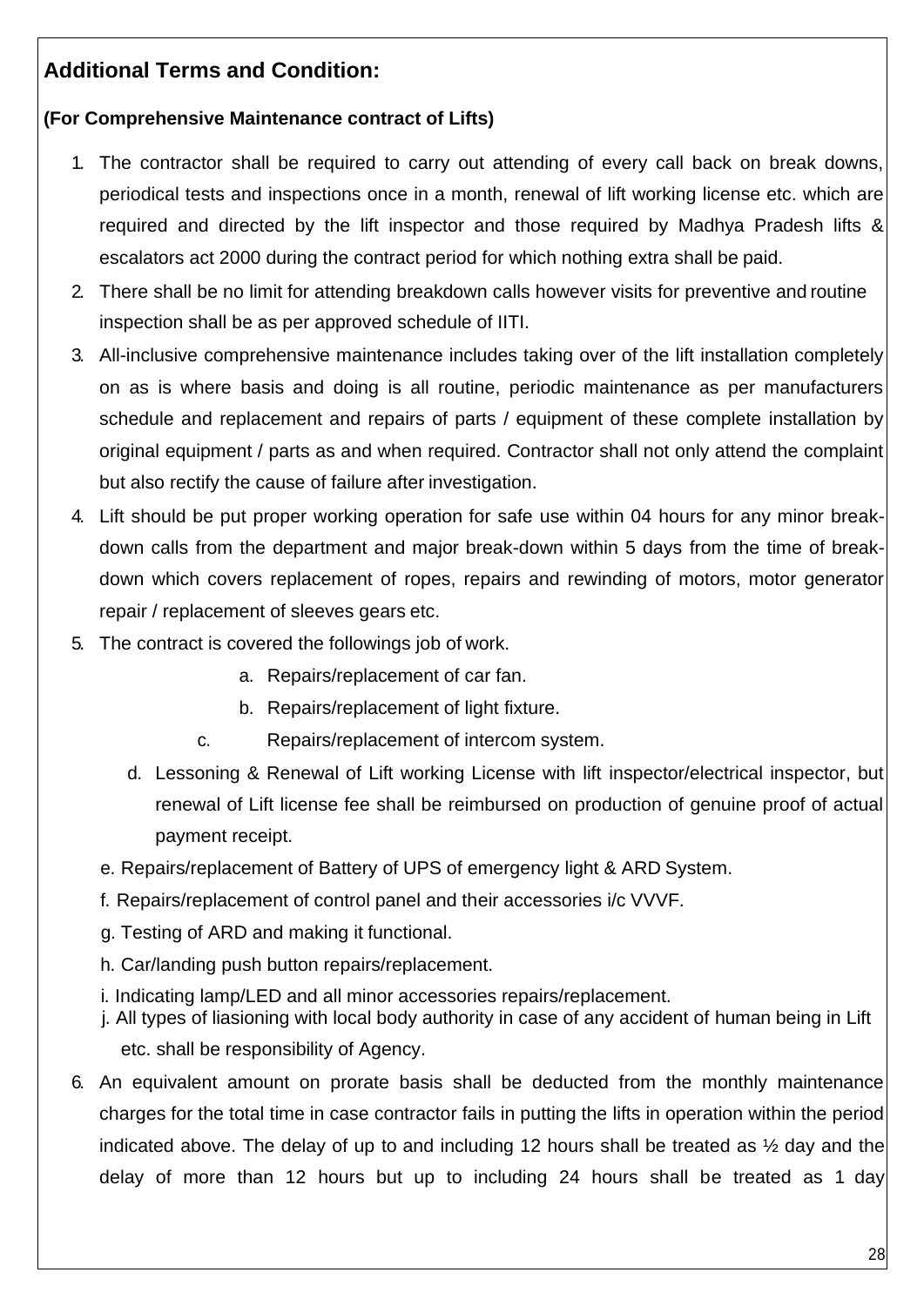## Additional Terms and Condition:

**(For Comprehensive Maintenance contract of Lifts)**

1. The contractor shall be required to carry out attending of every call back on break downs, periodical tests and inspections once in a month, renewal of lift working license etc. which are required and directed by the lift inspector and those required by Madhya Pradesh lifts & escalators act 2000 during the contract period for which nothing extra shall be paid.
2. There shall be no limit for attending breakdown calls however visits for preventive and routine inspection shall be as per approved schedule of IITI.
3. All-inclusive comprehensive maintenance includes taking over of the lift installation completely on as is where basis and doing is all routine, periodic maintenance as per manufacturers schedule and replacement and repairs of parts / equipment of these complete installation by original equipment / parts as and when required. Contractor shall not only attend the complaint but also rectify the cause of failure after investigation.
4. Lift should be put proper working operation for safe use within 04 hours for any minor break-down calls from the department and major break-down within 5 days from the time of break-down which covers replacement of ropes, repairs and rewinding of motors, motor generator repair / replacement of sleeves gears etc.
5. The contract is covered the followings job of work.
   a. Repairs/replacement of car fan.
   b. Repairs/replacement of light fixture.
   c. Repairs/replacement of intercom system.
   d. Lessoning & Renewal of Lift working License with lift inspector/electrical inspector, but renewal of Lift license fee shall be reimbursed on production of genuine proof of actual payment receipt.
   e. Repairs/replacement of Battery of UPS of emergency light & ARD System.
   f. Repairs/replacement of control panel and their accessories i/c VVVF.
   g. Testing of ARD and making it functional.
   h. Car/landing push button repairs/replacement.
   i. Indicating lamp/LED and all minor accessories repairs/replacement.
   j. All types of liasioning with local body authority in case of any accident of human being in Lift etc. shall be responsibility of Agency.
6. An equivalent amount on prorate basis shall be deducted from the monthly maintenance charges for the total time in case contractor fails in putting the lifts in operation within the period indicated above. The delay of up to and including 12 hours shall be treated as ½ day and the delay of more than 12 hours but up to including 24 hours shall be treated as 1 day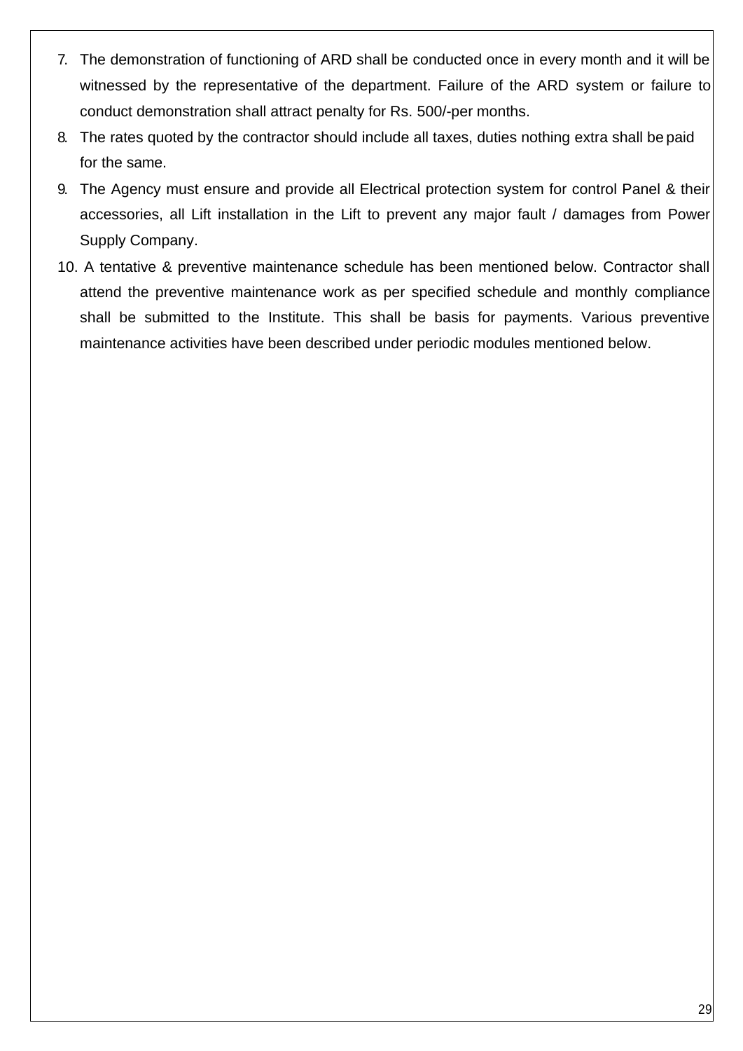7. The demonstration of functioning of ARD shall be conducted once in every month and it will be witnessed by the representative of the department. Failure of the ARD system or failure to conduct demonstration shall attract penalty for Rs. 500/-per months.
8. The rates quoted by the contractor should include all taxes, duties nothing extra shall be paid for the same.
9. The Agency must ensure and provide all Electrical protection system for control Panel & their accessories, all Lift installation in the Lift to prevent any major fault / damages from Power Supply Company.
10. A tentative & preventive maintenance schedule has been mentioned below. Contractor shall attend the preventive maintenance work as per specified schedule and monthly compliance shall be submitted to the Institute. This shall be basis for payments. Various preventive maintenance activities have been described under periodic modules mentioned below.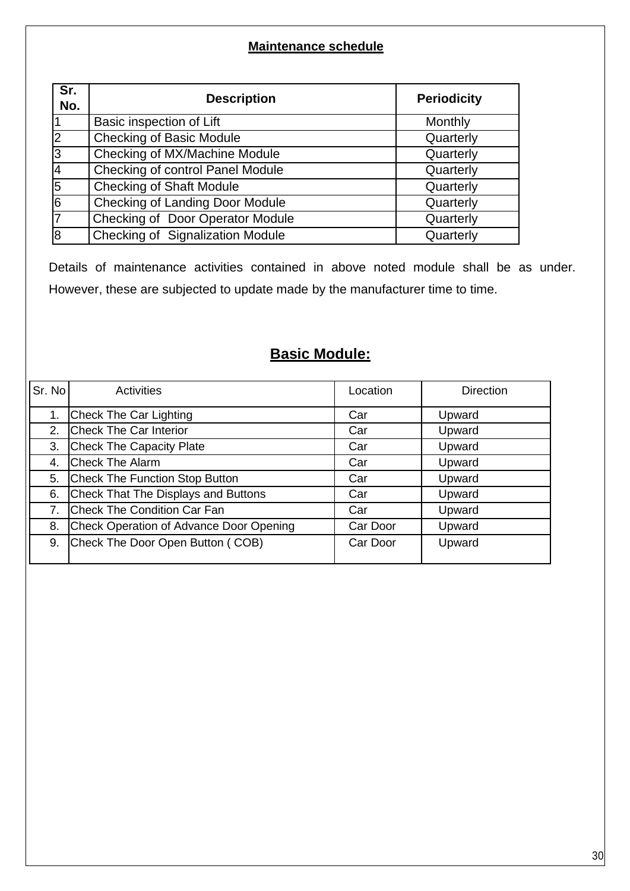## Maintenance schedule

| Sr. No. | Description | Periodicity |
|---|---|---|
| 1 | Basic inspection of Lift | Monthly |
| 2 | Checking of Basic Module | Quarterly |
| 3 | Checking of MX/Machine Module | Quarterly |
| 4 | Checking of control Panel Module | Quarterly |
| 5 | Checking of Shaft Module | Quarterly |
| 6 | Checking of Landing Door Module | Quarterly |
| 7 | Checking of Door Operator Module | Quarterly |
| 8 | Checking of Signalization Module | Quarterly |

Details of maintenance activities contained in above noted module shall be as under. However, these are subjected to update made by the manufacturer time to time.

## Basic Module:

| Sr. No | Activities | Location | Direction |
|---|---|---|---|
| 1. | Check The Car Lighting | Car | Upward |
| 2. | Check The Car Interior | Car | Upward |
| 3. | Check The Capacity Plate | Car | Upward |
| 4. | Check The Alarm | Car | Upward |
| 5. | Check The Function Stop Button | Car | Upward |
| 6. | Check That The Displays and Buttons | Car | Upward |
| 7. | Check The Condition Car Fan | Car | Upward |
| 8. | Check Operation of Advance Door Opening | Car Door | Upward |
| 9. | Check The Door Open Button ( COB) | Car Door | Upward |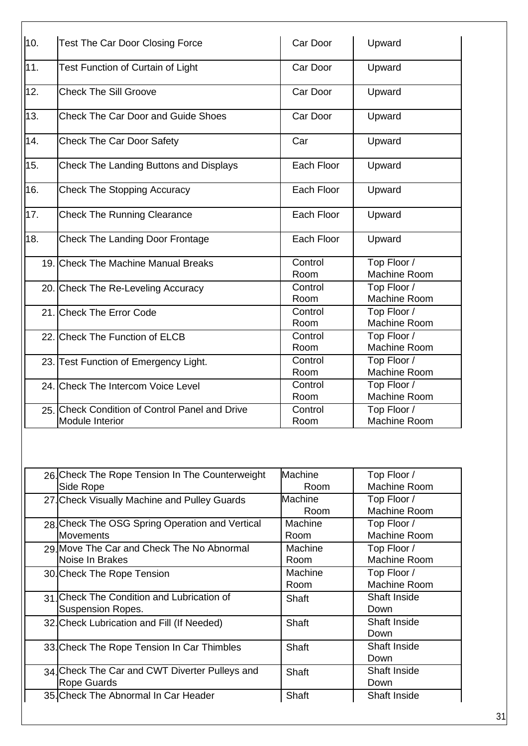| | | | |
|---|---|---|---|
| 10. | Test The Car Door Closing Force | Car Door | Upward |
| 11. | Test Function of Curtain of Light | Car Door | Upward |
| 12. | Check The Sill Groove | Car Door | Upward |
| 13. | Check The Car Door and Guide Shoes | Car Door | Upward |
| 14. | Check The Car Door Safety | Car | Upward |
| 15. | Check The Landing Buttons and Displays | Each Floor | Upward |
| 16. | Check The Stopping Accuracy | Each Floor | Upward |
| 17. | Check The Running Clearance | Each Floor | Upward |
| 18. | Check The Landing Door Frontage | Each Floor | Upward |
| 19. | Check The Machine Manual Breaks | Control Room | Top Floor / Machine Room |
| 20. | Check The Re-Leveling Accuracy | Control Room | Top Floor / Machine Room |
| 21. | Check The Error Code | Control Room | Top Floor / Machine Room |
| 22. | Check The Function of ELCB | Control Room | Top Floor / Machine Room |
| 23. | Test Function of Emergency Light. | Control Room | Top Floor / Machine Room |
| 24. | Check The Intercom Voice Level | Control Room | Top Floor / Machine Room |
| 25. | Check Condition of Control Panel and Drive Module Interior | Control Room | Top Floor / Machine Room |

| | | | |
|---|---|---|---|
| 26. | Check The Rope Tension In The Counterweight Side Rope | Machine Room | Top Floor / Machine Room |
| 27. | Check Visually Machine and Pulley Guards | Machine Room | Top Floor / Machine Room |
| 28. | Check The OSG Spring Operation and Vertical Movements | Machine Room | Top Floor / Machine Room |
| 29. | Move The Car and Check The No Abnormal Noise In Brakes | Machine Room | Top Floor / Machine Room |
| 30. | Check The Rope Tension | Machine Room | Top Floor / Machine Room |
| 31. | Check The Condition and Lubrication of Suspension Ropes. | Shaft | Shaft Inside Down |
| 32. | Check Lubrication and Fill (If Needed) | Shaft | Shaft Inside Down |
| 33. | Check The Rope Tension In Car Thimbles | Shaft | Shaft Inside Down |
| 34. | Check The Car and CWT Diverter Pulleys and Rope Guards | Shaft | Shaft Inside Down |
| 35. | Check The Abnormal In Car Header | Shaft | Shaft Inside |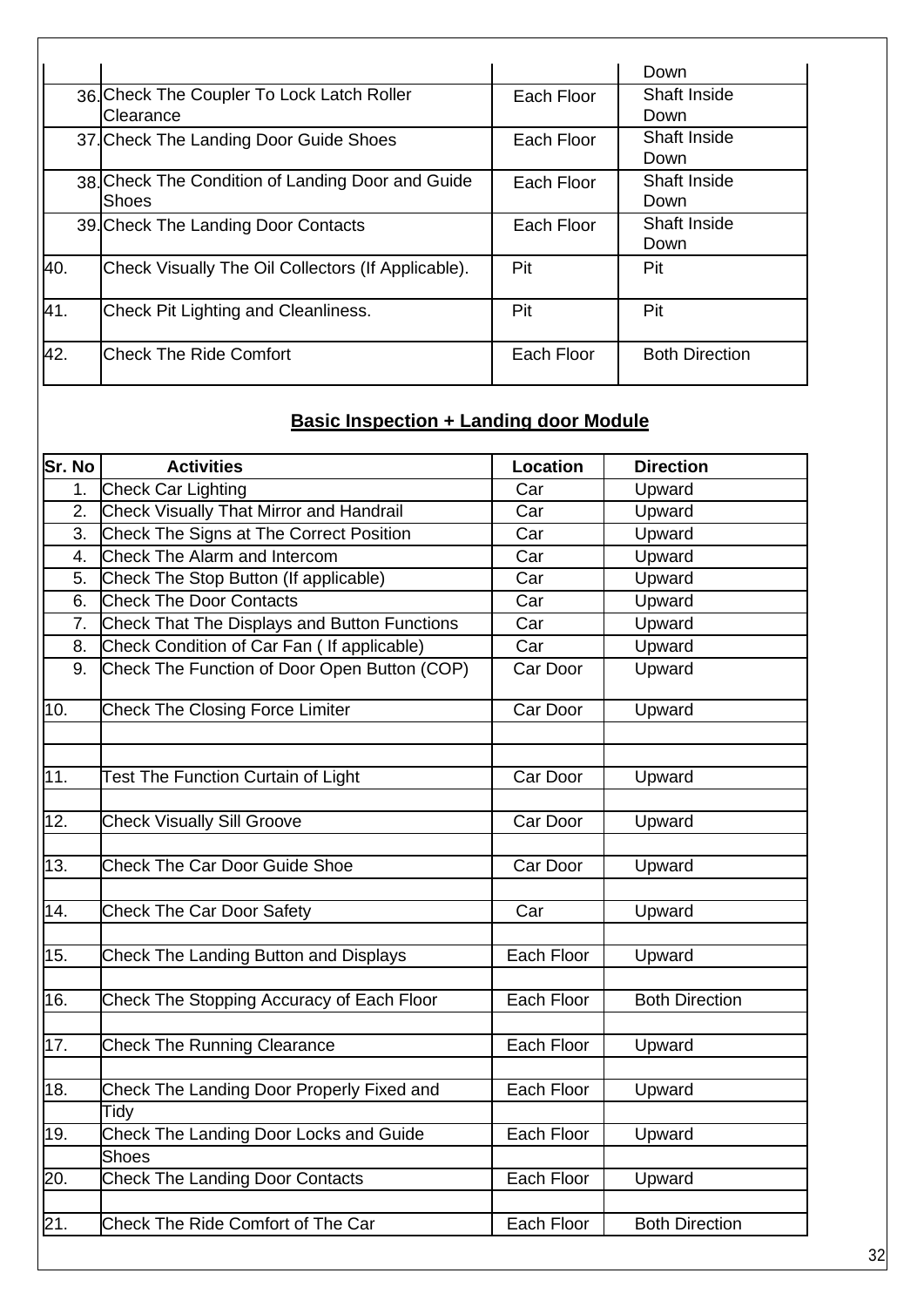| | | | Down |
|---|---|---|---|
| 36. | Check The Coupler To Lock Latch Roller Clearance | Each Floor | Shaft Inside Down |
| 37. | Check The Landing Door Guide Shoes | Each Floor | Shaft Inside Down |
| 38. | Check The Condition of Landing Door and Guide Shoes | Each Floor | Shaft Inside Down |
| 39. | Check The Landing Door Contacts | Each Floor | Shaft Inside Down |
| 40. | Check Visually The Oil Collectors (If Applicable). | Pit | Pit |
| 41. | Check Pit Lighting and Cleanliness. | Pit | Pit |
| 42. | Check The Ride Comfort | Each Floor | Both Direction |

## Basic Inspection + Landing door Module

| Sr. No | Activities | Location | Direction |
|---|---|---|---|
| 1. | Check Car Lighting | Car | Upward |
| 2. | Check Visually That Mirror and Handrail | Car | Upward |
| 3. | Check The Signs at The Correct Position | Car | Upward |
| 4. | Check The Alarm and Intercom | Car | Upward |
| 5. | Check The Stop Button (If applicable) | Car | Upward |
| 6. | Check The Door Contacts | Car | Upward |
| 7. | Check That The Displays and Button Functions | Car | Upward |
| 8. | Check Condition of Car Fan ( If applicable) | Car | Upward |
| 9. | Check The Function of Door Open Button (COP) | Car Door | Upward |
| 10. | Check The Closing Force Limiter | Car Door | Upward |
| 11. | Test The Function Curtain of Light | Car Door | Upward |
| 12. | Check Visually Sill Groove | Car Door | Upward |
| 13. | Check The Car Door Guide Shoe | Car Door | Upward |
| 14. | Check The Car Door Safety | Car | Upward |
| 15. | Check The Landing Button and Displays | Each Floor | Upward |
| 16. | Check The Stopping Accuracy of Each Floor | Each Floor | Both Direction |
| 17. | Check The Running Clearance | Each Floor | Upward |
| 18. | Check The Landing Door Properly Fixed and Tidy | Each Floor | Upward |
| 19. | Check The Landing Door Locks and Guide Shoes | Each Floor | Upward |
| 20. | Check The Landing Door Contacts | Each Floor | Upward |
| 21. | Check The Ride Comfort of The Car | Each Floor | Both Direction |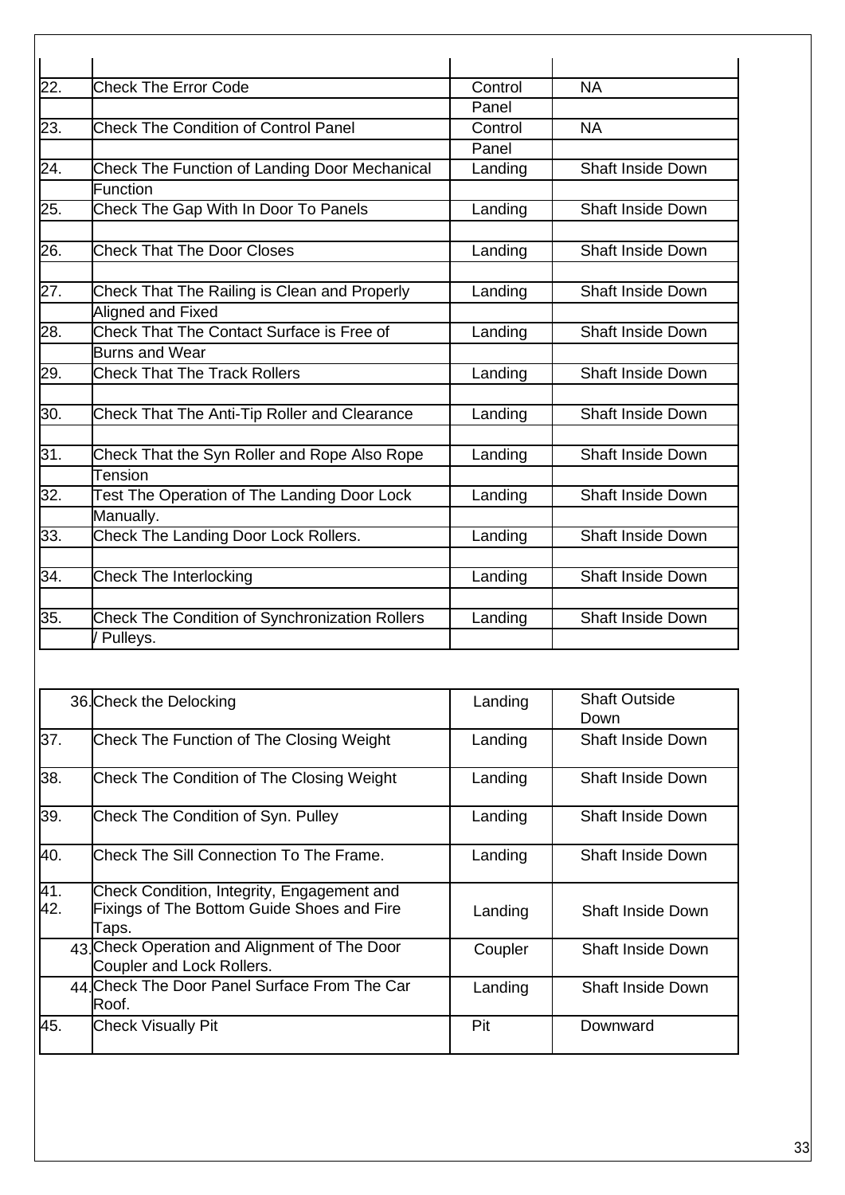| | | | |
|---|---|---|---|
| 22. | Check The Error Code | Control Panel | NA |
| 23. | Check The Condition of Control Panel | Control Panel | NA |
| 24. | Check The Function of Landing Door Mechanical Function | Landing | Shaft Inside Down |
| 25. | Check The Gap With In Door To Panels | Landing | Shaft Inside Down |
| 26. | Check That The Door Closes | Landing | Shaft Inside Down |
| 27. | Check That The Railing is Clean and Properly Aligned and Fixed | Landing | Shaft Inside Down |
| 28. | Check That The Contact Surface is Free of Burns and Wear | Landing | Shaft Inside Down |
| 29. | Check That The Track Rollers | Landing | Shaft Inside Down |
| 30. | Check That The Anti-Tip Roller and Clearance | Landing | Shaft Inside Down |
| 31. | Check That the Syn Roller and Rope Also Rope Tension | Landing | Shaft Inside Down |
| 32. | Test The Operation of The Landing Door Lock Manually. | Landing | Shaft Inside Down |
| 33. | Check The Landing Door Lock Rollers. | Landing | Shaft Inside Down |
| 34. | Check The Interlocking | Landing | Shaft Inside Down |
| 35. | Check The Condition of Synchronization Rollers / Pulleys. | Landing | Shaft Inside Down |

| | | | |
|---|---|---|---|
| 36. | Check the Delocking | Landing | Shaft Outside Down |
| 37. | Check The Function of The Closing Weight | Landing | Shaft Inside Down |
| 38. | Check The Condition of The Closing Weight | Landing | Shaft Inside Down |
| 39. | Check The Condition of Syn. Pulley | Landing | Shaft Inside Down |
| 40. | Check The Sill Connection To The Frame. | Landing | Shaft Inside Down |
| 41. 42. | Check Condition, Integrity, Engagement and Fixings of The Bottom Guide Shoes and Fire Taps. | Landing | Shaft Inside Down |
| 43. | Check Operation and Alignment of The Door Coupler and Lock Rollers. | Coupler | Shaft Inside Down |
| 44. | Check The Door Panel Surface From The Car Roof. | Landing | Shaft Inside Down |
| 45. | Check Visually Pit | Pit | Downward |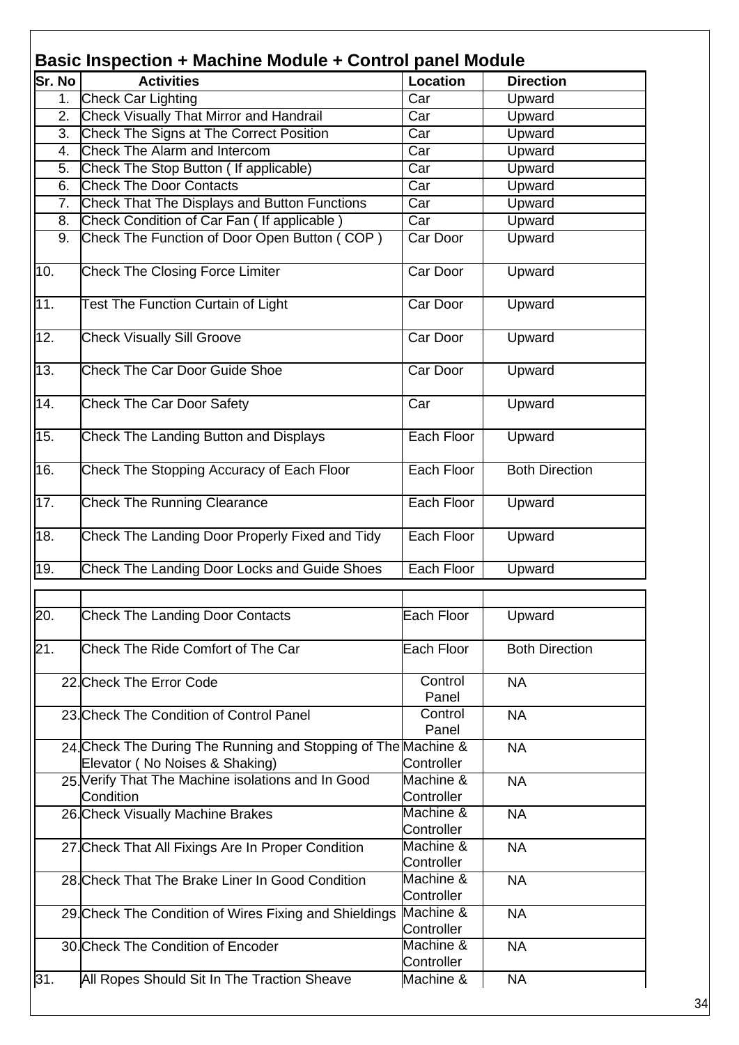## Basic Inspection + Machine Module + Control panel Module

| Sr. No | Activities | Location | Direction |
|---|---|---|---|
| 1. | Check Car Lighting | Car | Upward |
| 2. | Check Visually That Mirror and Handrail | Car | Upward |
| 3. | Check The Signs at The Correct Position | Car | Upward |
| 4. | Check The Alarm and Intercom | Car | Upward |
| 5. | Check The Stop Button ( If applicable) | Car | Upward |
| 6. | Check The Door Contacts | Car | Upward |
| 7. | Check That The Displays and Button Functions | Car | Upward |
| 8. | Check Condition of Car Fan ( If applicable ) | Car | Upward |
| 9. | Check The Function of Door Open Button ( COP ) | Car Door | Upward |
| 10. | Check The Closing Force Limiter | Car Door | Upward |
| 11. | Test The Function Curtain of Light | Car Door | Upward |
| 12. | Check Visually Sill Groove | Car Door | Upward |
| 13. | Check The Car Door Guide Shoe | Car Door | Upward |
| 14. | Check The Car Door Safety | Car | Upward |
| 15. | Check The Landing Button and Displays | Each Floor | Upward |
| 16. | Check The Stopping Accuracy of Each Floor | Each Floor | Both Direction |
| 17. | Check The Running Clearance | Each Floor | Upward |
| 18. | Check The Landing Door Properly Fixed and Tidy | Each Floor | Upward |
| 19. | Check The Landing Door Locks and Guide Shoes | Each Floor | Upward |
| | | | |
| 20. | Check The Landing Door Contacts | Each Floor | Upward |
| 21. | Check The Ride Comfort of The Car | Each Floor | Both Direction |
| 22. | Check The Error Code | Control Panel | NA |
| 23. | Check The Condition of Control Panel | Control Panel | NA |
| 24. | Check The During The Running and Stopping of The Elevator ( No Noises & Shaking) | Machine & Controller | NA |
| 25. | Verify That The Machine isolations and In Good Condition | Machine & Controller | NA |
| 26. | Check Visually Machine Brakes | Machine & Controller | NA |
| 27. | Check That All Fixings Are In Proper Condition | Machine & Controller | NA |
| 28. | Check That The Brake Liner In Good Condition | Machine & Controller | NA |
| 29. | Check The Condition of Wires Fixing and Shieldings | Machine & Controller | NA |
| 30. | Check The Condition of Encoder | Machine & Controller | NA |
| 31. | All Ropes Should Sit In The Traction Sheave | Machine & | NA |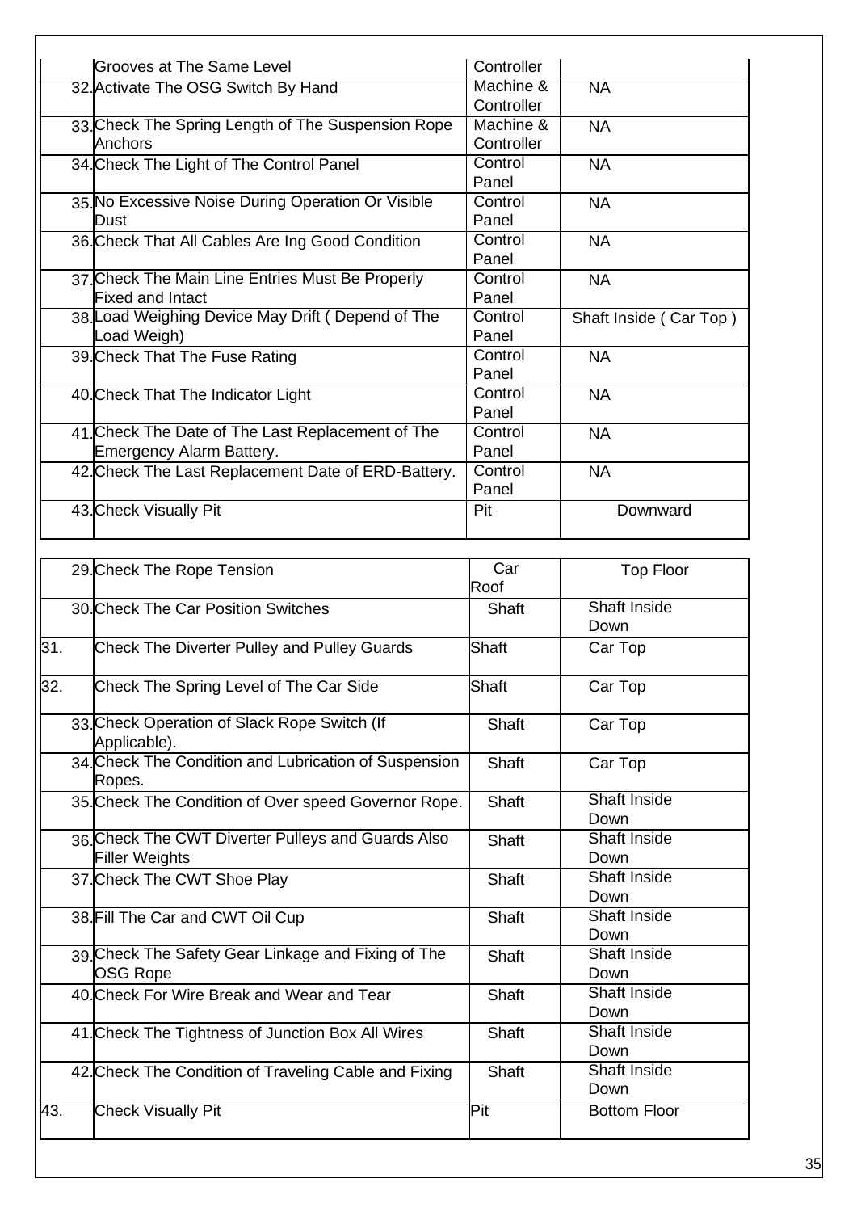| | | | |
|---|---|---|---|
| | Grooves at The Same Level | Controller | |
| 32. | Activate The OSG Switch By Hand | Machine & Controller | NA |
| 33. | Check The Spring Length of The Suspension Rope Anchors | Machine & Controller | NA |
| 34. | Check The Light of The Control Panel | Control Panel | NA |
| 35. | No Excessive Noise During Operation Or Visible Dust | Control Panel | NA |
| 36. | Check That All Cables Are Ing Good Condition | Control Panel | NA |
| 37. | Check The Main Line Entries Must Be Properly Fixed and Intact | Control Panel | NA |
| 38. | Load Weighing Device May Drift ( Depend of The Load Weigh) | Control Panel | Shaft Inside ( Car Top ) |
| 39. | Check That The Fuse Rating | Control Panel | NA |
| 40. | Check That The Indicator Light | Control Panel | NA |
| 41. | Check The Date of The Last Replacement of The Emergency Alarm Battery. | Control Panel | NA |
| 42. | Check The Last Replacement Date of ERD-Battery. | Control Panel | NA |
| 43. | Check Visually Pit | Pit | Downward |

| | | | |
|---|---|---|---|
| 29. | Check The Rope Tension | Car Roof | Top Floor |
| 30. | Check The Car Position Switches | Shaft | Shaft Inside Down |
| 31. | Check The Diverter Pulley and Pulley Guards | Shaft | Car Top |
| 32. | Check The Spring Level of The Car Side | Shaft | Car Top |
| 33. | Check Operation of Slack Rope Switch (If Applicable). | Shaft | Car Top |
| 34. | Check The Condition and Lubrication of Suspension Ropes. | Shaft | Car Top |
| 35. | Check The Condition of Over speed Governor Rope. | Shaft | Shaft Inside Down |
| 36. | Check The CWT Diverter Pulleys and Guards Also Filler Weights | Shaft | Shaft Inside Down |
| 37. | Check The CWT Shoe Play | Shaft | Shaft Inside Down |
| 38. | Fill The Car and CWT Oil Cup | Shaft | Shaft Inside Down |
| 39. | Check The Safety Gear Linkage and Fixing of The OSG Rope | Shaft | Shaft Inside Down |
| 40. | Check For Wire Break and Wear and Tear | Shaft | Shaft Inside Down |
| 41. | Check The Tightness of Junction Box All Wires | Shaft | Shaft Inside Down |
| 42. | Check The Condition of Traveling Cable and Fixing | Shaft | Shaft Inside Down |
| 43. | Check Visually Pit | Pit | Bottom Floor |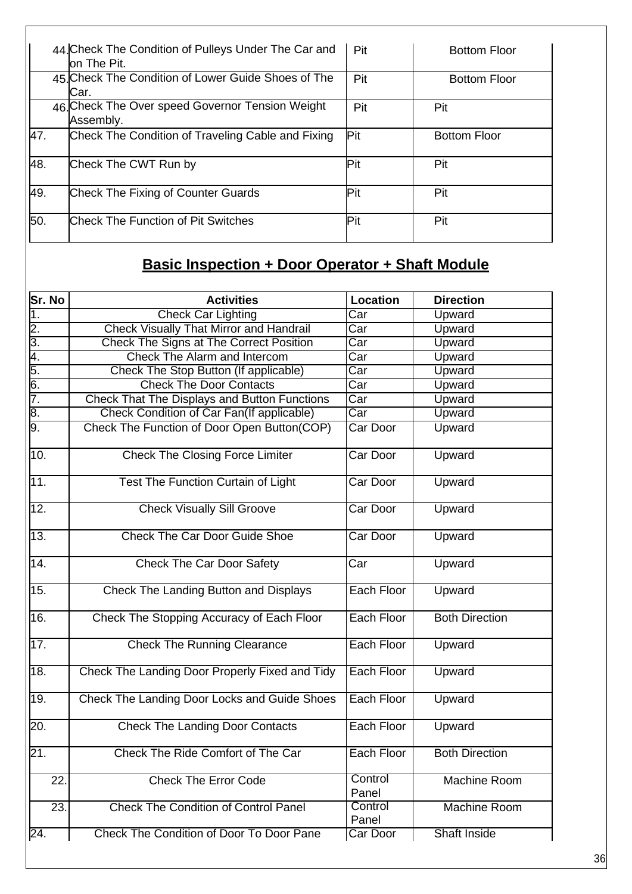| | | | |
|---|---|---|---|
| 44. | Check The Condition of Pulleys Under The Car and on The Pit. | Pit | Bottom Floor |
| 45. | Check The Condition of Lower Guide Shoes of The Car. | Pit | Bottom Floor |
| 46. | Check The Over speed Governor Tension Weight Assembly. | Pit | Pit |
| 47. | Check The Condition of Traveling Cable and Fixing | Pit | Bottom Floor |
| 48. | Check The CWT Run by | Pit | Pit |
| 49. | Check The Fixing of Counter Guards | Pit | Pit |
| 50. | Check The Function of Pit Switches | Pit | Pit |

## Basic Inspection + Door Operator + Shaft Module

| Sr. No | Activities | Location | Direction |
|---|---|---|---|
| 1. | Check Car Lighting | Car | Upward |
| 2. | Check Visually That Mirror and Handrail | Car | Upward |
| 3. | Check The Signs at The Correct Position | Car | Upward |
| 4. | Check The Alarm and Intercom | Car | Upward |
| 5. | Check The Stop Button (If applicable) | Car | Upward |
| 6. | Check The Door Contacts | Car | Upward |
| 7. | Check That The Displays and Button Functions | Car | Upward |
| 8. | Check Condition of Car Fan(If applicable) | Car | Upward |
| 9. | Check The Function of Door Open Button(COP) | Car Door | Upward |
| 10. | Check The Closing Force Limiter | Car Door | Upward |
| 11. | Test The Function Curtain of Light | Car Door | Upward |
| 12. | Check Visually Sill Groove | Car Door | Upward |
| 13. | Check The Car Door Guide Shoe | Car Door | Upward |
| 14. | Check The Car Door Safety | Car | Upward |
| 15. | Check The Landing Button and Displays | Each Floor | Upward |
| 16. | Check The Stopping Accuracy of Each Floor | Each Floor | Both Direction |
| 17. | Check The Running Clearance | Each Floor | Upward |
| 18. | Check The Landing Door Properly Fixed and Tidy | Each Floor | Upward |
| 19. | Check The Landing Door Locks and Guide Shoes | Each Floor | Upward |
| 20. | Check The Landing Door Contacts | Each Floor | Upward |
| 21. | Check The Ride Comfort of The Car | Each Floor | Both Direction |
| 22. | Check The Error Code | Control Panel | Machine Room |
| 23. | Check The Condition of Control Panel | Control Panel | Machine Room |
| 24. | Check The Condition of Door To Door Pane | Car Door | Shaft Inside |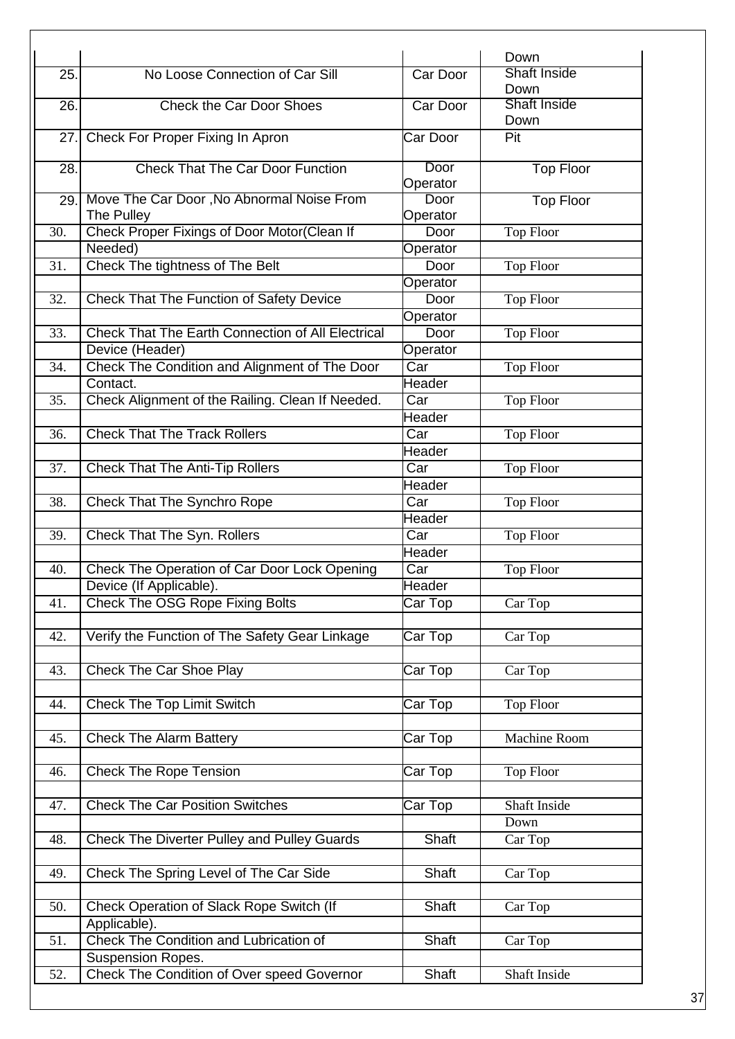| | | | Down |
|---|---|---|---|
| 25. | No Loose Connection of Car Sill | Car Door | Shaft Inside Down |
| 26. | Check the Car Door Shoes | Car Door | Shaft Inside Down |
| 27. | Check For Proper Fixing In Apron | Car Door | Pit |
| 28. | Check That The Car Door Function | Door Operator | Top Floor |
| 29. | Move The Car Door ,No Abnormal Noise From The Pulley | Door Operator | Top Floor |
| 30. | Check Proper Fixings of Door Motor(Clean If Needed) | Door Operator | Top Floor |
| 31. | Check The tightness of The Belt | Door Operator | Top Floor |
| 32. | Check That The Function of Safety Device | Door Operator | Top Floor |
| 33. | Check That The Earth Connection of All Electrical Device (Header) | Door Operator | Top Floor |
| 34. | Check The Condition and Alignment of The Door Contact. | Car Header | Top Floor |
| 35. | Check Alignment of the Railing. Clean If Needed. | Car Header | Top Floor |
| 36. | Check That The Track Rollers | Car Header | Top Floor |
| 37. | Check That The Anti-Tip Rollers | Car Header | Top Floor |
| 38. | Check That The Synchro Rope | Car Header | Top Floor |
| 39. | Check That The Syn. Rollers | Car Header | Top Floor |
| 40. | Check The Operation of Car Door Lock Opening Device (If Applicable). | Car Header | Top Floor |
| 41. | Check The OSG Rope Fixing Bolts | Car Top | Car Top |
| 42. | Verify the Function of The Safety Gear Linkage | Car Top | Car Top |
| 43. | Check The Car Shoe Play | Car Top | Car Top |
| 44. | Check The Top Limit Switch | Car Top | Top Floor |
| 45. | Check The Alarm Battery | Car Top | Machine Room |
| 46. | Check The Rope Tension | Car Top | Top Floor |
| 47. | Check The Car Position Switches | Car Top | Shaft Inside Down |
| 48. | Check The Diverter Pulley and Pulley Guards | Shaft | Car Top |
| 49. | Check The Spring Level of The Car Side | Shaft | Car Top |
| 50. | Check Operation of Slack Rope Switch (If Applicable). | Shaft | Car Top |
| 51. | Check The Condition and Lubrication of Suspension Ropes. | Shaft | Car Top |
| 52. | Check The Condition of Over speed Governor | Shaft | Shaft Inside |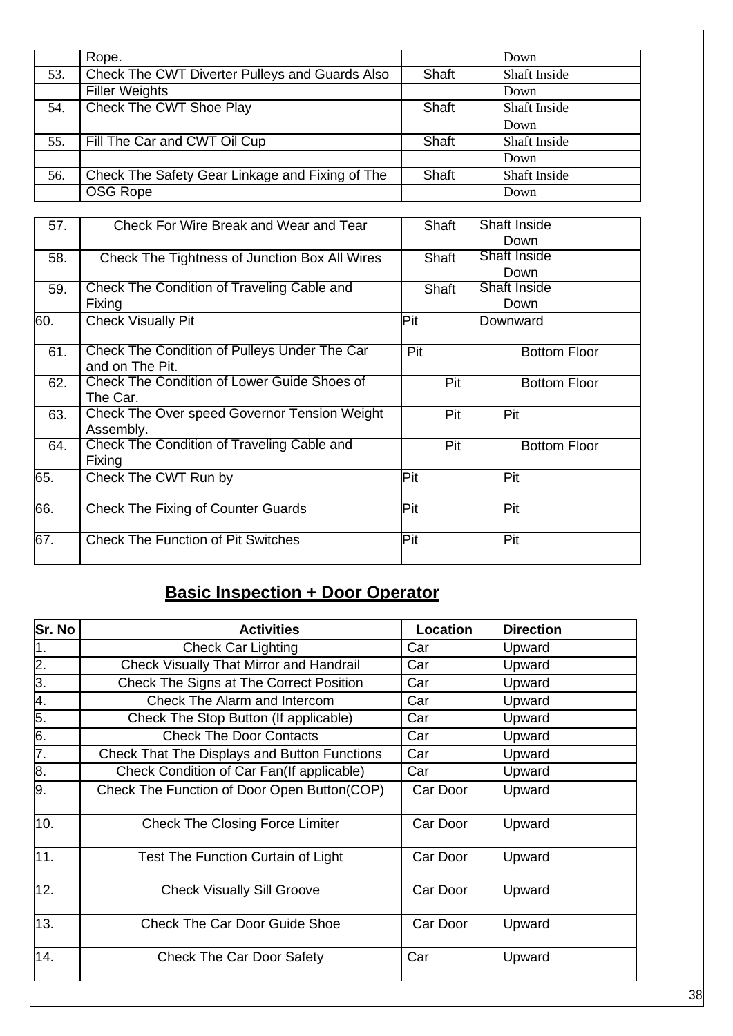|  |  |  |  |
|---|---|---|---|
|  | Rope. |  | Down |
| 53. | Check The CWT Diverter Pulleys and Guards Also Filler Weights | Shaft | Shaft Inside Down |
| 54. | Check The CWT Shoe Play | Shaft | Shaft Inside Down |
| 55. | Fill The Car and CWT Oil Cup | Shaft | Shaft Inside Down |
| 56. | Check The Safety Gear Linkage and Fixing of The OSG Rope | Shaft | Shaft Inside Down |
| 57. | Check For Wire Break and Wear and Tear | Shaft | Shaft Inside Down |
| 58. | Check The Tightness of Junction Box All Wires | Shaft | Shaft Inside Down |
| 59. | Check The Condition of Traveling Cable and Fixing | Shaft | Shaft Inside Down |
| 60. | Check Visually Pit | Pit | Downward |
| 61. | Check The Condition of Pulleys Under The Car and on The Pit. | Pit | Bottom Floor |
| 62. | Check The Condition of Lower Guide Shoes of The Car. | Pit | Bottom Floor |
| 63. | Check The Over speed Governor Tension Weight Assembly. | Pit | Pit |
| 64. | Check The Condition of Traveling Cable and Fixing | Pit | Bottom Floor |
| 65. | Check The CWT Run by | Pit | Pit |
| 66. | Check The Fixing of Counter Guards | Pit | Pit |
| 67. | Check The Function of Pit Switches | Pit | Pit |

## Basic Inspection + Door Operator

| Sr. No | Activities | Location | Direction |
|---|---|---|---|
| 1. | Check Car Lighting | Car | Upward |
| 2. | Check Visually That Mirror and Handrail | Car | Upward |
| 3. | Check The Signs at The Correct Position | Car | Upward |
| 4. | Check The Alarm and Intercom | Car | Upward |
| 5. | Check The Stop Button (If applicable) | Car | Upward |
| 6. | Check The Door Contacts | Car | Upward |
| 7. | Check That The Displays and Button Functions | Car | Upward |
| 8. | Check Condition of Car Fan(If applicable) | Car | Upward |
| 9. | Check The Function of Door Open Button(COP) | Car Door | Upward |
| 10. | Check The Closing Force Limiter | Car Door | Upward |
| 11. | Test The Function Curtain of Light | Car Door | Upward |
| 12. | Check Visually Sill Groove | Car Door | Upward |
| 13. | Check The Car Door Guide Shoe | Car Door | Upward |
| 14. | Check The Car Door Safety | Car | Upward |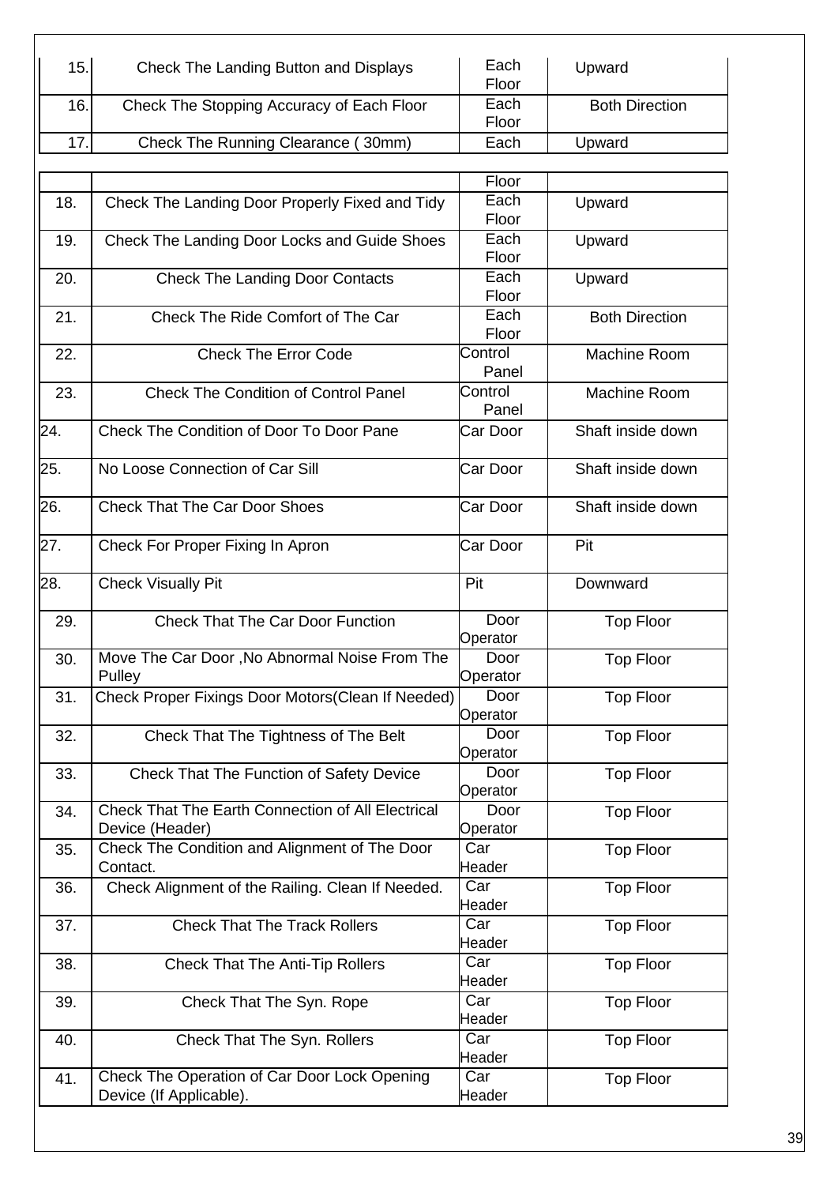| | | | |
|---|---|---|---|
| 15. | Check The Landing Button and Displays | Each Floor | Upward |
| 16. | Check The Stopping Accuracy of Each Floor | Each Floor | Both Direction |
| 17. | Check The Running Clearance ( 30mm) | Each Floor | Upward |
| 18. | Check The Landing Door Properly Fixed and Tidy | Each Floor | Upward |
| 19. | Check The Landing Door Locks and Guide Shoes | Each Floor | Upward |
| 20. | Check The Landing Door Contacts | Each Floor | Upward |
| 21. | Check The Ride Comfort of The Car | Each Floor | Both Direction |
| 22. | Check The Error Code | Control Panel | Machine Room |
| 23. | Check The Condition of Control Panel | Control Panel | Machine Room |
| 24. | Check The Condition of Door To Door Pane | Car Door | Shaft inside down |
| 25. | No Loose Connection of Car Sill | Car Door | Shaft inside down |
| 26. | Check That The Car Door Shoes | Car Door | Shaft inside down |
| 27. | Check For Proper Fixing In Apron | Car Door | Pit |
| 28. | Check Visually Pit | Pit | Downward |
| 29. | Check That The Car Door Function | Door Operator | Top Floor |
| 30. | Move The Car Door ,No Abnormal Noise From The Pulley | Door Operator | Top Floor |
| 31. | Check Proper Fixings Door Motors(Clean If Needed) | Door Operator | Top Floor |
| 32. | Check That The Tightness of The Belt | Door Operator | Top Floor |
| 33. | Check That The Function of Safety Device | Door Operator | Top Floor |
| 34. | Check That The Earth Connection of All Electrical Device (Header) | Door Operator | Top Floor |
| 35. | Check The Condition and Alignment of The Door Contact. | Car Header | Top Floor |
| 36. | Check Alignment of the Railing. Clean If Needed. | Car Header | Top Floor |
| 37. | Check That The Track Rollers | Car Header | Top Floor |
| 38. | Check That The Anti-Tip Rollers | Car Header | Top Floor |
| 39. | Check That The Syn. Rope | Car Header | Top Floor |
| 40. | Check That The Syn. Rollers | Car Header | Top Floor |
| 41. | Check The Operation of Car Door Lock Opening Device (If Applicable). | Car Header | Top Floor |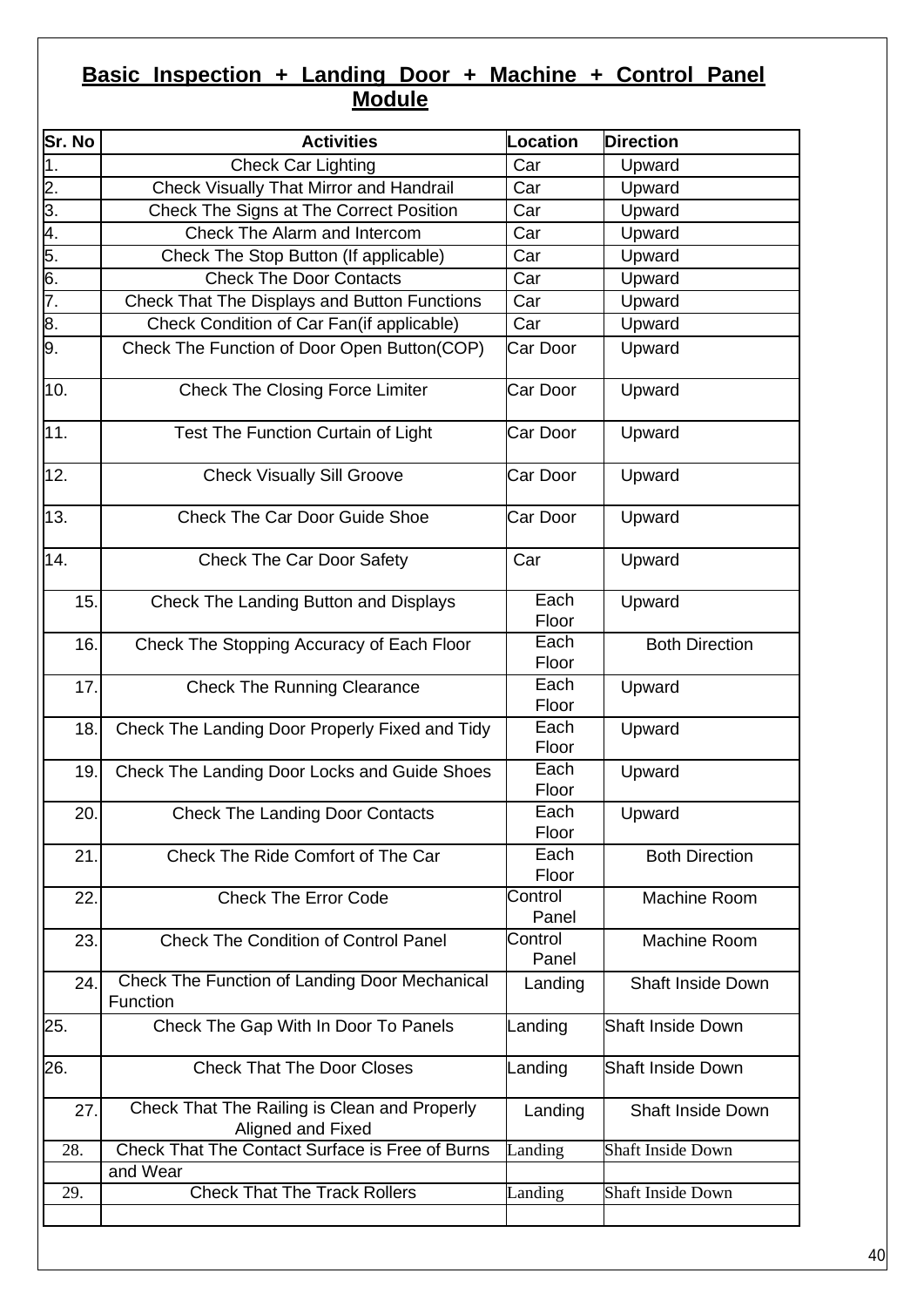## Basic Inspection + Landing Door + Machine + Control Panel Module

| Sr. No | Activities | Location | Direction |
|---|---|---|---|
| 1. | Check Car Lighting | Car | Upward |
| 2. | Check Visually That Mirror and Handrail | Car | Upward |
| 3. | Check The Signs at The Correct Position | Car | Upward |
| 4. | Check The Alarm and Intercom | Car | Upward |
| 5. | Check The Stop Button (If applicable) | Car | Upward |
| 6. | Check The Door Contacts | Car | Upward |
| 7. | Check That The Displays and Button Functions | Car | Upward |
| 8. | Check Condition of Car Fan(if applicable) | Car | Upward |
| 9. | Check The Function of Door Open Button(COP) | Car Door | Upward |
| 10. | Check The Closing Force Limiter | Car Door | Upward |
| 11. | Test The Function Curtain of Light | Car Door | Upward |
| 12. | Check Visually Sill Groove | Car Door | Upward |
| 13. | Check The Car Door Guide Shoe | Car Door | Upward |
| 14. | Check The Car Door Safety | Car | Upward |
| 15. | Check The Landing Button and Displays | Each Floor | Upward |
| 16. | Check The Stopping Accuracy of Each Floor | Each Floor | Both Direction |
| 17. | Check The Running Clearance | Each Floor | Upward |
| 18. | Check The Landing Door Properly Fixed and Tidy | Each Floor | Upward |
| 19. | Check The Landing Door Locks and Guide Shoes | Each Floor | Upward |
| 20. | Check The Landing Door Contacts | Each Floor | Upward |
| 21. | Check The Ride Comfort of The Car | Each Floor | Both Direction |
| 22. | Check The Error Code | Control Panel | Machine Room |
| 23. | Check The Condition of Control Panel | Control Panel | Machine Room |
| 24. | Check The Function of Landing Door Mechanical Function | Landing | Shaft Inside Down |
| 25. | Check The Gap With In Door To Panels | Landing | Shaft Inside Down |
| 26. | Check That The Door Closes | Landing | Shaft Inside Down |
| 27. | Check That The Railing is Clean and Properly Aligned and Fixed | Landing | Shaft Inside Down |
| 28. | Check That The Contact Surface is Free of Burns and Wear | Landing | Shaft Inside Down |
| 29. | Check That The Track Rollers | Landing | Shaft Inside Down |
| | | | |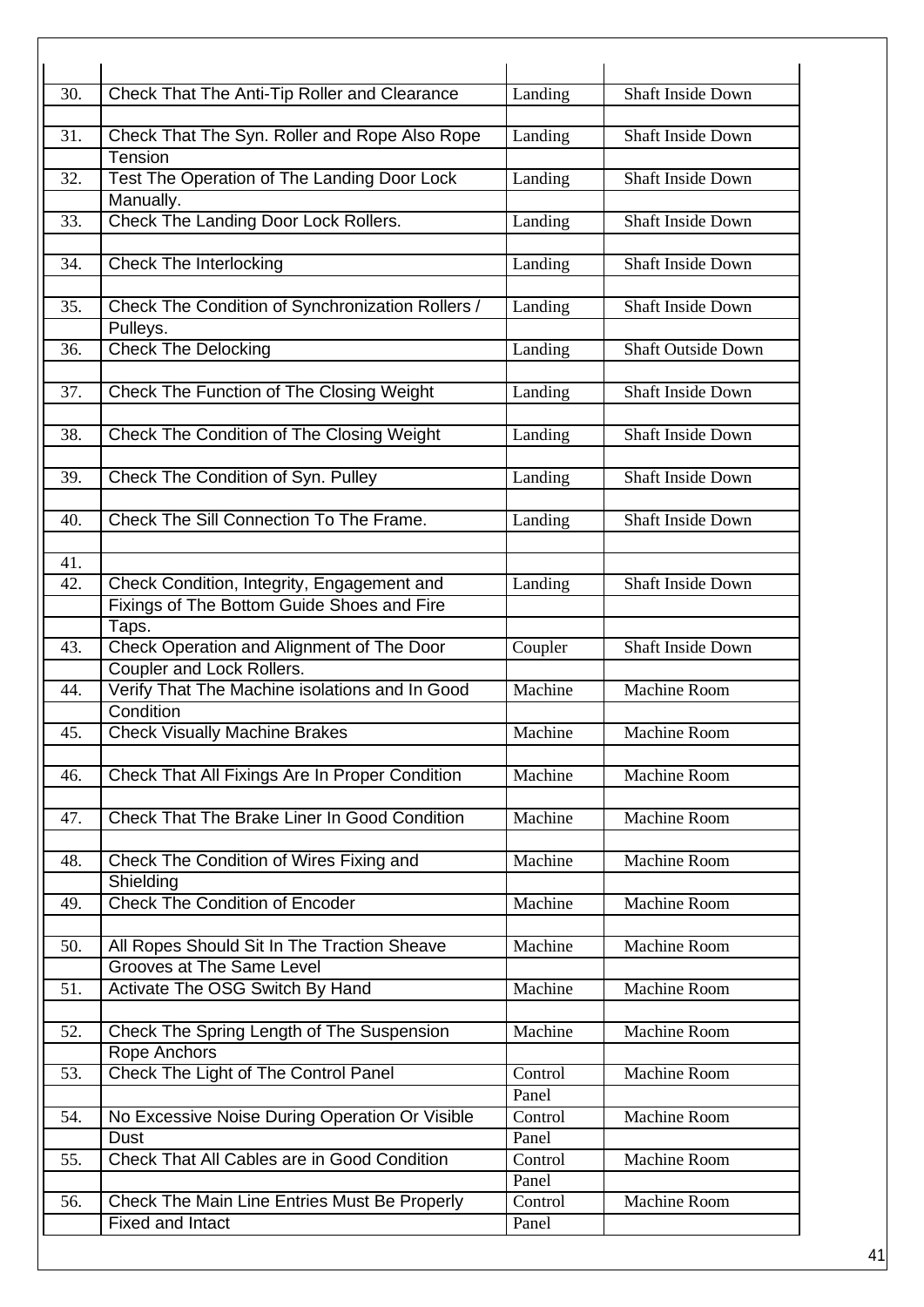| | | | |
|---|---|---|---|
| 30. | Check That The Anti-Tip Roller and Clearance | Landing | Shaft Inside Down |
| 31. | Check That The Syn. Roller and Rope Also Rope Tension | Landing | Shaft Inside Down |
| 32. | Test The Operation of The Landing Door Lock Manually. | Landing | Shaft Inside Down |
| 33. | Check The Landing Door Lock Rollers. | Landing | Shaft Inside Down |
| 34. | Check The Interlocking | Landing | Shaft Inside Down |
| 35. | Check The Condition of Synchronization Rollers / Pulleys. | Landing | Shaft Inside Down |
| 36. | Check The Delocking | Landing | Shaft Outside Down |
| 37. | Check The Function of The Closing Weight | Landing | Shaft Inside Down |
| 38. | Check The Condition of The Closing Weight | Landing | Shaft Inside Down |
| 39. | Check The Condition of Syn. Pulley | Landing | Shaft Inside Down |
| 40. | Check The Sill Connection To The Frame. | Landing | Shaft Inside Down |
| 41. | | | |
| 42. | Check Condition, Integrity, Engagement and Fixings of The Bottom Guide Shoes and Fire Taps. | Landing | Shaft Inside Down |
| 43. | Check Operation and Alignment of The Door Coupler and Lock Rollers. | Coupler | Shaft Inside Down |
| 44. | Verify That The Machine isolations and In Good Condition | Machine | Machine Room |
| 45. | Check Visually Machine Brakes | Machine | Machine Room |
| 46. | Check That All Fixings Are In Proper Condition | Machine | Machine Room |
| 47. | Check That The Brake Liner In Good Condition | Machine | Machine Room |
| 48. | Check The Condition of Wires Fixing and Shielding | Machine | Machine Room |
| 49. | Check The Condition of Encoder | Machine | Machine Room |
| 50. | All Ropes Should Sit In The Traction Sheave Grooves at The Same Level | Machine | Machine Room |
| 51. | Activate The OSG Switch By Hand | Machine | Machine Room |
| 52. | Check The Spring Length of The Suspension Rope Anchors | Machine | Machine Room |
| 53. | Check The Light of The Control Panel | Control Panel | Machine Room |
| 54. | No Excessive Noise During Operation Or Visible Dust | Control Panel | Machine Room |
| 55. | Check That All Cables are in Good Condition | Control Panel | Machine Room |
| 56. | Check The Main Line Entries Must Be Properly Fixed and Intact | Control Panel | Machine Room |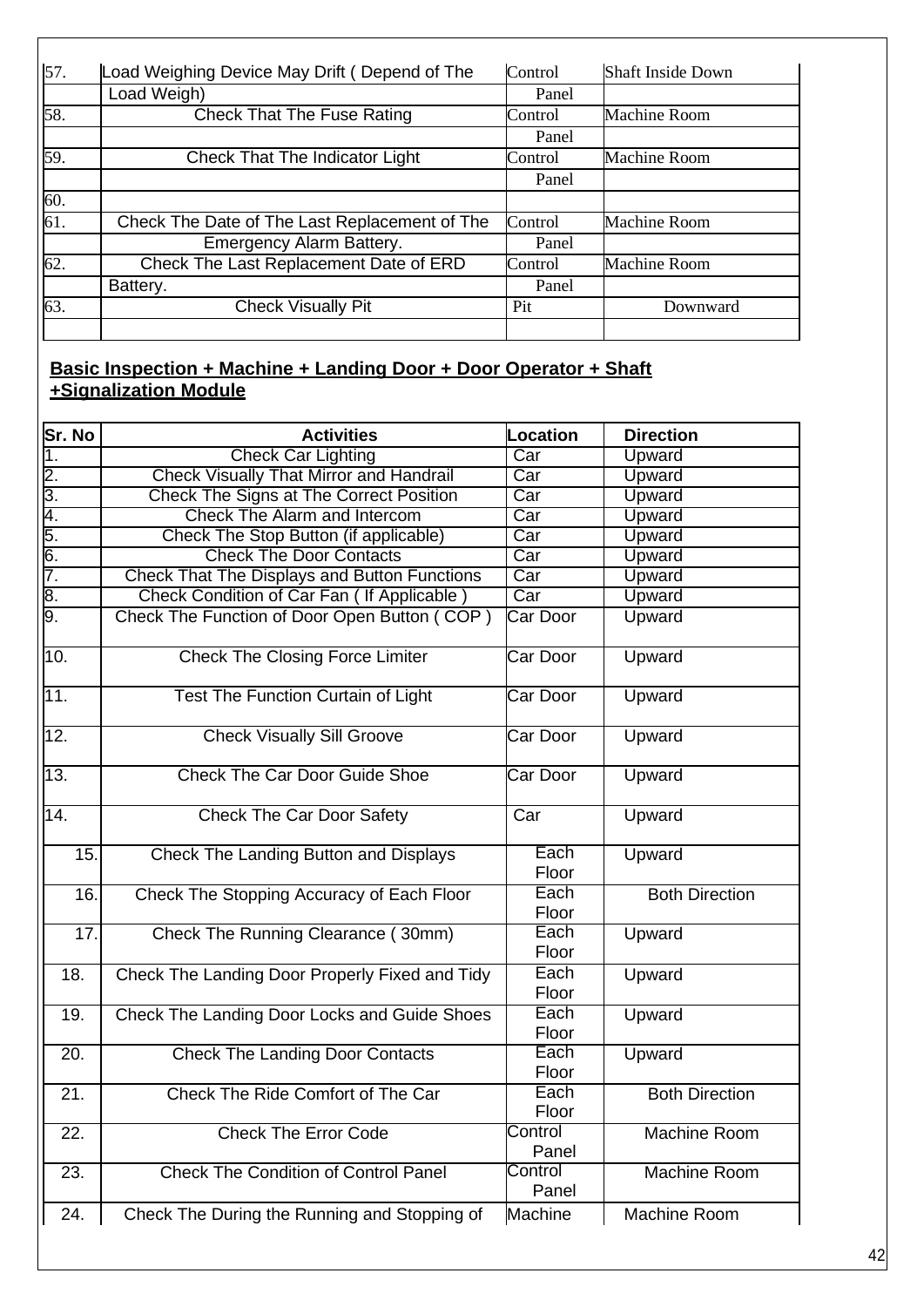| | | | |
|---|---|---|---|
| 57. | Load Weighing Device May Drift ( Depend of The Load Weigh) | Control Panel | Shaft Inside Down |
| 58. | Check That The Fuse Rating | Control Panel | Machine Room |
| 59. | Check That The Indicator Light | Control Panel | Machine Room |
| 60. | | | |
| 61. | Check The Date of The Last Replacement of The Emergency Alarm Battery. | Control Panel | Machine Room |
| 62. | Check The Last Replacement Date of ERD Battery. | Control Panel | Machine Room |
| 63. | Check Visually Pit | Pit | Downward |

**Basic Inspection + Machine + Landing Door + Door Operator + Shaft +Signalization Module**

| Sr. No | Activities | Location | Direction |
|---|---|---|---|
| 1. | Check Car Lighting | Car | Upward |
| 2. | Check Visually That Mirror and Handrail | Car | Upward |
| 3. | Check The Signs at The Correct Position | Car | Upward |
| 4. | Check The Alarm and Intercom | Car | Upward |
| 5. | Check The Stop Button (if applicable) | Car | Upward |
| 6. | Check The Door Contacts | Car | Upward |
| 7. | Check That The Displays and Button Functions | Car | Upward |
| 8. | Check Condition of Car Fan ( If Applicable ) | Car | Upward |
| 9. | Check The Function of Door Open Button ( COP ) | Car Door | Upward |
| 10. | Check The Closing Force Limiter | Car Door | Upward |
| 11. | Test The Function Curtain of Light | Car Door | Upward |
| 12. | Check Visually Sill Groove | Car Door | Upward |
| 13. | Check The Car Door Guide Shoe | Car Door | Upward |
| 14. | Check The Car Door Safety | Car | Upward |
| 15. | Check The Landing Button and Displays | Each Floor | Upward |
| 16. | Check The Stopping Accuracy of Each Floor | Each Floor | Both Direction |
| 17. | Check The Running Clearance ( 30mm) | Each Floor | Upward |
| 18. | Check The Landing Door Properly Fixed and Tidy | Each Floor | Upward |
| 19. | Check The Landing Door Locks and Guide Shoes | Each Floor | Upward |
| 20. | Check The Landing Door Contacts | Each Floor | Upward |
| 21. | Check The Ride Comfort of The Car | Each Floor | Both Direction |
| 22. | Check The Error Code | Control Panel | Machine Room |
| 23. | Check The Condition of Control Panel | Control Panel | Machine Room |
| 24. | Check The During the Running and Stopping of | Machine | Machine Room |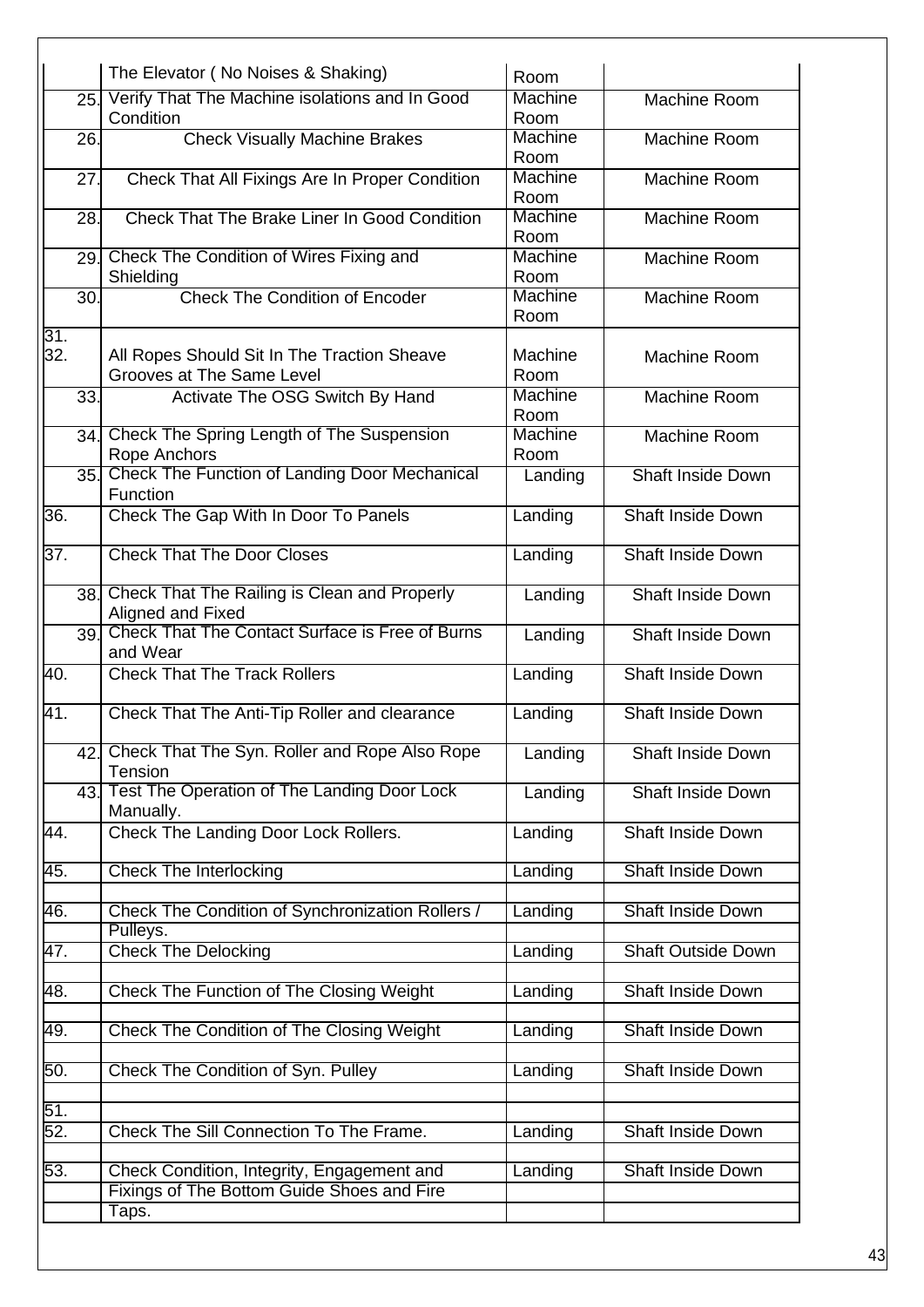| | | | |
|---|---|---|---|
| | The Elevator ( No Noises & Shaking) | Room | |
| 25. | Verify That The Machine isolations and In Good Condition | Machine Room | Machine Room |
| 26. | Check Visually Machine Brakes | Machine Room | Machine Room |
| 27. | Check That All Fixings Are In Proper Condition | Machine Room | Machine Room |
| 28. | Check That The Brake Liner In Good Condition | Machine Room | Machine Room |
| 29. | Check The Condition of Wires Fixing and Shielding | Machine Room | Machine Room |
| 30. | Check The Condition of Encoder | Machine Room | Machine Room |
| 31. 32. | All Ropes Should Sit In The Traction Sheave Grooves at The Same Level | Machine Room | Machine Room |
| 33. | Activate The OSG Switch By Hand | Machine Room | Machine Room |
| 34. | Check The Spring Length of The Suspension Rope Anchors | Machine Room | Machine Room |
| 35. | Check The Function of Landing Door Mechanical Function | Landing | Shaft Inside Down |
| 36. | Check The Gap With In Door To Panels | Landing | Shaft Inside Down |
| 37. | Check That The Door Closes | Landing | Shaft Inside Down |
| 38. | Check That The Railing is Clean and Properly Aligned and Fixed | Landing | Shaft Inside Down |
| 39. | Check That The Contact Surface is Free of Burns and Wear | Landing | Shaft Inside Down |
| 40. | Check That The Track Rollers | Landing | Shaft Inside Down |
| 41. | Check That The Anti-Tip Roller and clearance | Landing | Shaft Inside Down |
| 42. | Check That The Syn. Roller and Rope Also Rope Tension | Landing | Shaft Inside Down |
| 43. | Test The Operation of The Landing Door Lock Manually. | Landing | Shaft Inside Down |
| 44. | Check The Landing Door Lock Rollers. | Landing | Shaft Inside Down |
| 45. | Check The Interlocking | Landing | Shaft Inside Down |
| 46. | Check The Condition of Synchronization Rollers / Pulleys. | Landing | Shaft Inside Down |
| 47. | Check The Delocking | Landing | Shaft Outside Down |
| 48. | Check The Function of The Closing Weight | Landing | Shaft Inside Down |
| 49. | Check The Condition of The Closing Weight | Landing | Shaft Inside Down |
| 50. | Check The Condition of Syn. Pulley | Landing | Shaft Inside Down |
| 51. | | | |
| 52. | Check The Sill Connection To The Frame. | Landing | Shaft Inside Down |
| 53. | Check Condition, Integrity, Engagement and Fixings of The Bottom Guide Shoes and Fire Taps. | Landing | Shaft Inside Down |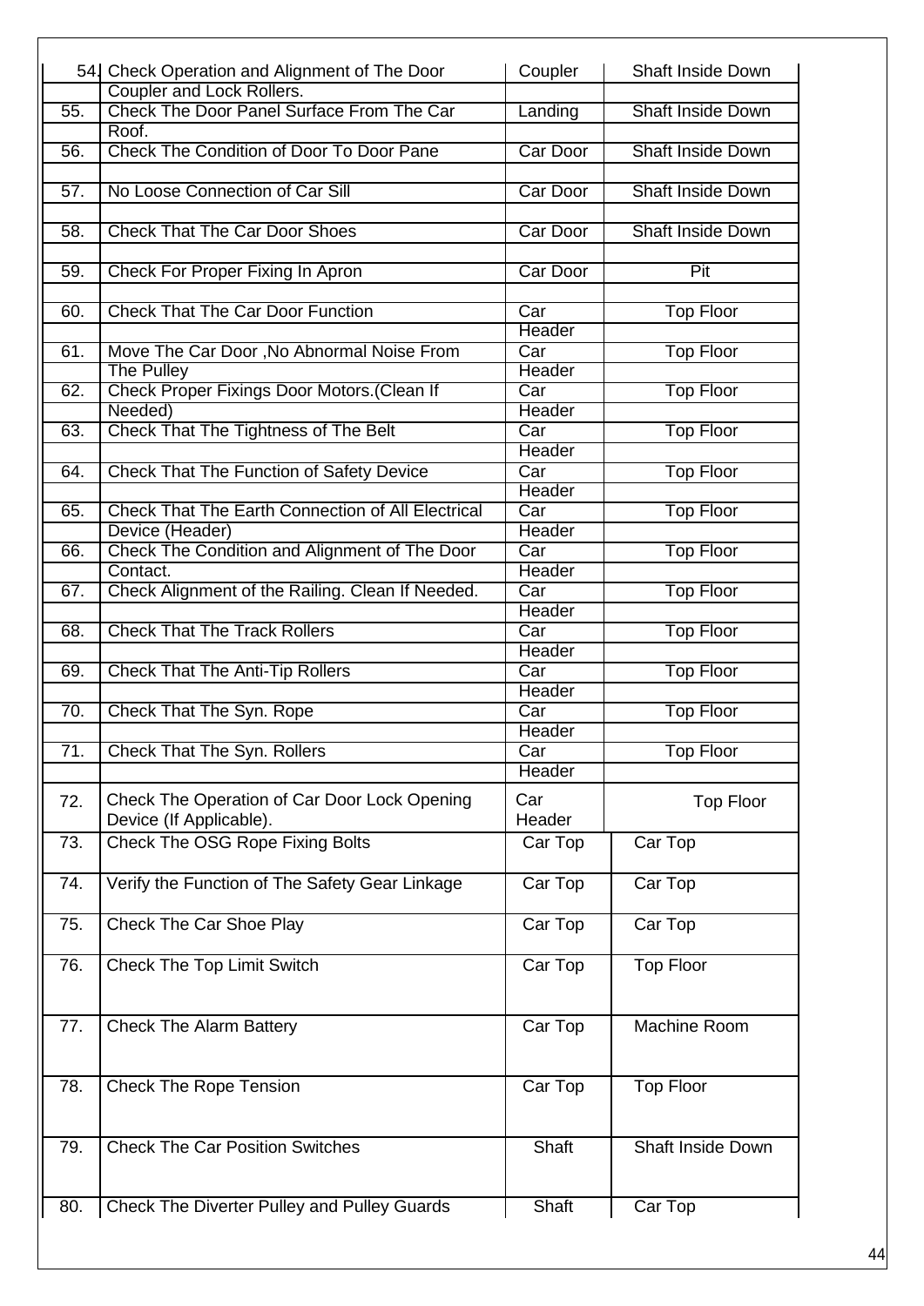| | | | |
|---|---|---|---|
| 54. | Check Operation and Alignment of The Door Coupler and Lock Rollers. | Coupler | Shaft Inside Down |
| 55. | Check The Door Panel Surface From The Car Roof. | Landing | Shaft Inside Down |
| 56. | Check The Condition of Door To Door Pane | Car Door | Shaft Inside Down |
| 57. | No Loose Connection of Car Sill | Car Door | Shaft Inside Down |
| 58. | Check That The Car Door Shoes | Car Door | Shaft Inside Down |
| 59. | Check For Proper Fixing In Apron | Car Door | Pit |
| 60. | Check That The Car Door Function | Car Header | Top Floor |
| 61. | Move The Car Door ,No Abnormal Noise From The Pulley | Car Header | Top Floor |
| 62. | Check Proper Fixings Door Motors.(Clean If Needed) | Car Header | Top Floor |
| 63. | Check That The Tightness of The Belt | Car Header | Top Floor |
| 64. | Check That The Function of Safety Device | Car Header | Top Floor |
| 65. | Check That The Earth Connection of All Electrical Device (Header) | Car Header | Top Floor |
| 66. | Check The Condition and Alignment of The Door Contact. | Car Header | Top Floor |
| 67. | Check Alignment of the Railing. Clean If Needed. | Car Header | Top Floor |
| 68. | Check That The Track Rollers | Car Header | Top Floor |
| 69. | Check That The Anti-Tip Rollers | Car Header | Top Floor |
| 70. | Check That The Syn. Rope | Car Header | Top Floor |
| 71. | Check That The Syn. Rollers | Car Header | Top Floor |
| 72. | Check The Operation of Car Door Lock Opening Device (If Applicable). | Car Header | Top Floor |
| 73. | Check The OSG Rope Fixing Bolts | Car Top | Car Top |
| 74. | Verify the Function of The Safety Gear Linkage | Car Top | Car Top |
| 75. | Check The Car Shoe Play | Car Top | Car Top |
| 76. | Check The Top Limit Switch | Car Top | Top Floor |
| 77. | Check The Alarm Battery | Car Top | Machine Room |
| 78. | Check The Rope Tension | Car Top | Top Floor |
| 79. | Check The Car Position Switches | Shaft | Shaft Inside Down |
| 80. | Check The Diverter Pulley and Pulley Guards | Shaft | Car Top |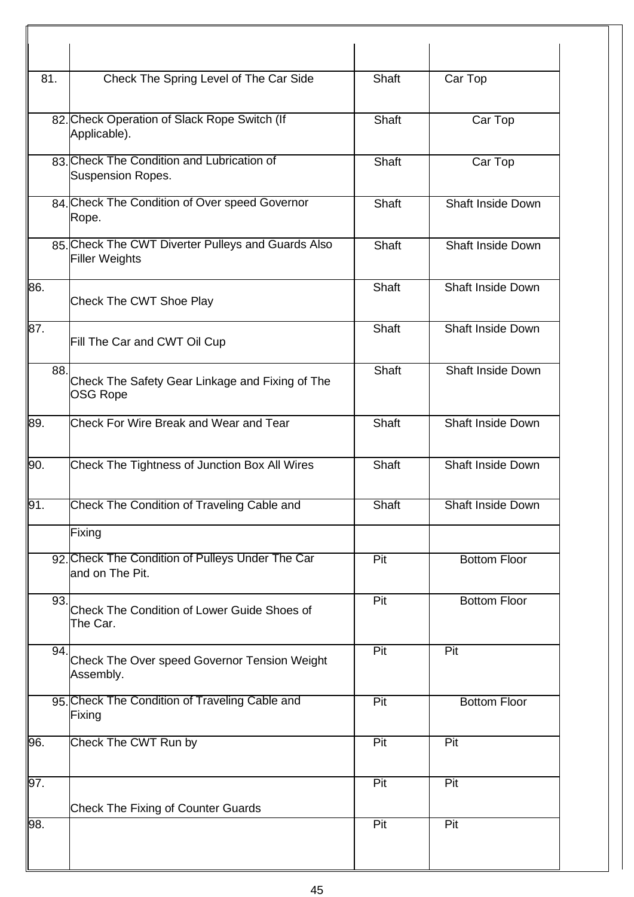| | | | |
|---|---|---|---|
| 81. | Check The Spring Level of The Car Side | Shaft | Car Top |
| 82. | Check Operation of Slack Rope Switch (If Applicable). | Shaft | Car Top |
| 83. | Check The Condition and Lubrication of Suspension Ropes. | Shaft | Car Top |
| 84. | Check The Condition of Over speed Governor Rope. | Shaft | Shaft Inside Down |
| 85. | Check The CWT Diverter Pulleys and Guards Also Filler Weights | Shaft | Shaft Inside Down |
| 86. | Check The CWT Shoe Play | Shaft | Shaft Inside Down |
| 87. | Fill The Car and CWT Oil Cup | Shaft | Shaft Inside Down |
| 88. | Check The Safety Gear Linkage and Fixing of The OSG Rope | Shaft | Shaft Inside Down |
| 89. | Check For Wire Break and Wear and Tear | Shaft | Shaft Inside Down |
| 90. | Check The Tightness of Junction Box All Wires | Shaft | Shaft Inside Down |
| 91. | Check The Condition of Traveling Cable and | Shaft | Shaft Inside Down |
| | Fixing | | |
| 92. | Check The Condition of Pulleys Under The Car and on The Pit. | Pit | Bottom Floor |
| 93. | Check The Condition of Lower Guide Shoes of The Car. | Pit | Bottom Floor |
| 94. | Check The Over speed Governor Tension Weight Assembly. | Pit | Pit |
| 95. | Check The Condition of Traveling Cable and Fixing | Pit | Bottom Floor |
| 96. | Check The CWT Run by | Pit | Pit |
| 97. | Check The Fixing of Counter Guards | Pit | Pit |
| 98. | | Pit | Pit |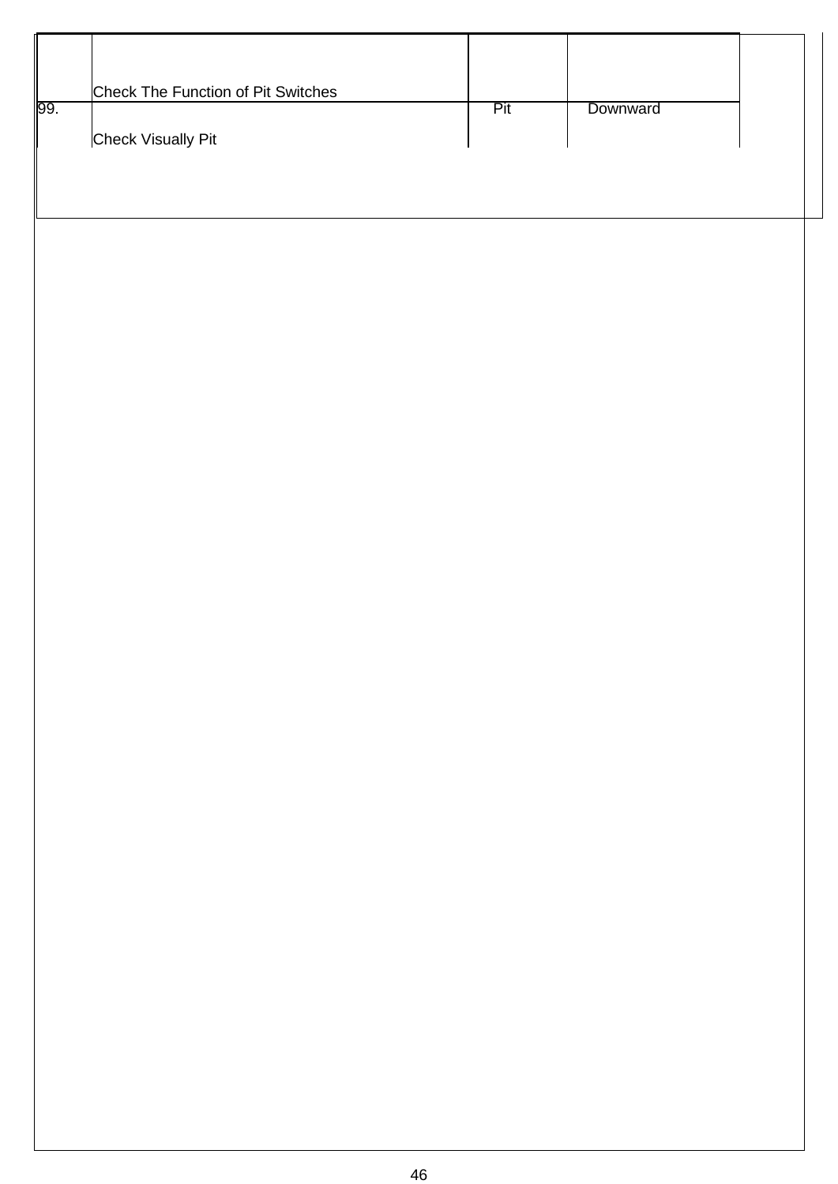| 99. | Check The Function of Pit Switches<br><br>Check Visually Pit | Pit | Downward | |
|---|---|---|---|---|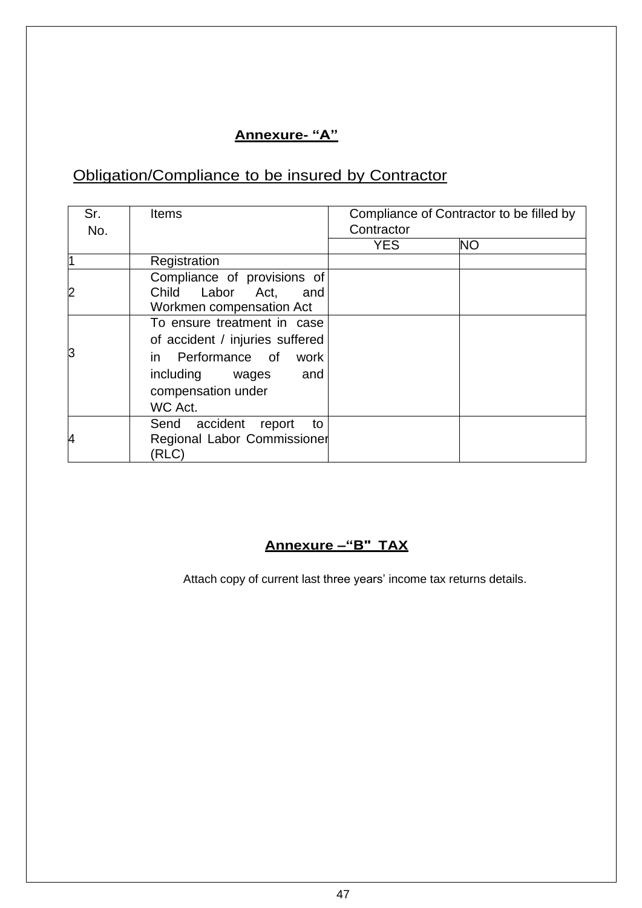## **Annexure- “A”**

Obligation/Compliance to be insured by Contractor

| Sr. No. | Items | Compliance of Contractor to be filled by Contractor | |
|---|---|---|---|
| | | YES | NO |
| 1 | Registration | | |
| 2 | Compliance of provisions of Child Labor Act, and Workmen compensation Act | | |
| 3 | To ensure treatment in case of accident / injuries suffered in Performance of work including wages and compensation under WC Act. | | |
| 4 | Send accident report to Regional Labor Commissioner (RLC) | | |

## **Annexure –“B" TAX**

Attach copy of current last three years’ income tax returns details.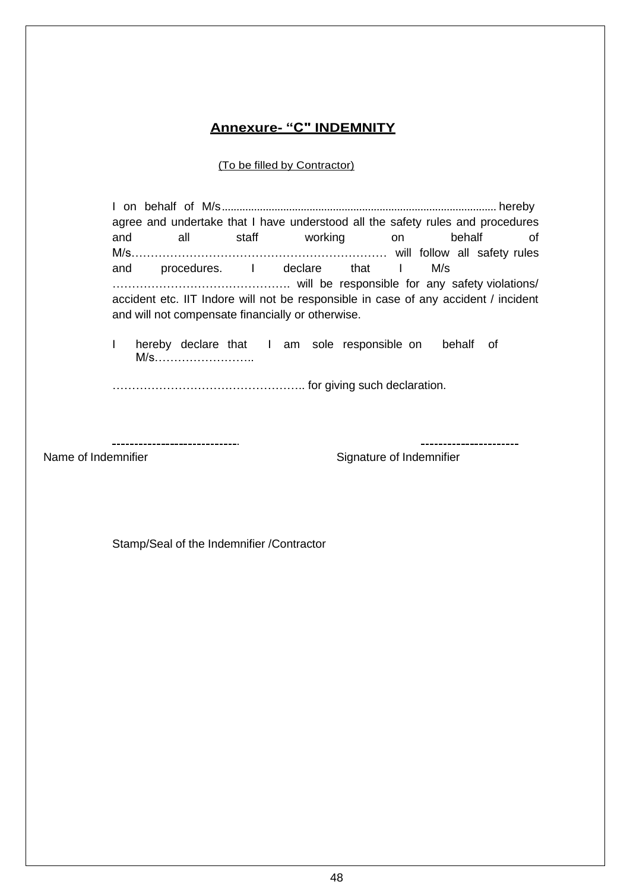## Annexure- “C" INDEMNITY

(To be filled by Contractor)

I on behalf of M/s............................................................................................ hereby agree and undertake that I have understood all the safety rules and procedures and all staff working on behalf of M/s………………………………………………………… will follow all safety rules and procedures. I declare that I M/s ………………….……………………. will be responsible for any safety violations/ accident etc. IIT Indore will not be responsible in case of any accident / incident and will not compensate financially or otherwise.

I hereby declare that I am sole responsible on behalf of M/s……………………..

…………………….…………………….. for giving such declaration.

---------------------------- ---------------------

Name of Indemnifier Signature of Indemnifier

Stamp/Seal of the Indemnifier /Contractor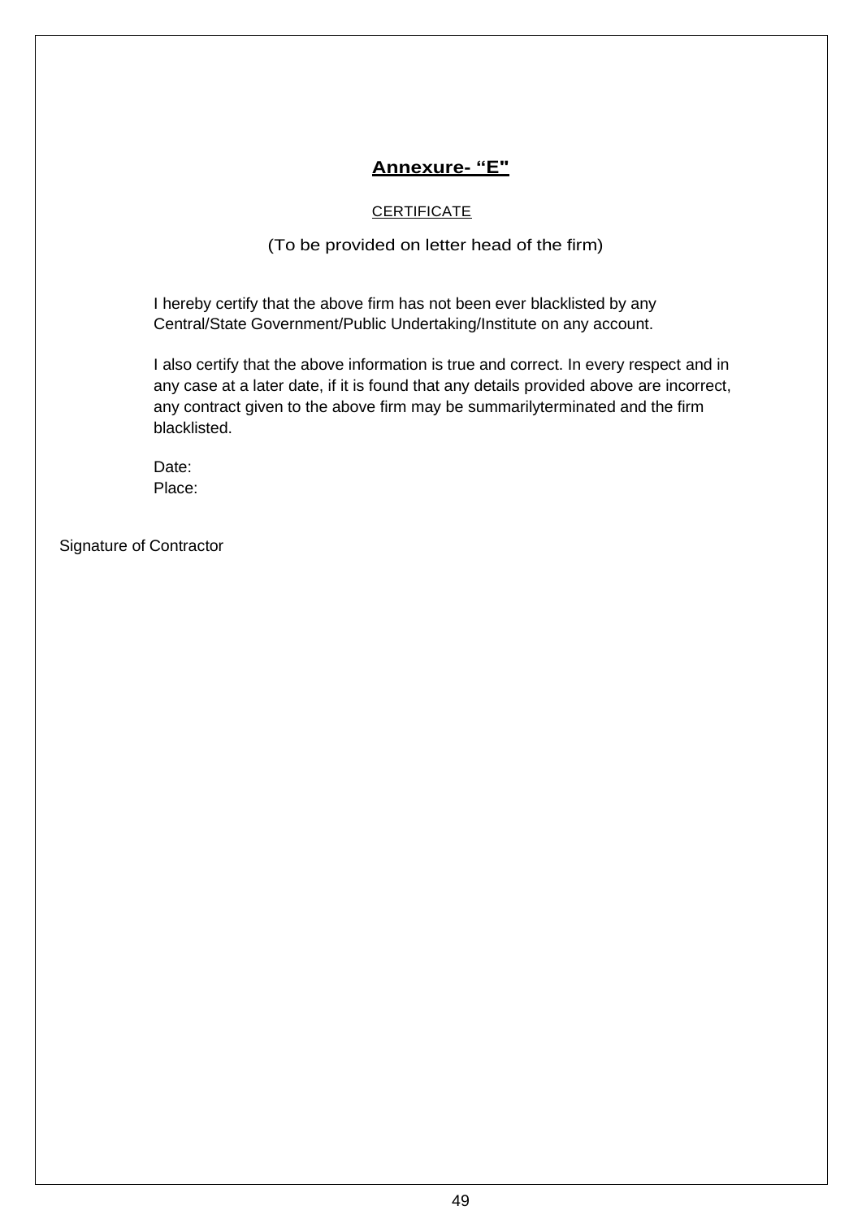## Annexure- “E"

CERTIFICATE

(To be provided on letter head of the firm)

I hereby certify that the above firm has not been ever blacklisted by any Central/State Government/Public Undertaking/Institute on any account.

I also certify that the above information is true and correct. In every respect and in any case at a later date, if it is found that any details provided above are incorrect, any contract given to the above firm may be summarilyterminated and the firm blacklisted.

Date:
Place:

Signature of Contractor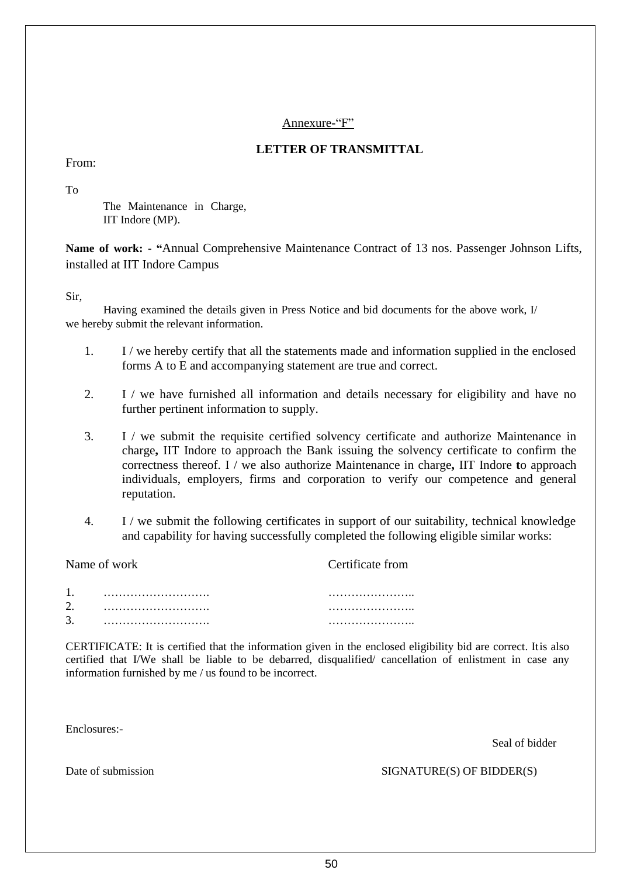Annexure-"F"

**LETTER OF TRANSMITTAL**

From:

To

The Maintenance in Charge,
IIT Indore (MP).

**Name of work: - "**Annual Comprehensive Maintenance Contract of 13 nos. Passenger Johnson Lifts, installed at IIT Indore Campus

Sir,

Having examined the details given in Press Notice and bid documents for the above work, I/ we hereby submit the relevant information.

1. I / we hereby certify that all the statements made and information supplied in the enclosed forms A to E and accompanying statement are true and correct.

2. I / we have furnished all information and details necessary for eligibility and have no further pertinent information to supply.

3. I / we submit the requisite certified solvency certificate and authorize Maintenance in charge**,** IIT Indore to approach the Bank issuing the solvency certificate to confirm the correctness thereof. I / we also authorize Maintenance in charge**,** IIT Indore **t**o approach individuals, employers, firms and corporation to verify our competence and general reputation.

4. I / we submit the following certificates in support of our suitability, technical knowledge and capability for having successfully completed the following eligible similar works:

| Name of work | Certificate from |
|---|---|
| 1. ………………………. | ………………….. |
| 2. ………………………. | ………………….. |
| 3. ………………………. | ………………….. |

CERTIFICATE: It is certified that the information given in the enclosed eligibility bid are correct. Itis also certified that I/We shall be liable to be debarred, disqualified/ cancellation of enlistment in case any information furnished by me / us found to be incorrect.

Enclosures:-

Seal of bidder

Date of submission

SIGNATURE(S) OF BIDDER(S)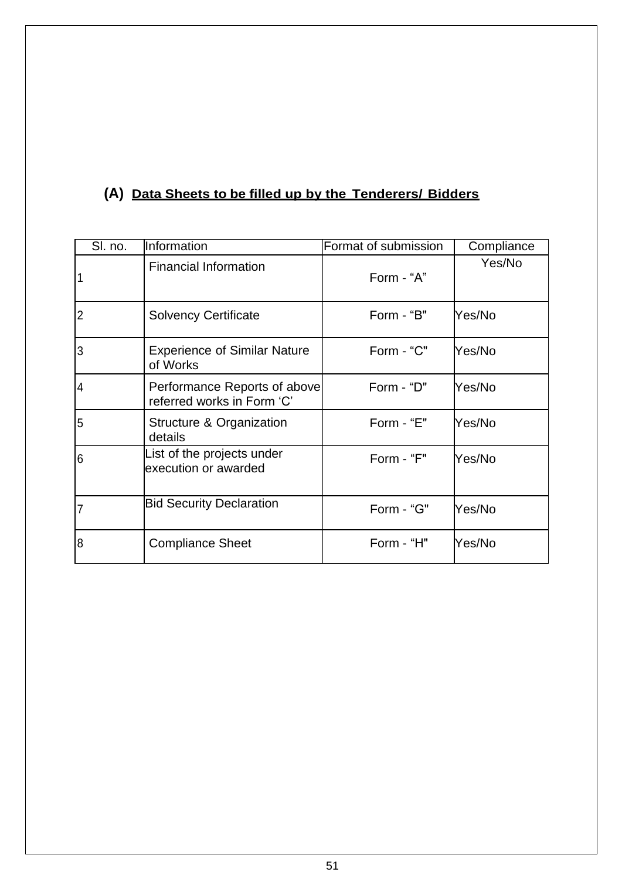## (A) Data Sheets to be filled up by the Tenderers/ Bidders

| Sl. no. | Information | Format of submission | Compliance |
|---|---|---|---|
| 1 | Financial Information | Form - “A” | Yes/No |
| 2 | Solvency Certificate | Form - “B" | Yes/No |
| 3 | Experience of Similar Nature of Works | Form - “C" | Yes/No |
| 4 | Performance Reports of above referred works in Form ‘C’ | Form - “D" | Yes/No |
| 5 | Structure & Organization details | Form - “E" | Yes/No |
| 6 | List of the projects under execution or awarded | Form - “F" | Yes/No |
| 7 | Bid Security Declaration | Form - “G" | Yes/No |
| 8 | Compliance Sheet | Form - “H" | Yes/No |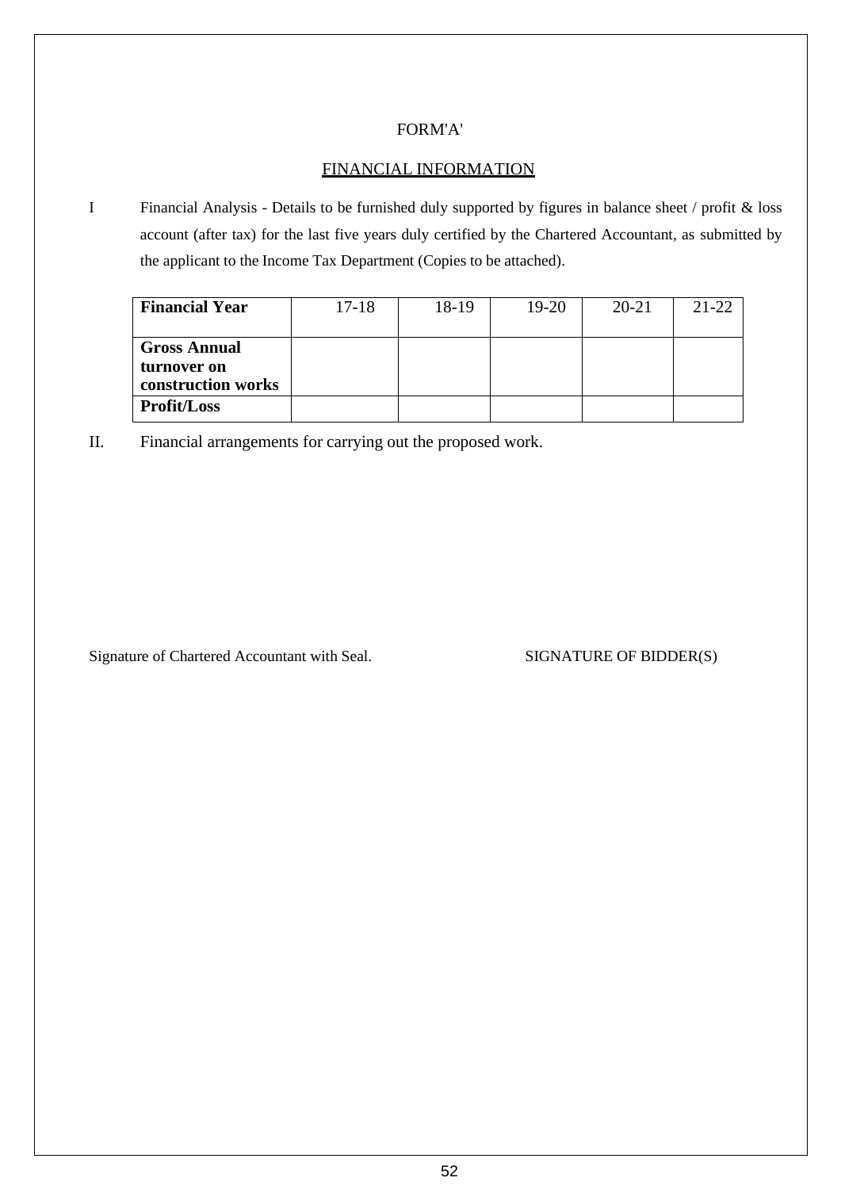FORM'A'

FINANCIAL INFORMATION

I Financial Analysis - Details to be furnished duly supported by figures in balance sheet / profit & loss account (after tax) for the last five years duly certified by the Chartered Accountant, as submitted by the applicant to the Income Tax Department (Copies to be attached).

| **Financial Year** | 17-18 | 18-19 | 19-20 | 20-21 | 21-22 |
|---|---|---|---|---|---|
| **Gross Annual turnover on construction works** | | | | | |
| **Profit/Loss** | | | | | |

II. Financial arrangements for carrying out the proposed work.

Signature of Chartered Accountant with Seal.

SIGNATURE OF BIDDER(S)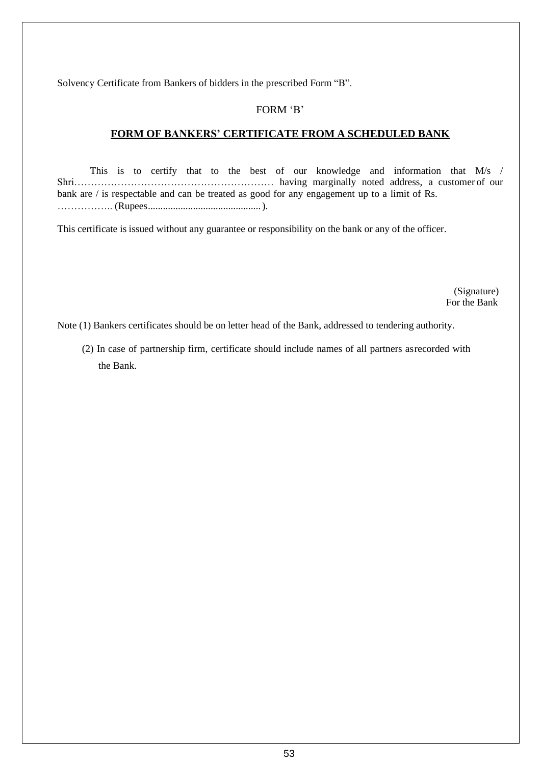Solvency Certificate from Bankers of bidders in the prescribed Form "B".

FORM 'B'

## FORM OF BANKERS' CERTIFICATE FROM A SCHEDULED BANK

This is to certify that to the best of our knowledge and information that M/s / Shri…………………………………………………… having marginally noted address, a customer of our bank are / is respectable and can be treated as good for any engagement up to a limit of Rs. …………….. (Rupees............................................).

This certificate is issued without any guarantee or responsibility on the bank or any of the officer.

(Signature)
For the Bank

Note (1) Bankers certificates should be on letter head of the Bank, addressed to tendering authority.

(2) In case of partnership firm, certificate should include names of all partners as recorded with the Bank.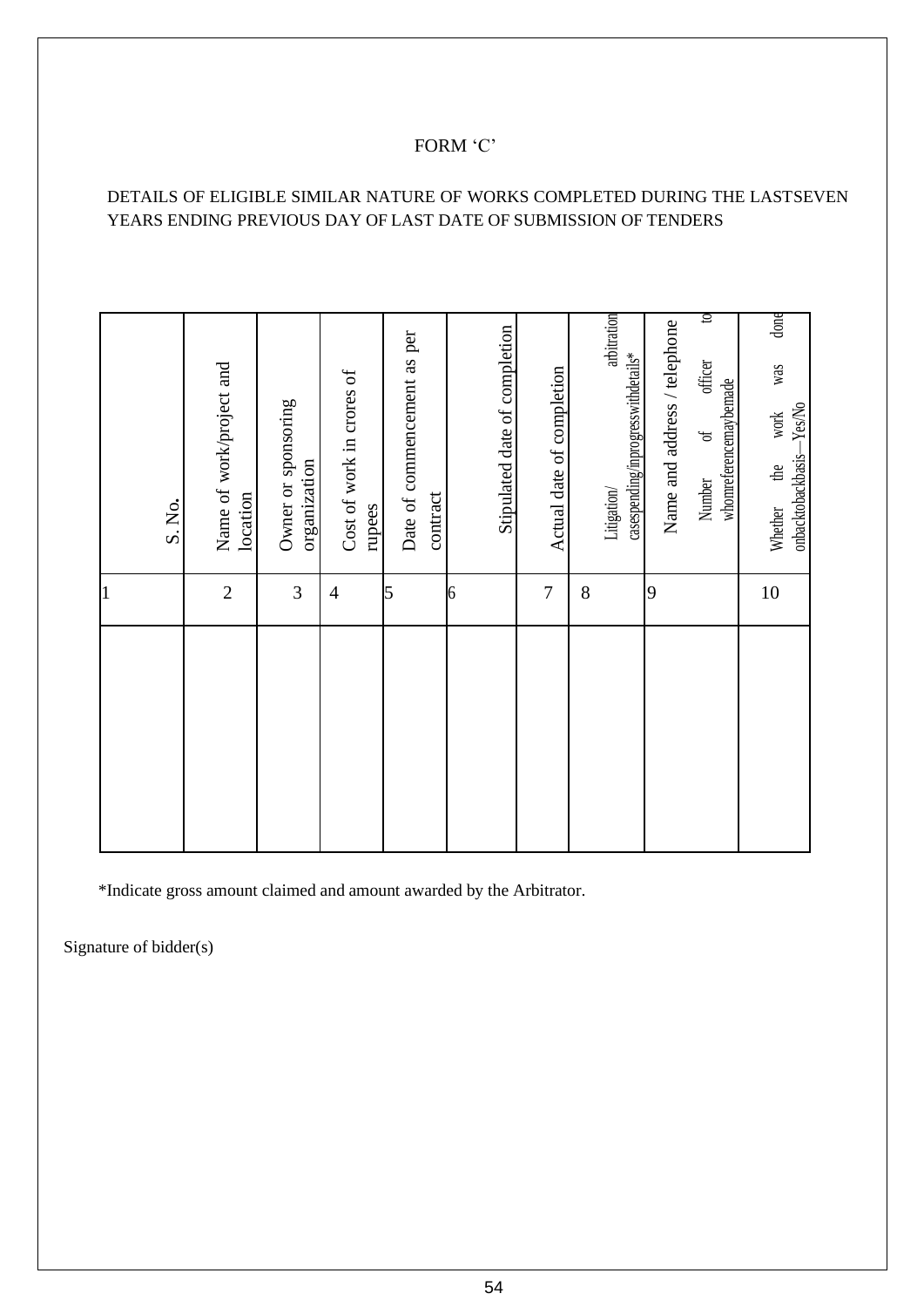# FORM 'C'

DETAILS OF ELIGIBLE SIMILAR NATURE OF WORKS COMPLETED DURING THE LASTSEVEN YEARS ENDING PREVIOUS DAY OF LAST DATE OF SUBMISSION OF TENDERS

| S. No. | Name of work/project and location | Owner or sponsoring organization | Cost of work in crores of rupees | Date of commencement as per contract | Stipulated date of completion | Actual date of completion | Litigation/ arbitration casespending/inprogresswithdetails* | Name and address / telephone Number of officer to whomreferencemaybemade | Whether the work was done onbacktobackbasis—Yes/No |
|---|---|---|---|---|---|---|---|---|---|
| 1 | 2 | 3 | 4 | 5 | 6 | 7 | 8 | 9 | 10 |
| | | | | | | | | | |

*Indicate gross amount claimed and amount awarded by the Arbitrator.

Signature of bidder(s)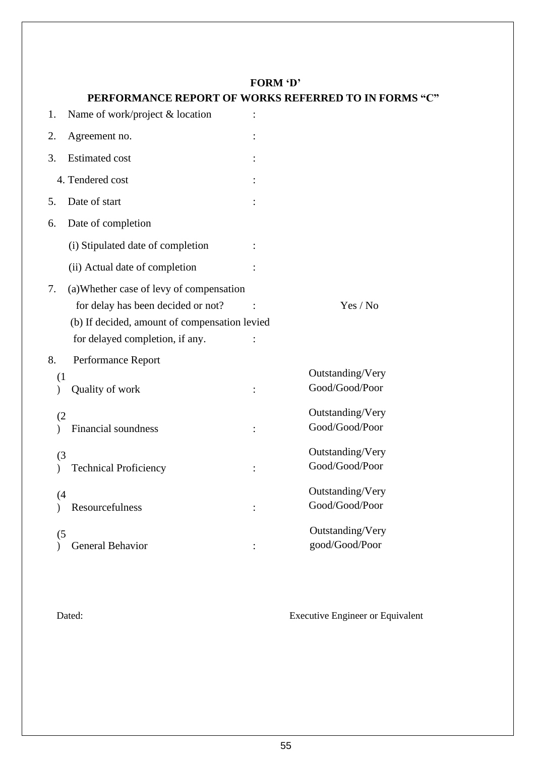# FORM 'D'

## PERFORMANCE REPORT OF WORKS REFERRED TO IN FORMS "C"

1. Name of work/project & location :
2. Agreement no. :
3. Estimated cost :
4. Tendered cost :
5. Date of start :
6. Date of completion

   (i) Stipulated date of completion :

   (ii) Actual date of completion :

7. (a)Whether case of levy of compensation for delay has been decided or not? : Yes / No

   (b) If decided, amount of compensation levied for delayed completion, if any. :

8. Performance Report

| | | | |
|---|---|---|---|
| (1) | Quality of work | : | Outstanding/Very Good/Good/Poor |
| (2) | Financial soundness | : | Outstanding/Very Good/Good/Poor |
| (3) | Technical Proficiency | : | Outstanding/Very Good/Good/Poor |
| (4) | Resourcefulness | : | Outstanding/Very Good/Good/Poor |
| (5) | General Behavior | : | Outstanding/Very good/Good/Poor |

Dated: Executive Engineer or Equivalent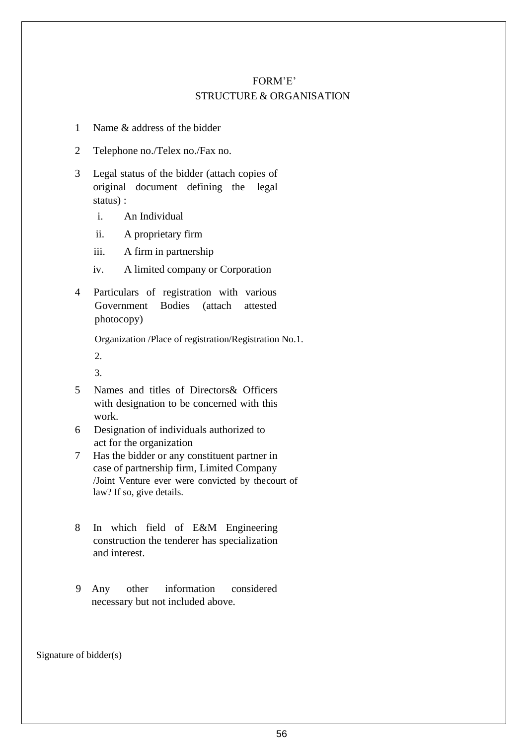# FORM'E'

## STRUCTURE & ORGANISATION

1. Name & address of the bidder
2. Telephone no./Telex no./Fax no.
3. Legal status of the bidder (attach copies of original document defining the legal status) :
   - i. An Individual
   - ii. A proprietary firm
   - iii. A firm in partnership
   - iv. A limited company or Corporation
4. Particulars of registration with various Government Bodies (attach attested photocopy)

   Organization /Place of registration/Registration No.1.

   2.

   3.
5. Names and titles of Directors& Officers with designation to be concerned with this work.
6. Designation of individuals authorized to act for the organization
7. Has the bidder or any constituent partner in case of partnership firm, Limited Company /Joint Venture ever were convicted by thecourt of law? If so, give details.
8. In which field of E&M Engineering construction the tenderer has specialization and interest.
9. Any other information considered necessary but not included above.

Signature of bidder(s)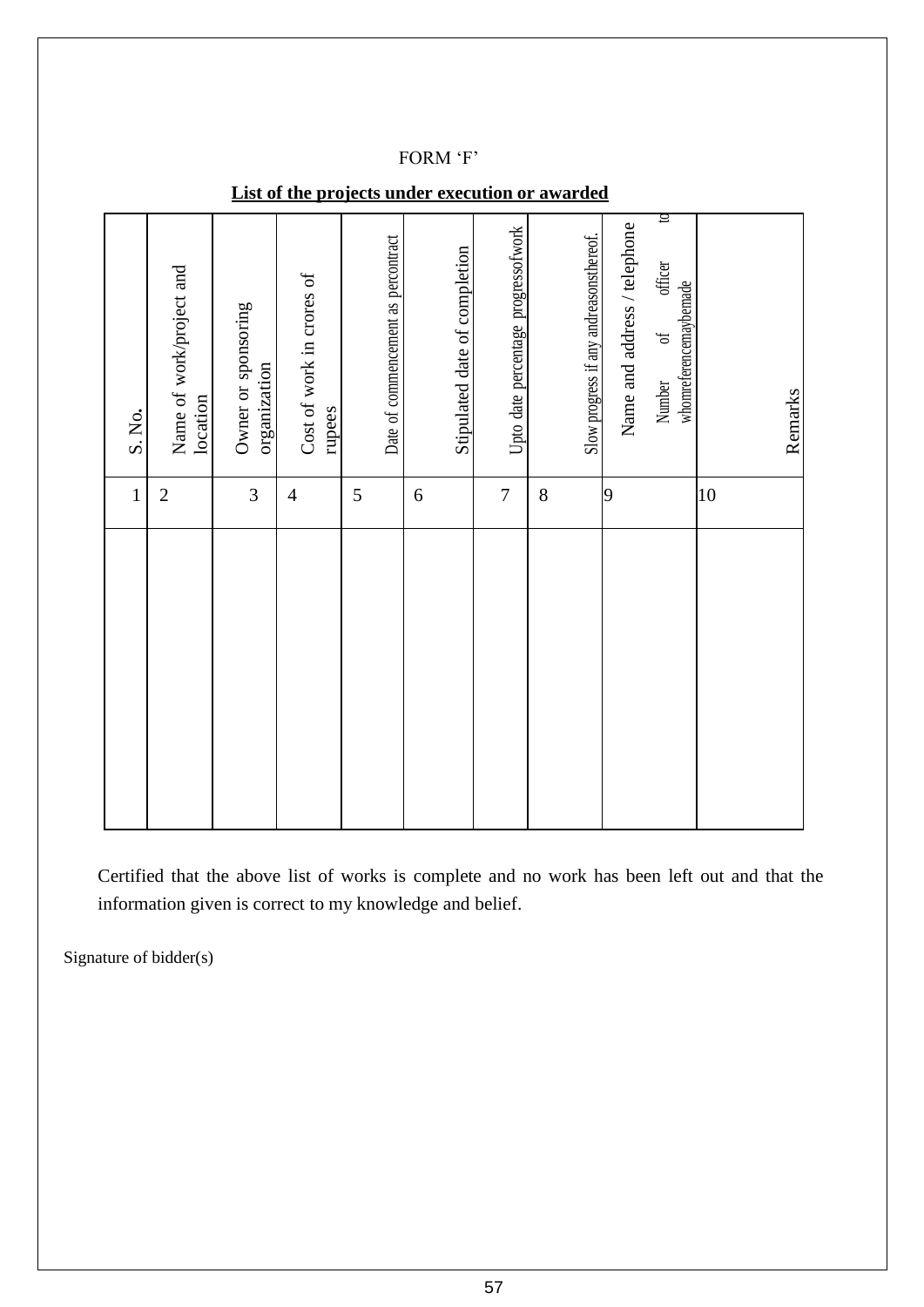FORM 'F'

**List of the projects under execution or awarded**

| S. No. | Name of work/project and location | Owner or sponsoring organization | Cost of work in crores of rupees | Date of commencement as per contract | Stipulated date of completion | Upto date percentage progress of work | Slow progress if any and reasons thereof. | Name and address / telephone Number of officer to whom reference may be made | Remarks |
|---|---|---|---|---|---|---|---|---|---|
| 1 | 2 | 3 | 4 | 5 | 6 | 7 | 8 | 9 | 10 |
| | | | | | | | | | |

Certified that the above list of works is complete and no work has been left out and that the information given is correct to my knowledge and belief.

Signature of bidder(s)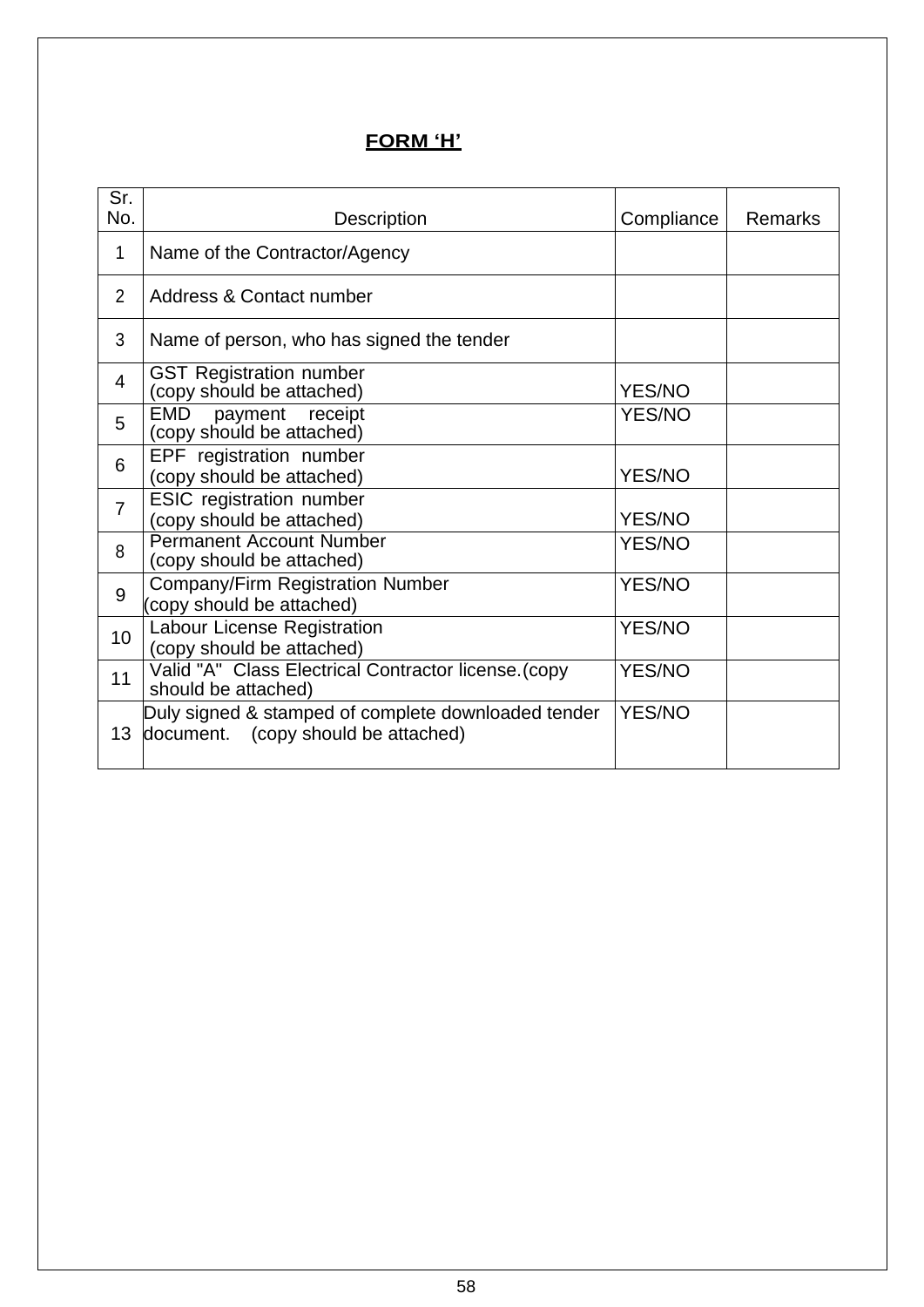**FORM 'H'**

| Sr. No. | Description | Compliance | Remarks |
|---|---|---|---|
| 1 | Name of the Contractor/Agency | | |
| 2 | Address & Contact number | | |
| 3 | Name of person, who has signed the tender | | |
| 4 | GST Registration number (copy should be attached) | YES/NO | |
| 5 | EMD payment receipt (copy should be attached) | YES/NO | |
| 6 | EPF registration number (copy should be attached) | YES/NO | |
| 7 | ESIC registration number (copy should be attached) | YES/NO | |
| 8 | Permanent Account Number (copy should be attached) | YES/NO | |
| 9 | Company/Firm Registration Number (copy should be attached) | YES/NO | |
| 10 | Labour License Registration (copy should be attached) | YES/NO | |
| 11 | Valid "A" Class Electrical Contractor license.(copy should be attached) | YES/NO | |
| 13 | Duly signed & stamped of complete downloaded tender document. (copy should be attached) | YES/NO | |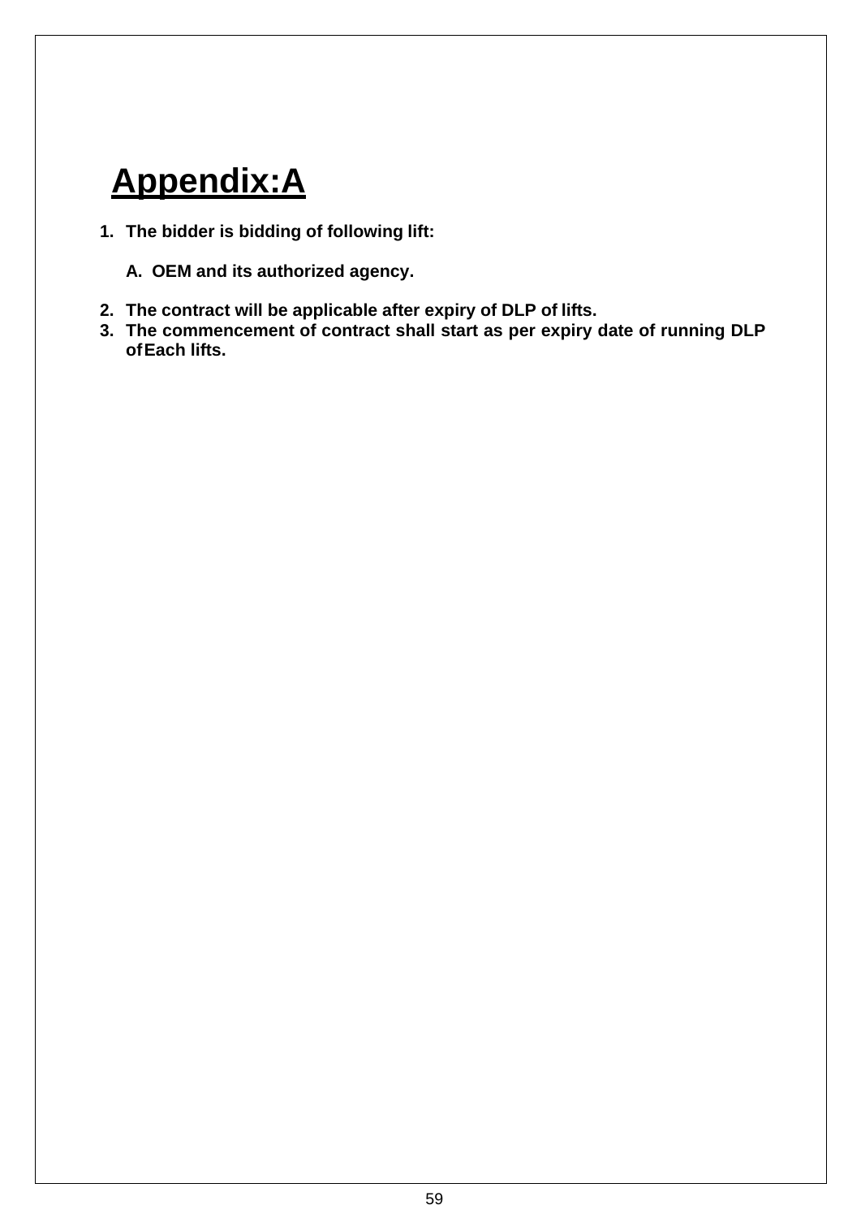# Appendix:A

1. **The bidder is bidding of following lift:**

   A. **OEM and its authorized agency.**

2. **The contract will be applicable after expiry of DLP of lifts.**
3. **The commencement of contract shall start as per expiry date of running DLP of Each lifts.**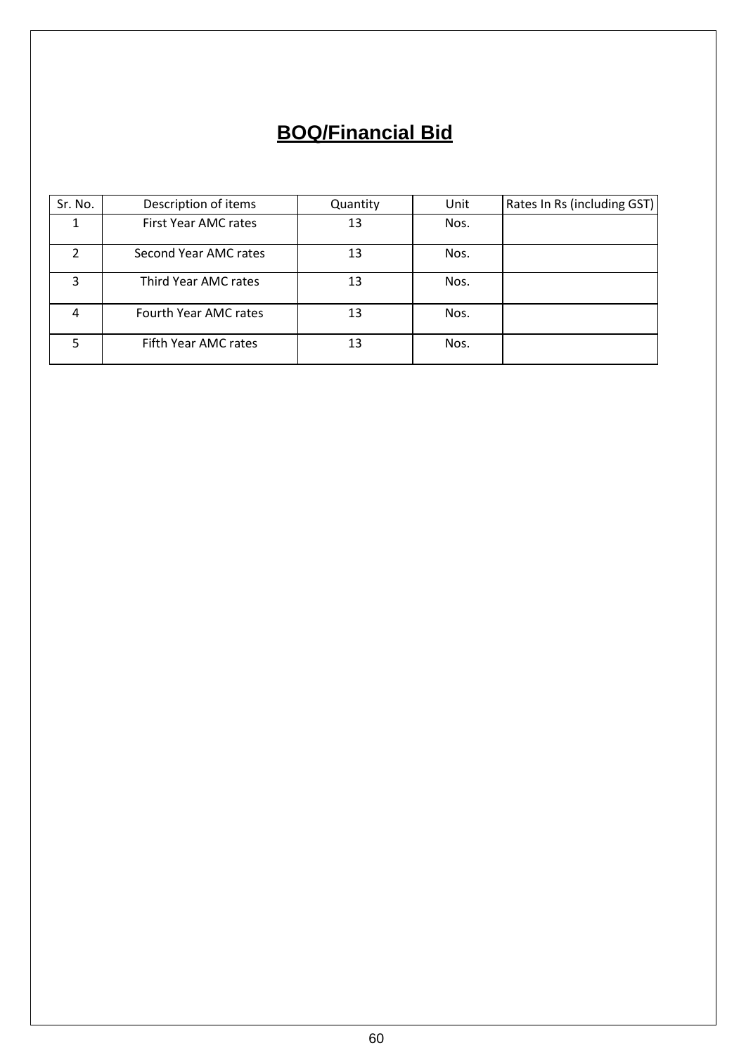# BOQ/Financial Bid

| Sr. No. | Description of items | Quantity | Unit | Rates In Rs (including GST) |
|---|---|---|---|---|
| 1 | First Year AMC rates | 13 | Nos. | |
| 2 | Second Year AMC rates | 13 | Nos. | |
| 3 | Third Year AMC rates | 13 | Nos. | |
| 4 | Fourth Year AMC rates | 13 | Nos. | |
| 5 | Fifth Year AMC rates | 13 | Nos. | |